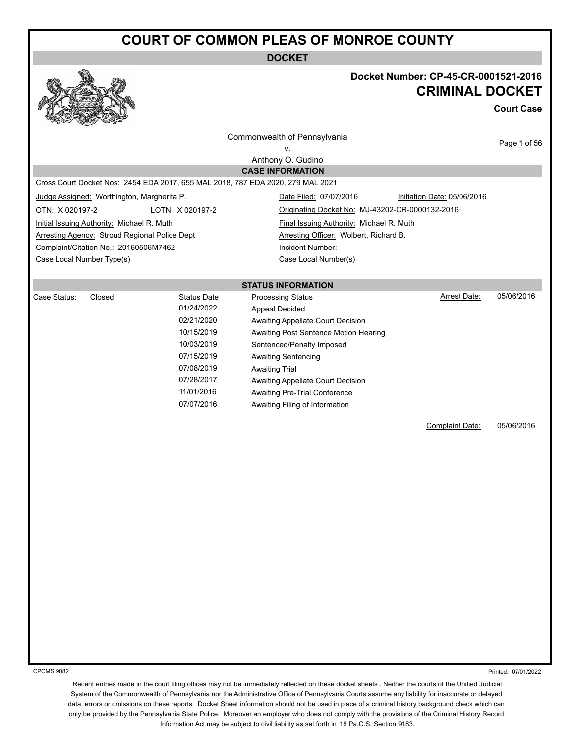# COURT OF COMMON PLEAS OF MONROE COUNTY

## DOCKET

**Docket Number: CP-45-CR-0001521-2016**

**CRIMINAL DOCKET**

**Court Case**

Commonwealth of Pennsylvania
v.
Anthony O. Gudino

### CASE INFORMATION

Cross Court Docket Nos: 2454 EDA 2017, 655 MAL 2018, 787 EDA 2020, 279 MAL 2021

| | | | |
|---|---|---|---|
| Judge Assigned: Worthington, Margherita P. | | Date Filed: 07/07/2016 | Initiation Date: 05/06/2016 |
| OTN: X 020197-2 | LOTN: X 020197-2 | Originating Docket No: MJ-43202-CR-0000132-2016 | |
| Initial Issuing Authority: Michael R. Muth | | Final Issuing Authority: Michael R. Muth | |
| Arresting Agency: Stroud Regional Police Dept | | Arresting Officer: Wolbert, Richard B. | |
| Complaint/Citation No.: 20160506M7462 | | Incident Number: | |
| Case Local Number Type(s) | | Case Local Number(s) | |

### STATUS INFORMATION

Case Status: Closed

Arrest Date: 05/06/2016

| Status Date | Processing Status |
|---|---|
| 01/24/2022 | Appeal Decided |
| 02/21/2020 | Awaiting Appellate Court Decision |
| 10/15/2019 | Awaiting Post Sentence Motion Hearing |
| 10/03/2019 | Sentenced/Penalty Imposed |
| 07/15/2019 | Awaiting Sentencing |
| 07/08/2019 | Awaiting Trial |
| 07/28/2017 | Awaiting Appellate Court Decision |
| 11/01/2016 | Awaiting Pre-Trial Conference |
| 07/07/2016 | Awaiting Filing of Information |

Complaint Date: 05/06/2016

CPCMS 9082

Printed: 07/01/2022

Recent entries made in the court filing offices may not be immediately reflected on these docket sheets . Neither the courts of the Unified Judicial System of the Commonwealth of Pennsylvania nor the Administrative Office of Pennsylvania Courts assume any liability for inaccurate or delayed data, errors or omissions on these reports. Docket Sheet information should not be used in place of a criminal history background check which can only be provided by the Pennsylvania State Police. Moreover an employer who does not comply with the provisions of the Criminal History Record Information Act may be subject to civil liability as set forth in 18 Pa.C.S. Section 9183.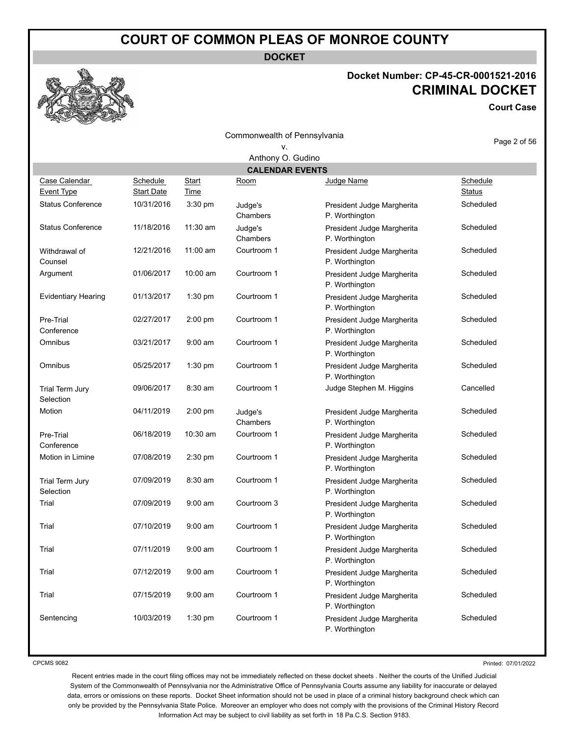# COURT OF COMMON PLEAS OF MONROE COUNTY

**DOCKET**

## Docket Number: CP-45-CR-0001521-2016

## CRIMINAL DOCKET

**Court Case**

Commonwealth of Pennsylvania
v.
Anthony O. Gudino

### CALENDAR EVENTS

| Case Calendar Event Type | Schedule Start Date | Start Time | Room | Judge Name | Schedule Status |
|---|---|---|---|---|---|
| Status Conference | 10/31/2016 | 3:30 pm | Judge's Chambers | President Judge Margherita P. Worthington | Scheduled |
| Status Conference | 11/18/2016 | 11:30 am | Judge's Chambers | President Judge Margherita P. Worthington | Scheduled |
| Withdrawal of Counsel | 12/21/2016 | 11:00 am | Courtroom 1 | President Judge Margherita P. Worthington | Scheduled |
| Argument | 01/06/2017 | 10:00 am | Courtroom 1 | President Judge Margherita P. Worthington | Scheduled |
| Evidentiary Hearing | 01/13/2017 | 1:30 pm | Courtroom 1 | President Judge Margherita P. Worthington | Scheduled |
| Pre-Trial Conference | 02/27/2017 | 2:00 pm | Courtroom 1 | President Judge Margherita P. Worthington | Scheduled |
| Omnibus | 03/21/2017 | 9:00 am | Courtroom 1 | President Judge Margherita P. Worthington | Scheduled |
| Omnibus | 05/25/2017 | 1:30 pm | Courtroom 1 | President Judge Margherita P. Worthington | Scheduled |
| Trial Term Jury Selection | 09/06/2017 | 8:30 am | Courtroom 1 | Judge Stephen M. Higgins | Cancelled |
| Motion | 04/11/2019 | 2:00 pm | Judge's Chambers | President Judge Margherita P. Worthington | Scheduled |
| Pre-Trial Conference | 06/18/2019 | 10:30 am | Courtroom 1 | President Judge Margherita P. Worthington | Scheduled |
| Motion in Limine | 07/08/2019 | 2:30 pm | Courtroom 1 | President Judge Margherita P. Worthington | Scheduled |
| Trial Term Jury Selection | 07/09/2019 | 8:30 am | Courtroom 1 | President Judge Margherita P. Worthington | Scheduled |
| Trial | 07/09/2019 | 9:00 am | Courtroom 3 | President Judge Margherita P. Worthington | Scheduled |
| Trial | 07/10/2019 | 9:00 am | Courtroom 1 | President Judge Margherita P. Worthington | Scheduled |
| Trial | 07/11/2019 | 9:00 am | Courtroom 1 | President Judge Margherita P. Worthington | Scheduled |
| Trial | 07/12/2019 | 9:00 am | Courtroom 1 | President Judge Margherita P. Worthington | Scheduled |
| Trial | 07/15/2019 | 9:00 am | Courtroom 1 | President Judge Margherita P. Worthington | Scheduled |
| Sentencing | 10/03/2019 | 1:30 pm | Courtroom 1 | President Judge Margherita P. Worthington | Scheduled |

CPCMS 9082

Printed: 07/01/2022

Recent entries made in the court filing offices may not be immediately reflected on these docket sheets . Neither the courts of the Unified Judicial System of the Commonwealth of Pennsylvania nor the Administrative Office of Pennsylvania Courts assume any liability for inaccurate or delayed data, errors or omissions on these reports. Docket Sheet information should not be used in place of a criminal history background check which can only be provided by the Pennsylvania State Police. Moreover an employer who does not comply with the provisions of the Criminal History Record Information Act may be subject to civil liability as set forth in 18 Pa.C.S. Section 9183.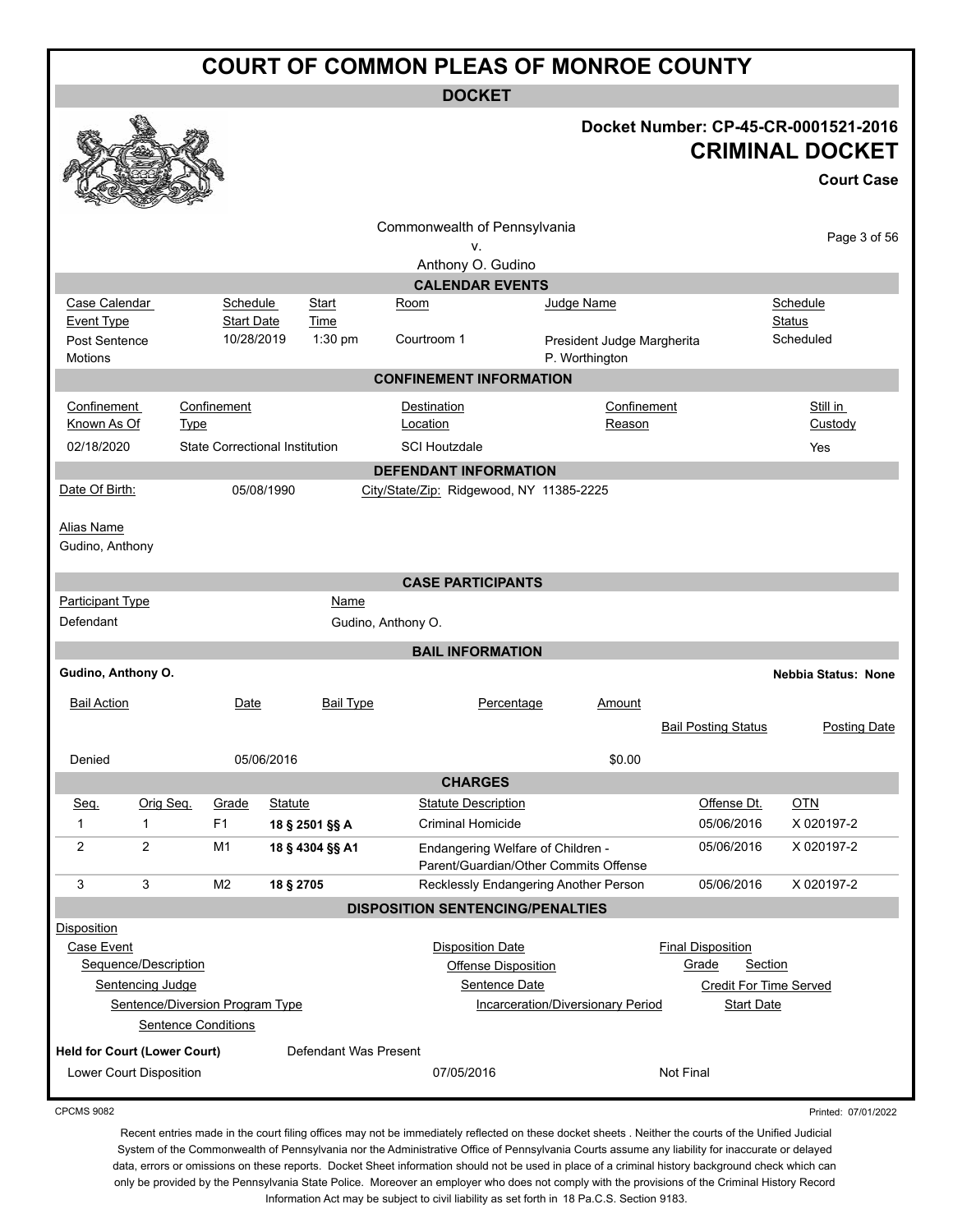# COURT OF COMMON PLEAS OF MONROE COUNTY

## DOCKET

**Docket Number: CP-45-CR-0001521-2016**

## CRIMINAL DOCKET

**Court Case**

Commonwealth of Pennsylvania
v.
Anthony O. Gudino

### CALENDAR EVENTS

| Case Calendar Event Type | Schedule Start Date | Start Time | Room | Judge Name | Schedule Status |
|---|---|---|---|---|---|
| Post Sentence Motions | 10/28/2019 | 1:30 pm | Courtroom 1 | President Judge Margherita P. Worthington | Scheduled |

### CONFINEMENT INFORMATION

| Confinement Known As Of | Confinement Type | Destination Location | Confinement Reason | Still in Custody |
|---|---|---|---|---|
| 02/18/2020 | State Correctional Institution | SCI Houtzdale | | Yes |

### DEFENDANT INFORMATION

Date Of Birth: 05/08/1990 City/State/Zip: Ridgewood, NY 11385-2225

Alias Name
Gudino, Anthony

### CASE PARTICIPANTS

| Participant Type | Name |
|---|---|
| Defendant | Gudino, Anthony O. |

### BAIL INFORMATION

**Gudino, Anthony O.** **Nebbia Status: None**

| Bail Action | Date | Bail Type | Percentage | Amount | Bail Posting Status | Posting Date |
|---|---|---|---|---|---|---|
| Denied | 05/06/2016 | | | $0.00 | | |

### CHARGES

| Seq. | Orig Seq. | Grade | Statute | Statute Description | Offense Dt. | OTN |
|---|---|---|---|---|---|---|
| 1 | 1 | F1 | **18 § 2501 §§ A** | Criminal Homicide | 05/06/2016 | X 020197-2 |
| 2 | 2 | M1 | **18 § 4304 §§ A1** | Endangering Welfare of Children - Parent/Guardian/Other Commits Offense | 05/06/2016 | X 020197-2 |
| 3 | 3 | M2 | **18 § 2705** | Recklessly Endangering Another Person | 05/06/2016 | X 020197-2 |

### DISPOSITION SENTENCING/PENALTIES

Disposition
- Case Event
  - Sequence/Description
    - Sentencing Judge
      - Sentence/Diversion Program Type
        - Sentence Conditions

Disposition Date / Offense Disposition / Sentence Date / Incarceration/Diversionary Period

Final Disposition / Grade / Section / Credit For Time Served / Start Date

**Held for Court (Lower Court)** Defendant Was Present

Lower Court Disposition 07/05/2016 Not Final

CPCMS 9082 Printed: 07/01/2022

Recent entries made in the court filing offices may not be immediately reflected on these docket sheets . Neither the courts of the Unified Judicial System of the Commonwealth of Pennsylvania nor the Administrative Office of Pennsylvania Courts assume any liability for inaccurate or delayed data, errors or omissions on these reports. Docket Sheet information should not be used in place of a criminal history background check which can only be provided by the Pennsylvania State Police. Moreover an employer who does not comply with the provisions of the Criminal History Record Information Act may be subject to civil liability as set forth in 18 Pa.C.S. Section 9183.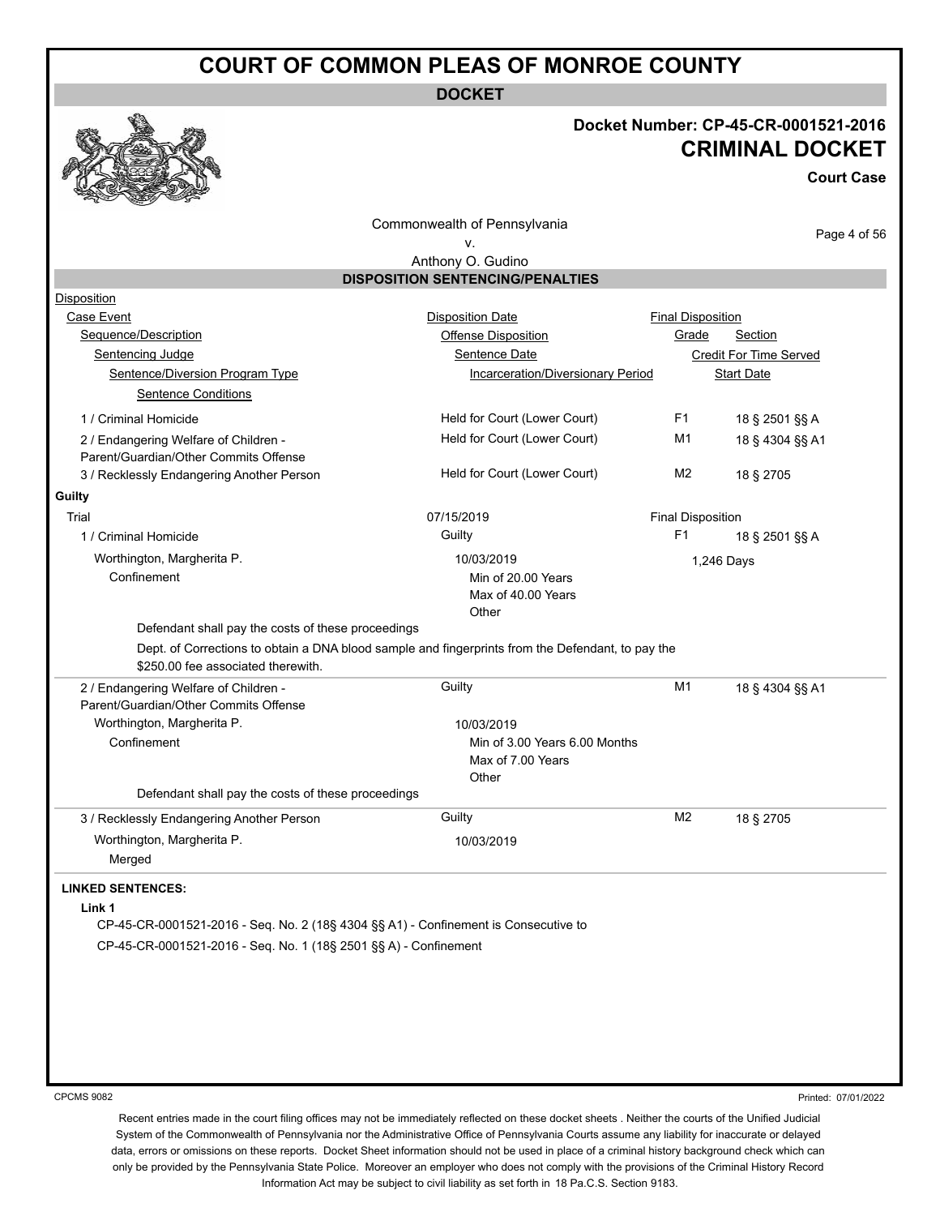# COURT OF COMMON PLEAS OF MONROE COUNTY

**DOCKET**

## Docket Number: CP-45-CR-0001521-2016

## CRIMINAL DOCKET

**Court Case**

Commonwealth of Pennsylvania
v.
Anthony O. Gudino

### DISPOSITION SENTENCING/PENALTIES

Disposition
Case Event — Disposition Date — Final Disposition
Sequence/Description — Offense Disposition — Grade — Section
Sentencing Judge — Sentence Date — Credit For Time Served
Sentence/Diversion Program Type — Incarceration/Diversionary Period — Start Date
Sentence Conditions

| Sequence/Description | Offense Disposition | Grade | Section |
|---|---|---|---|
| 1 / Criminal Homicide | Held for Court (Lower Court) | F1 | 18 § 2501 §§ A |
| 2 / Endangering Welfare of Children - Parent/Guardian/Other Commits Offense | Held for Court (Lower Court) | M1 | 18 § 4304 §§ A1 |
| 3 / Recklessly Endangering Another Person | Held for Court (Lower Court) | M2 | 18 § 2705 |

**Guilty**

Trial — 07/15/2019 — Final Disposition

1 / Criminal Homicide — Guilty — F1 — 18 § 2501 §§ A
Worthington, Margherita P. — 10/03/2019 — 1,246 Days
Confinement — Min of 20.00 Years, Max of 40.00 Years, Other

Defendant shall pay the costs of these proceedings

Dept. of Corrections to obtain a DNA blood sample and fingerprints from the Defendant, to pay the $250.00 fee associated therewith.

2 / Endangering Welfare of Children - Parent/Guardian/Other Commits Offense — Guilty — M1 — 18 § 4304 §§ A1
Worthington, Margherita P. — 10/03/2019
Confinement — Min of 3.00 Years 6.00 Months, Max of 7.00 Years, Other

Defendant shall pay the costs of these proceedings

3 / Recklessly Endangering Another Person — Guilty — M2 — 18 § 2705
Worthington, Margherita P. — 10/03/2019
Merged

**LINKED SENTENCES:**

**Link 1**

CP-45-CR-0001521-2016 - Seq. No. 2 (18§ 4304 §§ A1) - Confinement is Consecutive to
CP-45-CR-0001521-2016 - Seq. No. 1 (18§ 2501 §§ A) - Confinement

CPCMS 9082 — Printed: 07/01/2022

Recent entries made in the court filing offices may not be immediately reflected on these docket sheets . Neither the courts of the Unified Judicial System of the Commonwealth of Pennsylvania nor the Administrative Office of Pennsylvania Courts assume any liability for inaccurate or delayed data, errors or omissions on these reports. Docket Sheet information should not be used in place of a criminal history background check which can only be provided by the Pennsylvania State Police. Moreover an employer who does not comply with the provisions of the Criminal History Record Information Act may be subject to civil liability as set forth in 18 Pa.C.S. Section 9183.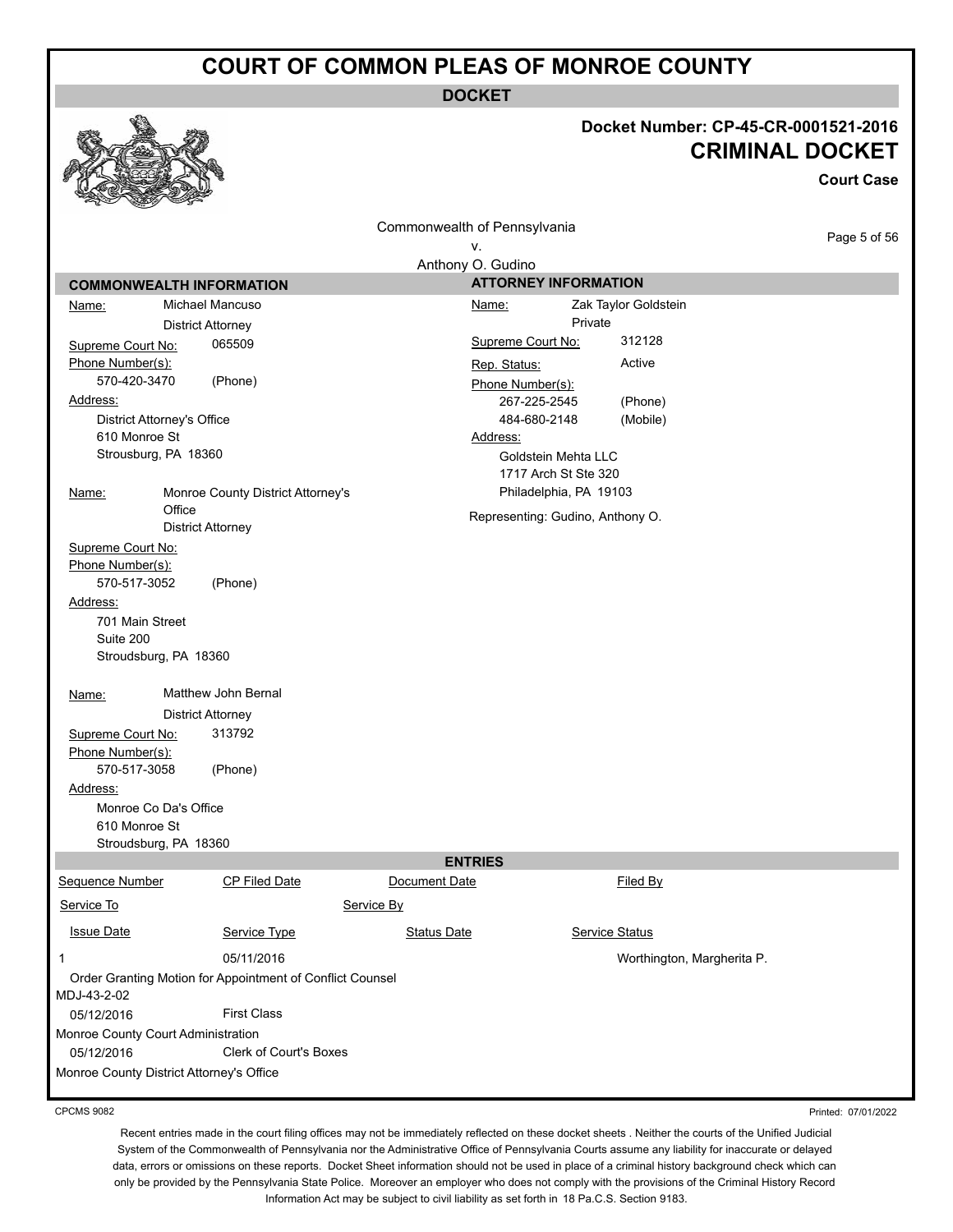# COURT OF COMMON PLEAS OF MONROE COUNTY

**DOCKET**

**Docket Number: CP-45-CR-0001521-2016**

## CRIMINAL DOCKET

**Court Case**

Commonwealth of Pennsylvania
v.
Anthony O. Gudino

### COMMONWEALTH INFORMATION

Name: Michael Mancuso
District Attorney
Supreme Court No: 065509
Phone Number(s):
570-420-3470 (Phone)
Address:
District Attorney's Office
610 Monroe St
Strousburg, PA 18360

Name: Monroe County District Attorney's Office
District Attorney
Supreme Court No:
Phone Number(s):
570-517-3052 (Phone)
Address:
701 Main Street
Suite 200
Stroudsburg, PA 18360

Name: Matthew John Bernal
District Attorney
Supreme Court No: 313792
Phone Number(s):
570-517-3058 (Phone)
Address:
Monroe Co Da's Office
610 Monroe St
Stroudsburg, PA 18360

### ATTORNEY INFORMATION

Name: Zak Taylor Goldstein
Private
Supreme Court No: 312128
Rep. Status: Active
Phone Number(s):
267-225-2545 (Phone)
484-680-2148 (Mobile)
Address:
Goldstein Mehta LLC
1717 Arch St Ste 320
Philadelphia, PA 19103
Representing: Gudino, Anthony O.

### ENTRIES

| Sequence Number | CP Filed Date | Document Date | Filed By |
|---|---|---|---|
| Service To | | Service By | |
| Issue Date | Service Type | Status Date | Service Status |
| 1 | 05/11/2016 | | Worthington, Margherita P. |
| Order Granting Motion for Appointment of Conflict Counsel | | | |
| MDJ-43-2-02 | | | |
| 05/12/2016 | First Class | | |
| Monroe County Court Administration | | | |
| 05/12/2016 | Clerk of Court's Boxes | | |
| Monroe County District Attorney's Office | | | |

CPCMS 9082

Printed: 07/01/2022

Recent entries made in the court filing offices may not be immediately reflected on these docket sheets . Neither the courts of the Unified Judicial System of the Commonwealth of Pennsylvania nor the Administrative Office of Pennsylvania Courts assume any liability for inaccurate or delayed data, errors or omissions on these reports. Docket Sheet information should not be used in place of a criminal history background check which can only be provided by the Pennsylvania State Police. Moreover an employer who does not comply with the provisions of the Criminal History Record Information Act may be subject to civil liability as set forth in 18 Pa.C.S. Section 9183.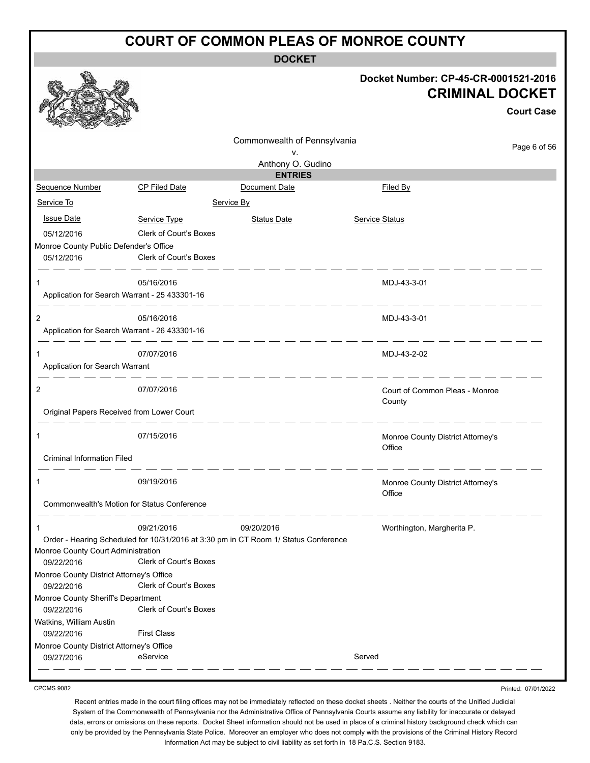# COURT OF COMMON PLEAS OF MONROE COUNTY

**DOCKET**

**Docket Number: CP-45-CR-0001521-2016**

**CRIMINAL DOCKET**

**Court Case**

Commonwealth of Pennsylvania
v.
Anthony O. Gudino

**ENTRIES**

| Sequence Number | CP Filed Date | Document Date | Filed By |
|---|---|---|---|
| Service To | | Service By | |
| Issue Date | Service Type | Status Date | Service Status |
| 05/12/2016 | Clerk of Court's Boxes | | |
| Monroe County Public Defender's Office | | | |
| 05/12/2016 | Clerk of Court's Boxes | | |
| 1 | 05/16/2016 | | MDJ-43-3-01 |
| Application for Search Warrant - 25 433301-16 | | | |
| 2 | 05/16/2016 | | MDJ-43-3-01 |
| Application for Search Warrant - 26 433301-16 | | | |
| 1 | 07/07/2016 | | MDJ-43-2-02 |
| Application for Search Warrant | | | |
| 2 | 07/07/2016 | | Court of Common Pleas - Monroe County |
| Original Papers Received from Lower Court | | | |
| 1 | 07/15/2016 | | Monroe County District Attorney's Office |
| Criminal Information Filed | | | |
| 1 | 09/19/2016 | | Monroe County District Attorney's Office |
| Commonwealth's Motion for Status Conference | | | |
| 1 | 09/21/2016 | 09/20/2016 | Worthington, Margherita P. |
| Order - Hearing Scheduled for 10/31/2016 at 3:30 pm in CT Room 1/ Status Conference | | | |
| Monroe County Court Administration | | | |
| 09/22/2016 | Clerk of Court's Boxes | | |
| Monroe County District Attorney's Office | | | |
| 09/22/2016 | Clerk of Court's Boxes | | |
| Monroe County Sheriff's Department | | | |
| 09/22/2016 | Clerk of Court's Boxes | | |
| Watkins, William Austin | | | |
| 09/22/2016 | First Class | | |
| Monroe County District Attorney's Office | | | |
| 09/27/2016 | eService | | Served |

CPCMS 9082

Printed: 07/01/2022

Recent entries made in the court filing offices may not be immediately reflected on these docket sheets . Neither the courts of the Unified Judicial System of the Commonwealth of Pennsylvania nor the Administrative Office of Pennsylvania Courts assume any liability for inaccurate or delayed data, errors or omissions on these reports. Docket Sheet information should not be used in place of a criminal history background check which can only be provided by the Pennsylvania State Police. Moreover an employer who does not comply with the provisions of the Criminal History Record Information Act may be subject to civil liability as set forth in 18 Pa.C.S. Section 9183.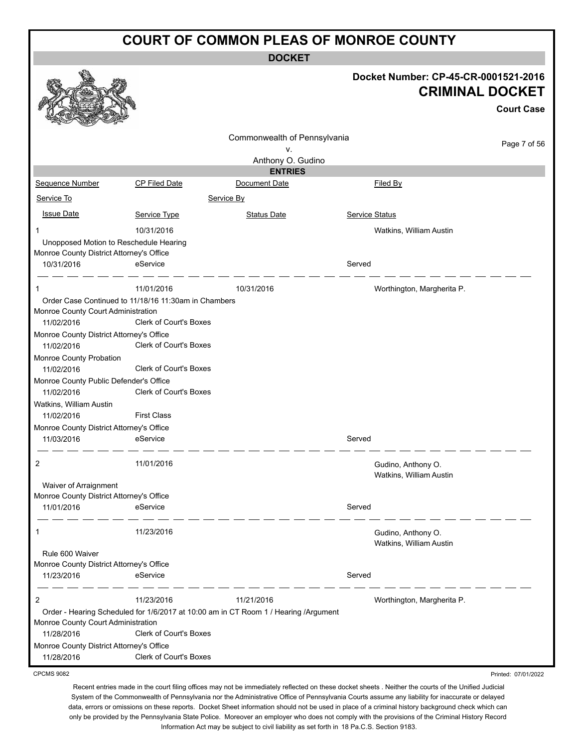# COURT OF COMMON PLEAS OF MONROE COUNTY

## DOCKET

**Docket Number: CP-45-CR-0001521-2016**

**CRIMINAL DOCKET**

**Court Case**

Commonwealth of Pennsylvania
v.
Anthony O. Gudino

### ENTRIES

| Sequence Number | CP Filed Date | Document Date | Filed By |
|---|---|---|---|
| Service To | | Service By | |
| Issue Date | Service Type | Status Date | Service Status |

---

| | | | |
|---|---|---|---|
| 1 | 10/31/2016 | | Watkins, William Austin |
| Unopposed Motion to Reschedule Hearing | | | |
| Monroe County District Attorney's Office | | | |
| 10/31/2016 | eService | | Served |

---

| | | | |
|---|---|---|---|
| 1 | 11/01/2016 | 10/31/2016 | Worthington, Margherita P. |
| Order Case Continued to 11/18/16 11:30am in Chambers | | | |
| Monroe County Court Administration | | | |
| 11/02/2016 | Clerk of Court's Boxes | | |
| Monroe County District Attorney's Office | | | |
| 11/02/2016 | Clerk of Court's Boxes | | |
| Monroe County Probation | | | |
| 11/02/2016 | Clerk of Court's Boxes | | |
| Monroe County Public Defender's Office | | | |
| 11/02/2016 | Clerk of Court's Boxes | | |
| Watkins, William Austin | | | |
| 11/02/2016 | First Class | | |
| Monroe County District Attorney's Office | | | |
| 11/03/2016 | eService | | Served |

---

| | | | |
|---|---|---|---|
| 2 | 11/01/2016 | | Gudino, Anthony O. <br> Watkins, William Austin |
| Waiver of Arraignment | | | |
| Monroe County District Attorney's Office | | | |
| 11/01/2016 | eService | | Served |

---

| | | | |
|---|---|---|---|
| 1 | 11/23/2016 | | Gudino, Anthony O. <br> Watkins, William Austin |
| Rule 600 Waiver | | | |
| Monroe County District Attorney's Office | | | |
| 11/23/2016 | eService | | Served |

---

| | | | |
|---|---|---|---|
| 2 | 11/23/2016 | 11/21/2016 | Worthington, Margherita P. |
| Order - Hearing Scheduled for 1/6/2017 at 10:00 am in CT Room 1 / Hearing /Argument | | | |
| Monroe County Court Administration | | | |
| 11/28/2016 | Clerk of Court's Boxes | | |
| Monroe County District Attorney's Office | | | |
| 11/28/2016 | Clerk of Court's Boxes | | |

CPCMS 9082

Printed: 07/01/2022

Recent entries made in the court filing offices may not be immediately reflected on these docket sheets . Neither the courts of the Unified Judicial System of the Commonwealth of Pennsylvania nor the Administrative Office of Pennsylvania Courts assume any liability for inaccurate or delayed data, errors or omissions on these reports. Docket Sheet information should not be used in place of a criminal history background check which can only be provided by the Pennsylvania State Police. Moreover an employer who does not comply with the provisions of the Criminal History Record Information Act may be subject to civil liability as set forth in 18 Pa.C.S. Section 9183.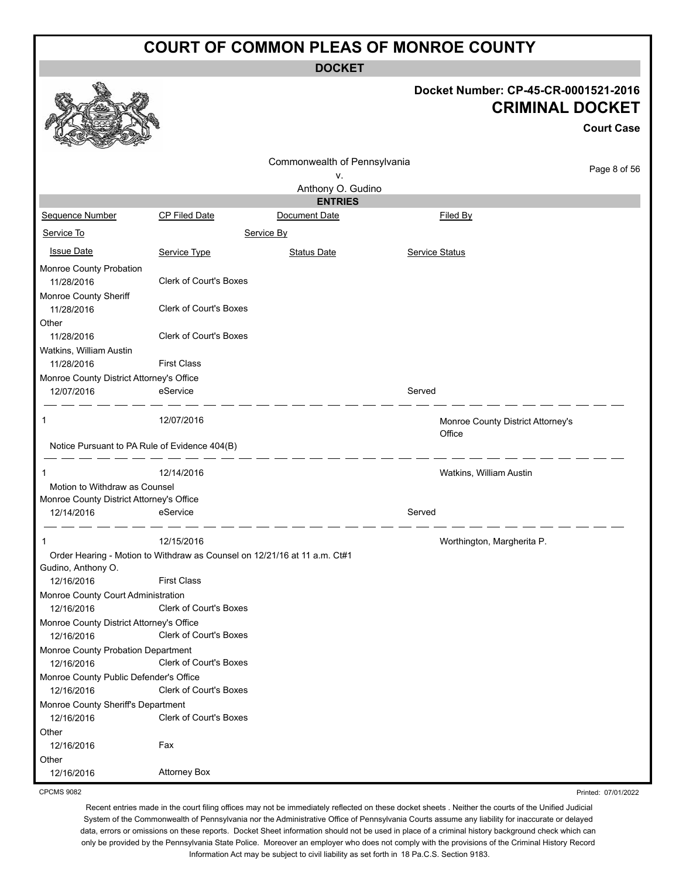# COURT OF COMMON PLEAS OF MONROE COUNTY

## DOCKET

**Docket Number: CP-45-CR-0001521-2016**

**CRIMINAL DOCKET**

**Court Case**

Commonwealth of Pennsylvania
v.
Anthony O. Gudino

### ENTRIES

| Sequence Number | CP Filed Date | Document Date | Filed By |
|---|---|---|---|
| Service To | | Service By | |
| Issue Date | Service Type | Status Date | Service Status |

| | | | |
|---|---|---|---|
| Monroe County Probation | | | |
| 11/28/2016 | Clerk of Court's Boxes | | |
| Monroe County Sheriff | | | |
| 11/28/2016 | Clerk of Court's Boxes | | |
| Other | | | |
| 11/28/2016 | Clerk of Court's Boxes | | |
| Watkins, William Austin | | | |
| 11/28/2016 | First Class | | |
| Monroe County District Attorney's Office | | | |
| 12/07/2016 | eService | | Served |

| | | | |
|---|---|---|---|
| 1 | 12/07/2016 | | Monroe County District Attorney's Office |
| Notice Pursuant to PA Rule of Evidence 404(B) | | | |

| | | | |
|---|---|---|---|
| 1 | 12/14/2016 | | Watkins, William Austin |
| Motion to Withdraw as Counsel | | | |
| Monroe County District Attorney's Office | | | |
| 12/14/2016 | eService | | Served |

| | | | |
|---|---|---|---|
| 1 | 12/15/2016 | | Worthington, Margherita P. |
| Order Hearing - Motion to Withdraw as Counsel on 12/21/16 at 11 a.m. Ct#1 | | | |
| Gudino, Anthony O. | | | |
| 12/16/2016 | First Class | | |
| Monroe County Court Administration | | | |
| 12/16/2016 | Clerk of Court's Boxes | | |
| Monroe County District Attorney's Office | | | |
| 12/16/2016 | Clerk of Court's Boxes | | |
| Monroe County Probation Department | | | |
| 12/16/2016 | Clerk of Court's Boxes | | |
| Monroe County Public Defender's Office | | | |
| 12/16/2016 | Clerk of Court's Boxes | | |
| Monroe County Sheriff's Department | | | |
| 12/16/2016 | Clerk of Court's Boxes | | |
| Other | | | |
| 12/16/2016 | Fax | | |
| Other | | | |
| 12/16/2016 | Attorney Box | | |

CPCMS 9082

Printed: 07/01/2022

Recent entries made in the court filing offices may not be immediately reflected on these docket sheets . Neither the courts of the Unified Judicial System of the Commonwealth of Pennsylvania nor the Administrative Office of Pennsylvania Courts assume any liability for inaccurate or delayed data, errors or omissions on these reports. Docket Sheet information should not be used in place of a criminal history background check which can only be provided by the Pennsylvania State Police. Moreover an employer who does not comply with the provisions of the Criminal History Record Information Act may be subject to civil liability as set forth in 18 Pa.C.S. Section 9183.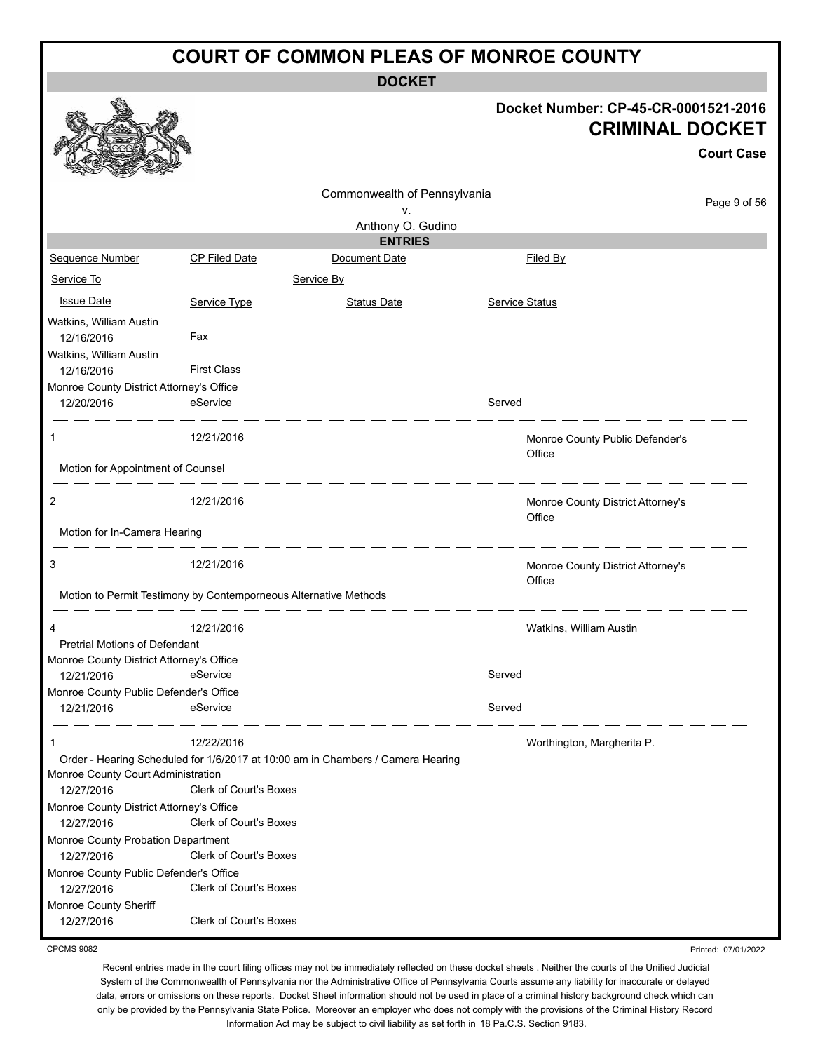# COURT OF COMMON PLEAS OF MONROE COUNTY

**DOCKET**

**Docket Number: CP-45-CR-0001521-2016**

**CRIMINAL DOCKET**

**Court Case**

Commonwealth of Pennsylvania
v.
Anthony O. Gudino

**ENTRIES**

| Sequence Number | CP Filed Date | Document Date | Filed By |
|---|---|---|---|
| Service To | | Service By | |
| Issue Date | Service Type | Status Date | Service Status |
| Watkins, William Austin | | | |
| 12/16/2016 | Fax | | |
| Watkins, William Austin | | | |
| 12/16/2016 | First Class | | |
| Monroe County District Attorney's Office | | | |
| 12/20/2016 | eService | | Served |
| 1 | 12/21/2016 | | Monroe County Public Defender's Office |
| Motion for Appointment of Counsel | | | |
| 2 | 12/21/2016 | | Monroe County District Attorney's Office |
| Motion for In-Camera Hearing | | | |
| 3 | 12/21/2016 | | Monroe County District Attorney's Office |
| Motion to Permit Testimony by Contemporneous Alternative Methods | | | |
| 4 | 12/21/2016 | | Watkins, William Austin |
| Pretrial Motions of Defendant | | | |
| Monroe County District Attorney's Office | | | |
| 12/21/2016 | eService | | Served |
| Monroe County Public Defender's Office | | | |
| 12/21/2016 | eService | | Served |
| 1 | 12/22/2016 | | Worthington, Margherita P. |
| Order - Hearing Scheduled for 1/6/2017 at 10:00 am in Chambers / Camera Hearing | | | |
| Monroe County Court Administration | | | |
| 12/27/2016 | Clerk of Court's Boxes | | |
| Monroe County District Attorney's Office | | | |
| 12/27/2016 | Clerk of Court's Boxes | | |
| Monroe County Probation Department | | | |
| 12/27/2016 | Clerk of Court's Boxes | | |
| Monroe County Public Defender's Office | | | |
| 12/27/2016 | Clerk of Court's Boxes | | |
| Monroe County Sheriff | | | |
| 12/27/2016 | Clerk of Court's Boxes | | |

CPCMS 9082

Printed: 07/01/2022

Recent entries made in the court filing offices may not be immediately reflected on these docket sheets . Neither the courts of the Unified Judicial System of the Commonwealth of Pennsylvania nor the Administrative Office of Pennsylvania Courts assume any liability for inaccurate or delayed data, errors or omissions on these reports. Docket Sheet information should not be used in place of a criminal history background check which can only be provided by the Pennsylvania State Police. Moreover an employer who does not comply with the provisions of the Criminal History Record Information Act may be subject to civil liability as set forth in 18 Pa.C.S. Section 9183.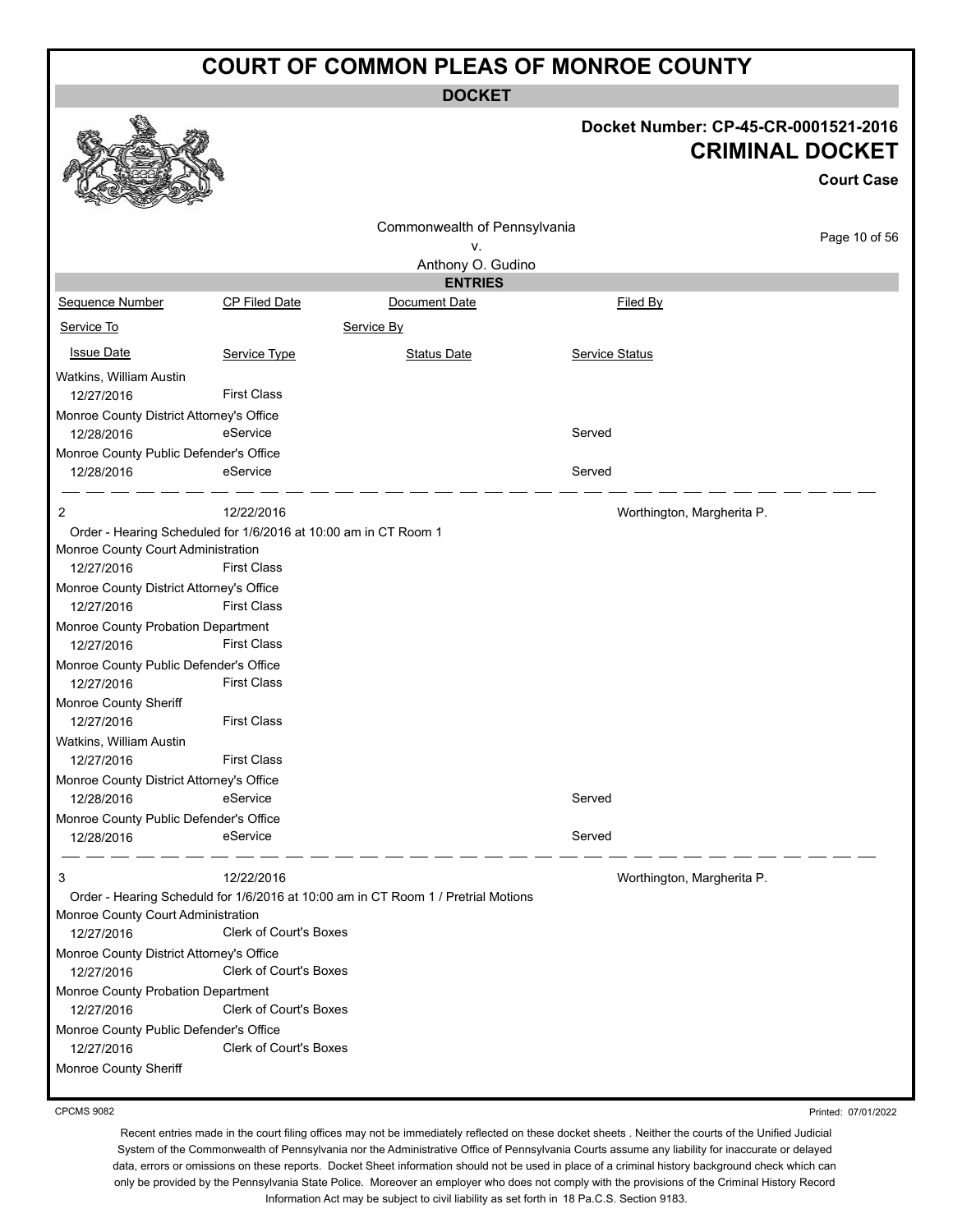# COURT OF COMMON PLEAS OF MONROE COUNTY

**DOCKET**

**Docket Number: CP-45-CR-0001521-2016**

**CRIMINAL DOCKET**

**Court Case**

Commonwealth of Pennsylvania
v.
Anthony O. Gudino

**ENTRIES**

| Sequence Number | CP Filed Date | Document Date | Filed By |
|---|---|---|---|
| Service To | | Service By | |
| Issue Date | Service Type | Status Date | Service Status |
| Watkins, William Austin | | | |
| 12/27/2016 | First Class | | |
| Monroe County District Attorney's Office | | | |
| 12/28/2016 | eService | | Served |
| Monroe County Public Defender's Office | | | |
| 12/28/2016 | eService | | Served |
| 2 | 12/22/2016 | | Worthington, Margherita P. |
| Order - Hearing Scheduled for 1/6/2016 at 10:00 am in CT Room 1 | | | |
| Monroe County Court Administration | | | |
| 12/27/2016 | First Class | | |
| Monroe County District Attorney's Office | | | |
| 12/27/2016 | First Class | | |
| Monroe County Probation Department | | | |
| 12/27/2016 | First Class | | |
| Monroe County Public Defender's Office | | | |
| 12/27/2016 | First Class | | |
| Monroe County Sheriff | | | |
| 12/27/2016 | First Class | | |
| Watkins, William Austin | | | |
| 12/27/2016 | First Class | | |
| Monroe County District Attorney's Office | | | |
| 12/28/2016 | eService | | Served |
| Monroe County Public Defender's Office | | | |
| 12/28/2016 | eService | | Served |
| 3 | 12/22/2016 | | Worthington, Margherita P. |
| Order - Hearing Scheduld for 1/6/2016 at 10:00 am in CT Room 1 / Pretrial Motions | | | |
| Monroe County Court Administration | | | |
| 12/27/2016 | Clerk of Court's Boxes | | |
| Monroe County District Attorney's Office | | | |
| 12/27/2016 | Clerk of Court's Boxes | | |
| Monroe County Probation Department | | | |
| 12/27/2016 | Clerk of Court's Boxes | | |
| Monroe County Public Defender's Office | | | |
| 12/27/2016 | Clerk of Court's Boxes | | |
| Monroe County Sheriff | | | |

CPCMS 9082

Printed: 07/01/2022

Recent entries made in the court filing offices may not be immediately reflected on these docket sheets . Neither the courts of the Unified Judicial System of the Commonwealth of Pennsylvania nor the Administrative Office of Pennsylvania Courts assume any liability for inaccurate or delayed data, errors or omissions on these reports. Docket Sheet information should not be used in place of a criminal history background check which can only be provided by the Pennsylvania State Police. Moreover an employer who does not comply with the provisions of the Criminal History Record Information Act may be subject to civil liability as set forth in 18 Pa.C.S. Section 9183.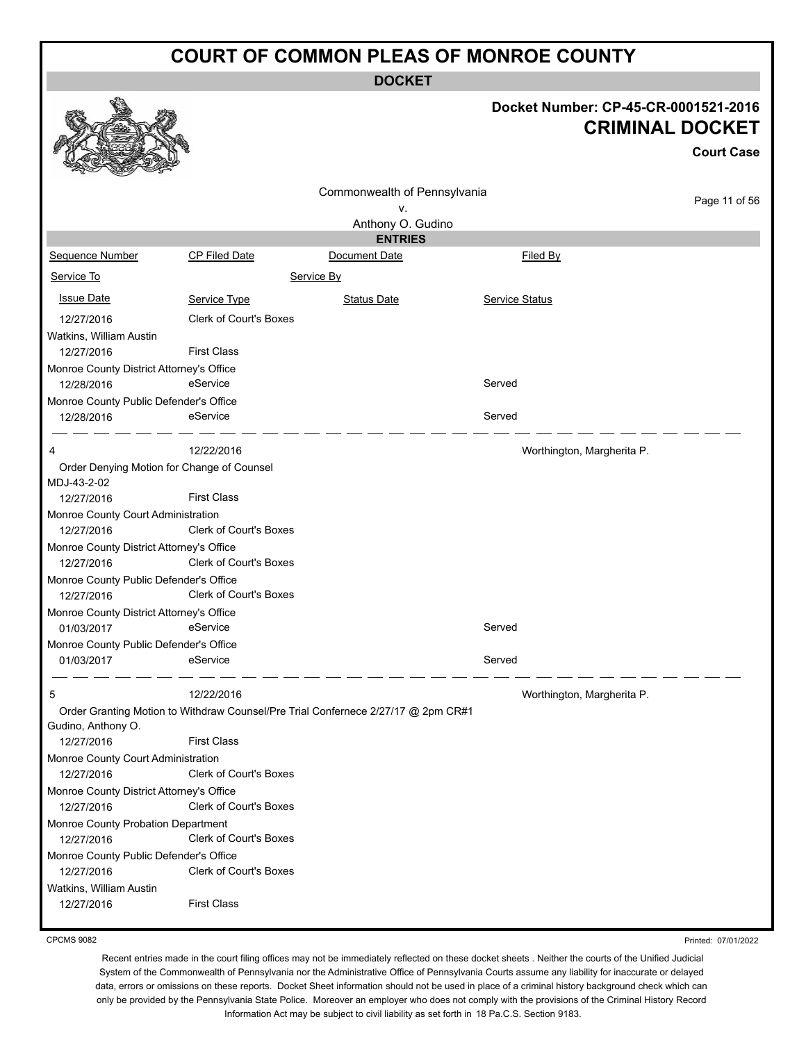# COURT OF COMMON PLEAS OF MONROE COUNTY

**DOCKET**

**Docket Number: CP-45-CR-0001521-2016**

**CRIMINAL DOCKET**

**Court Case**

Commonwealth of Pennsylvania
v.
Anthony O. Gudino

**ENTRIES**

| Sequence Number | CP Filed Date | Document Date | Filed By |
|---|---|---|---|
| Service To | | Service By | |
| Issue Date | Service Type | Status Date | Service Status |
| 12/27/2016 | Clerk of Court's Boxes | | |
| Watkins, William Austin | | | |
| 12/27/2016 | First Class | | |
| Monroe County District Attorney's Office | | | |
| 12/28/2016 | eService | | Served |
| Monroe County Public Defender's Office | | | |
| 12/28/2016 | eService | | Served |
| 4 | 12/22/2016 | | Worthington, Margherita P. |
| Order Denying Motion for Change of Counsel | | | |
| MDJ-43-2-02 | | | |
| 12/27/2016 | First Class | | |
| Monroe County Court Administration | | | |
| 12/27/2016 | Clerk of Court's Boxes | | |
| Monroe County District Attorney's Office | | | |
| 12/27/2016 | Clerk of Court's Boxes | | |
| Monroe County Public Defender's Office | | | |
| 12/27/2016 | Clerk of Court's Boxes | | |
| Monroe County District Attorney's Office | | | |
| 01/03/2017 | eService | | Served |
| Monroe County Public Defender's Office | | | |
| 01/03/2017 | eService | | Served |
| 5 | 12/22/2016 | | Worthington, Margherita P. |
| Order Granting Motion to Withdraw Counsel/Pre Trial Confernece 2/27/17 @ 2pm CR#1 | | | |
| Gudino, Anthony O. | | | |
| 12/27/2016 | First Class | | |
| Monroe County Court Administration | | | |
| 12/27/2016 | Clerk of Court's Boxes | | |
| Monroe County District Attorney's Office | | | |
| 12/27/2016 | Clerk of Court's Boxes | | |
| Monroe County Probation Department | | | |
| 12/27/2016 | Clerk of Court's Boxes | | |
| Monroe County Public Defender's Office | | | |
| 12/27/2016 | Clerk of Court's Boxes | | |
| Watkins, William Austin | | | |
| 12/27/2016 | First Class | | |

CPCMS 9082

Printed: 07/01/2022

Recent entries made in the court filing offices may not be immediately reflected on these docket sheets . Neither the courts of the Unified Judicial System of the Commonwealth of Pennsylvania nor the Administrative Office of Pennsylvania Courts assume any liability for inaccurate or delayed data, errors or omissions on these reports. Docket Sheet information should not be used in place of a criminal history background check which can only be provided by the Pennsylvania State Police. Moreover an employer who does not comply with the provisions of the Criminal History Record Information Act may be subject to civil liability as set forth in 18 Pa.C.S. Section 9183.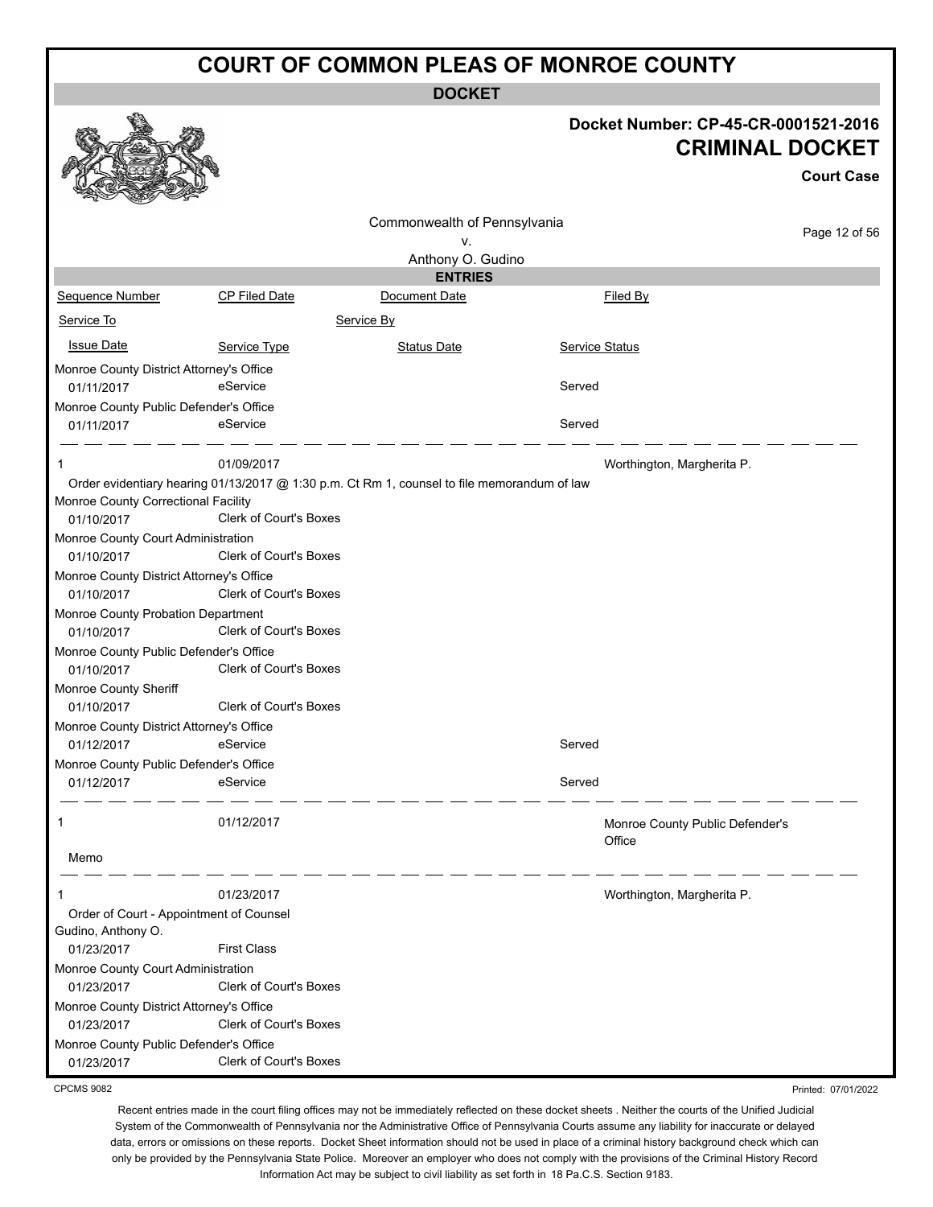# COURT OF COMMON PLEAS OF MONROE COUNTY

**DOCKET**

**Docket Number: CP-45-CR-0001521-2016**

**CRIMINAL DOCKET**

**Court Case**

Commonwealth of Pennsylvania
v.
Anthony O. Gudino

**ENTRIES**

| Sequence Number | CP Filed Date | Document Date | Filed By |
|---|---|---|---|
| Service To | | Service By | |
| Issue Date | Service Type | Status Date | Service Status |
| Monroe County District Attorney's Office | | | |
| 01/11/2017 | eService | | Served |
| Monroe County Public Defender's Office | | | |
| 01/11/2017 | eService | | Served |
| 1 | 01/09/2017 | | Worthington, Margherita P. |
| Order evidentiary hearing 01/13/2017 @ 1:30 p.m. Ct Rm 1, counsel to file memorandum of law | | | |
| Monroe County Correctional Facility | | | |
| 01/10/2017 | Clerk of Court's Boxes | | |
| Monroe County Court Administration | | | |
| 01/10/2017 | Clerk of Court's Boxes | | |
| Monroe County District Attorney's Office | | | |
| 01/10/2017 | Clerk of Court's Boxes | | |
| Monroe County Probation Department | | | |
| 01/10/2017 | Clerk of Court's Boxes | | |
| Monroe County Public Defender's Office | | | |
| 01/10/2017 | Clerk of Court's Boxes | | |
| Monroe County Sheriff | | | |
| 01/10/2017 | Clerk of Court's Boxes | | |
| Monroe County District Attorney's Office | | | |
| 01/12/2017 | eService | | Served |
| Monroe County Public Defender's Office | | | |
| 01/12/2017 | eService | | Served |
| 1 | 01/12/2017 | | Monroe County Public Defender's Office |
| Memo | | | |
| 1 | 01/23/2017 | | Worthington, Margherita P. |
| Order of Court - Appointment of Counsel | | | |
| Gudino, Anthony O. | | | |
| 01/23/2017 | First Class | | |
| Monroe County Court Administration | | | |
| 01/23/2017 | Clerk of Court's Boxes | | |
| Monroe County District Attorney's Office | | | |
| 01/23/2017 | Clerk of Court's Boxes | | |
| Monroe County Public Defender's Office | | | |
| 01/23/2017 | Clerk of Court's Boxes | | |

CPCMS 9082

Printed: 07/01/2022

Recent entries made in the court filing offices may not be immediately reflected on these docket sheets . Neither the courts of the Unified Judicial System of the Commonwealth of Pennsylvania nor the Administrative Office of Pennsylvania Courts assume any liability for inaccurate or delayed data, errors or omissions on these reports. Docket Sheet information should not be used in place of a criminal history background check which can only be provided by the Pennsylvania State Police. Moreover an employer who does not comply with the provisions of the Criminal History Record Information Act may be subject to civil liability as set forth in 18 Pa.C.S. Section 9183.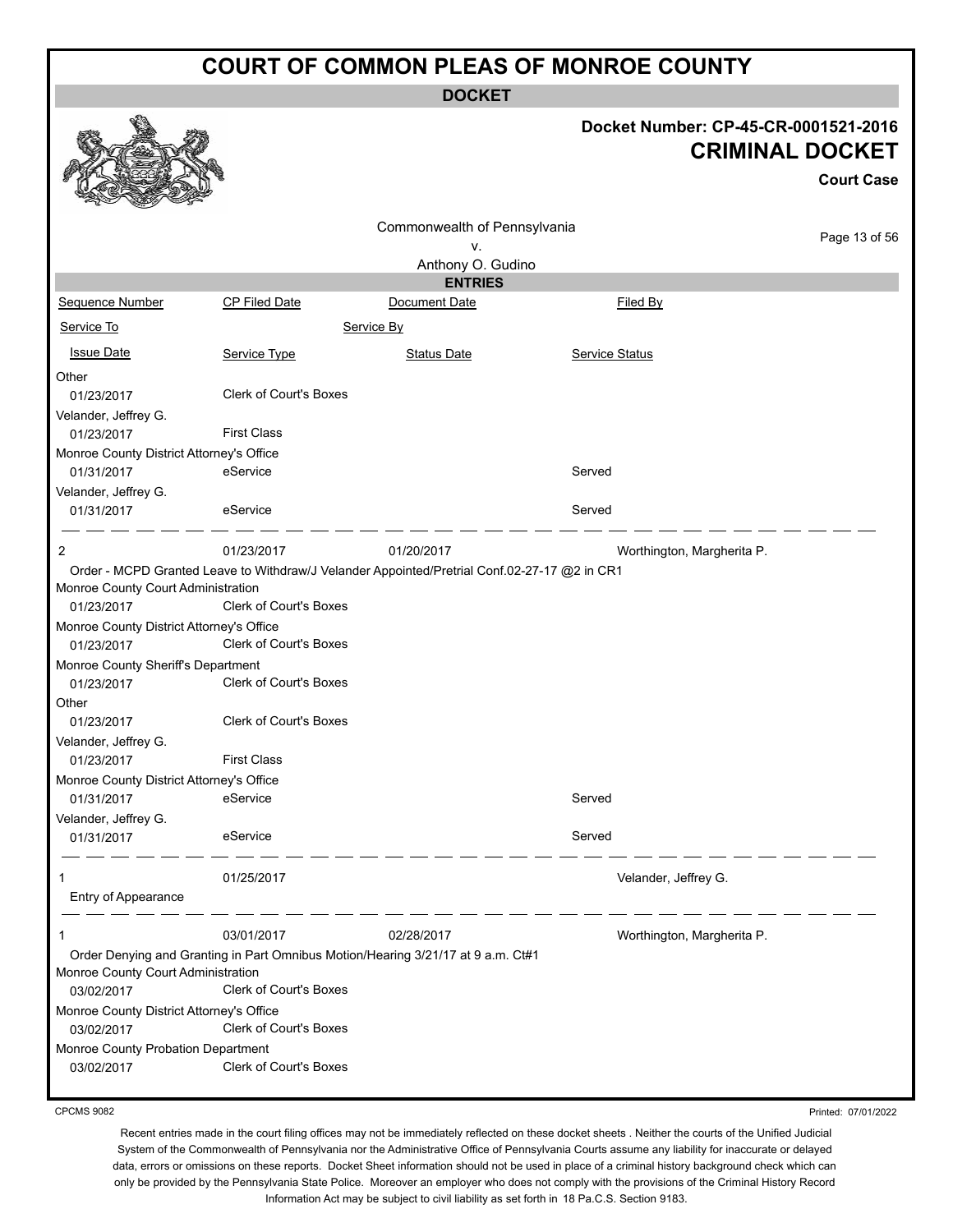# COURT OF COMMON PLEAS OF MONROE COUNTY

**DOCKET**

**Docket Number: CP-45-CR-0001521-2016**

**CRIMINAL DOCKET**

**Court Case**

Commonwealth of Pennsylvania
v.
Anthony O. Gudino

**ENTRIES**

| Sequence Number | CP Filed Date | Document Date | Filed By |
|---|---|---|---|
| Service To | | Service By | |
| Issue Date | Service Type | Status Date | Service Status |
| Other | | | |
| 01/23/2017 | Clerk of Court's Boxes | | |
| Velander, Jeffrey G. | | | |
| 01/23/2017 | First Class | | |
| Monroe County District Attorney's Office | | | |
| 01/31/2017 | eService | | Served |
| Velander, Jeffrey G. | | | |
| 01/31/2017 | eService | | Served |
| 2 | 01/23/2017 | 01/20/2017 | Worthington, Margherita P. |
| Order - MCPD Granted Leave to Withdraw/J Velander Appointed/Pretrial Conf.02-27-17 @2 in CR1 | | | |
| Monroe County Court Administration | | | |
| 01/23/2017 | Clerk of Court's Boxes | | |
| Monroe County District Attorney's Office | | | |
| 01/23/2017 | Clerk of Court's Boxes | | |
| Monroe County Sheriff's Department | | | |
| 01/23/2017 | Clerk of Court's Boxes | | |
| Other | | | |
| 01/23/2017 | Clerk of Court's Boxes | | |
| Velander, Jeffrey G. | | | |
| 01/23/2017 | First Class | | |
| Monroe County District Attorney's Office | | | |
| 01/31/2017 | eService | | Served |
| Velander, Jeffrey G. | | | |
| 01/31/2017 | eService | | Served |
| 1 | 01/25/2017 | | Velander, Jeffrey G. |
| Entry of Appearance | | | |
| 1 | 03/01/2017 | 02/28/2017 | Worthington, Margherita P. |
| Order Denying and Granting in Part Omnibus Motion/Hearing 3/21/17 at 9 a.m. Ct#1 | | | |
| Monroe County Court Administration | | | |
| 03/02/2017 | Clerk of Court's Boxes | | |
| Monroe County District Attorney's Office | | | |
| 03/02/2017 | Clerk of Court's Boxes | | |
| Monroe County Probation Department | | | |
| 03/02/2017 | Clerk of Court's Boxes | | |

CPCMS 9082 Printed: 07/01/2022

Recent entries made in the court filing offices may not be immediately reflected on these docket sheets . Neither the courts of the Unified Judicial System of the Commonwealth of Pennsylvania nor the Administrative Office of Pennsylvania Courts assume any liability for inaccurate or delayed data, errors or omissions on these reports. Docket Sheet information should not be used in place of a criminal history background check which can only be provided by the Pennsylvania State Police. Moreover an employer who does not comply with the provisions of the Criminal History Record Information Act may be subject to civil liability as set forth in 18 Pa.C.S. Section 9183.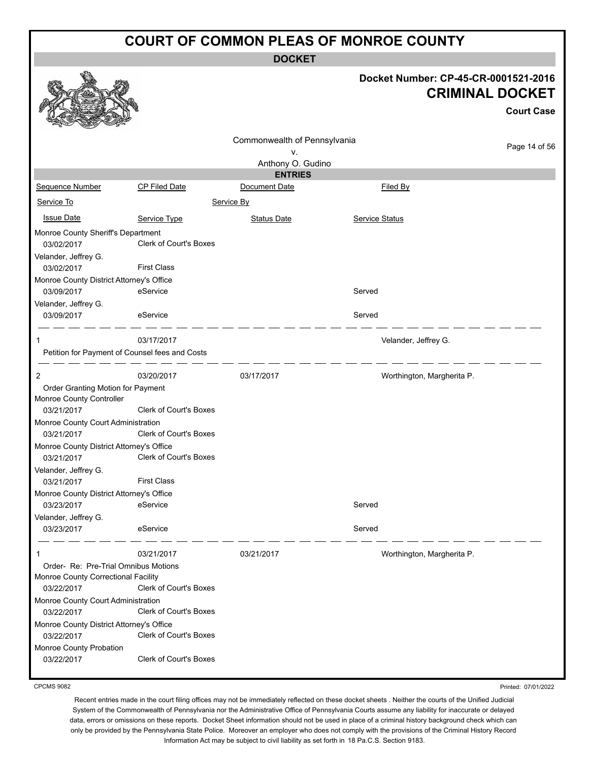# COURT OF COMMON PLEAS OF MONROE COUNTY

**DOCKET**

**Docket Number: CP-45-CR-0001521-2016**

**CRIMINAL DOCKET**

**Court Case**

Commonwealth of Pennsylvania
v.
Anthony O. Gudino

**ENTRIES**

| Sequence Number | CP Filed Date | Document Date | Filed By |
|---|---|---|---|
| Service To | | Service By | |
| Issue Date | Service Type | Status Date | Service Status |
| Monroe County Sheriff's Department | | | |
| 03/02/2017 | Clerk of Court's Boxes | | |
| Velander, Jeffrey G. | | | |
| 03/02/2017 | First Class | | |
| Monroe County District Attorney's Office | | | |
| 03/09/2017 | eService | | Served |
| Velander, Jeffrey G. | | | |
| 03/09/2017 | eService | | Served |
| 1 | 03/17/2017 | | Velander, Jeffrey G. |
| Petition for Payment of Counsel fees and Costs | | | |
| 2 | 03/20/2017 | 03/17/2017 | Worthington, Margherita P. |
| Order Granting Motion for Payment | | | |
| Monroe County Controller | | | |
| 03/21/2017 | Clerk of Court's Boxes | | |
| Monroe County Court Administration | | | |
| 03/21/2017 | Clerk of Court's Boxes | | |
| Monroe County District Attorney's Office | | | |
| 03/21/2017 | Clerk of Court's Boxes | | |
| Velander, Jeffrey G. | | | |
| 03/21/2017 | First Class | | |
| Monroe County District Attorney's Office | | | |
| 03/23/2017 | eService | | Served |
| Velander, Jeffrey G. | | | |
| 03/23/2017 | eService | | Served |
| 1 | 03/21/2017 | 03/21/2017 | Worthington, Margherita P. |
| Order- Re: Pre-Trial Omnibus Motions | | | |
| Monroe County Correctional Facility | | | |
| 03/22/2017 | Clerk of Court's Boxes | | |
| Monroe County Court Administration | | | |
| 03/22/2017 | Clerk of Court's Boxes | | |
| Monroe County District Attorney's Office | | | |
| 03/22/2017 | Clerk of Court's Boxes | | |
| Monroe County Probation | | | |
| 03/22/2017 | Clerk of Court's Boxes | | |

CPCMS 9082

Printed: 07/01/2022

Recent entries made in the court filing offices may not be immediately reflected on these docket sheets . Neither the courts of the Unified Judicial System of the Commonwealth of Pennsylvania nor the Administrative Office of Pennsylvania Courts assume any liability for inaccurate or delayed data, errors or omissions on these reports. Docket Sheet information should not be used in place of a criminal history background check which can only be provided by the Pennsylvania State Police. Moreover an employer who does not comply with the provisions of the Criminal History Record Information Act may be subject to civil liability as set forth in 18 Pa.C.S. Section 9183.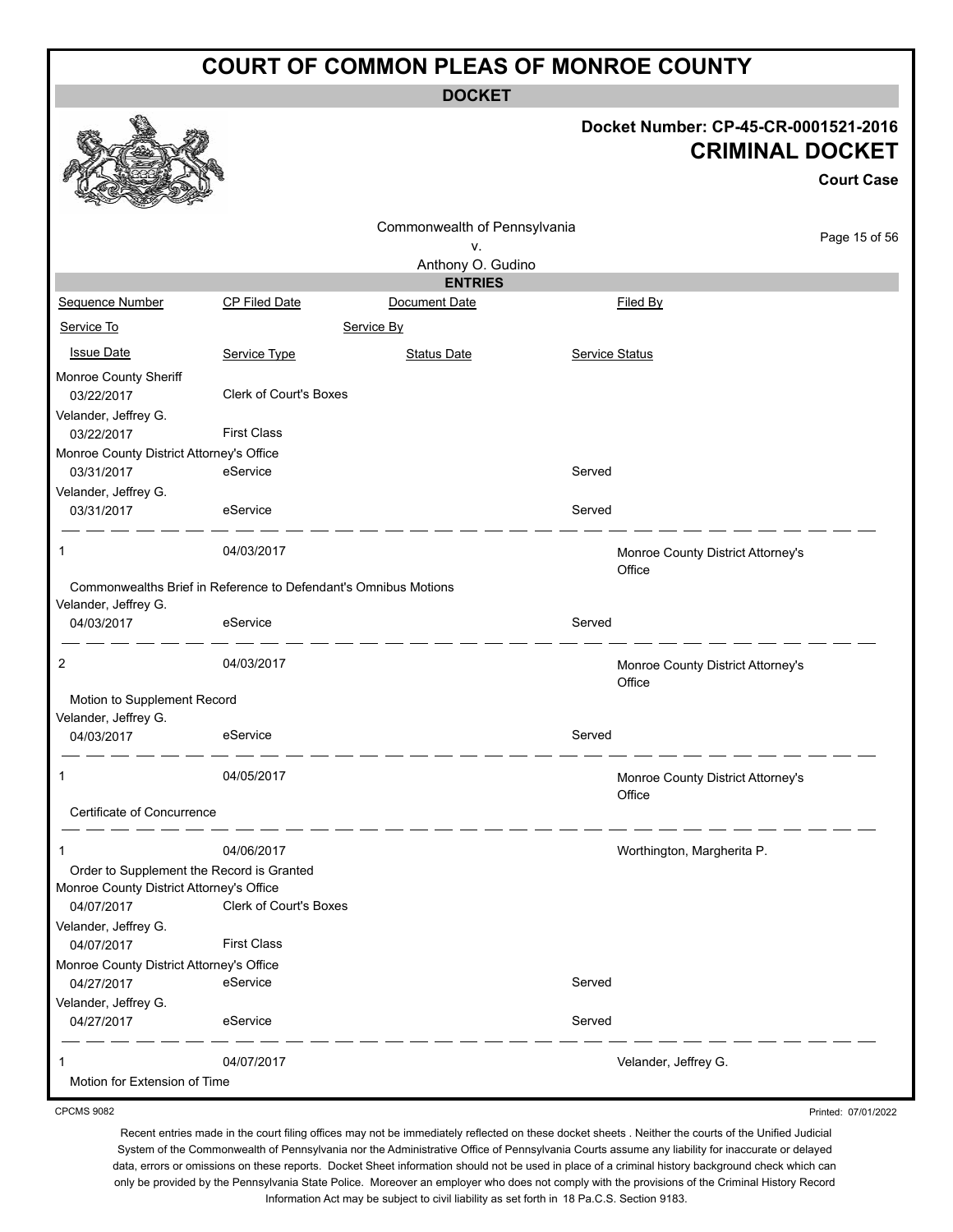# COURT OF COMMON PLEAS OF MONROE COUNTY

**DOCKET**

**Docket Number: CP-45-CR-0001521-2016**

**CRIMINAL DOCKET**

**Court Case**

Commonwealth of Pennsylvania
v.
Anthony O. Gudino

**ENTRIES**

| Sequence Number | CP Filed Date | Document Date | Filed By |
|---|---|---|---|
| Service To | | Service By | |
| Issue Date | Service Type | Status Date | Service Status |
| Monroe County Sheriff | | | |
| 03/22/2017 | Clerk of Court's Boxes | | |
| Velander, Jeffrey G. | | | |
| 03/22/2017 | First Class | | |
| Monroe County District Attorney's Office | | | |
| 03/31/2017 | eService | | Served |
| Velander, Jeffrey G. | | | |
| 03/31/2017 | eService | | Served |
| 1 | 04/03/2017 | | Monroe County District Attorney's Office |
| Commonwealths Brief in Reference to Defendant's Omnibus Motions | | | |
| Velander, Jeffrey G. | | | |
| 04/03/2017 | eService | | Served |
| 2 | 04/03/2017 | | Monroe County District Attorney's Office |
| Motion to Supplement Record | | | |
| Velander, Jeffrey G. | | | |
| 04/03/2017 | eService | | Served |
| 1 | 04/05/2017 | | Monroe County District Attorney's Office |
| Certificate of Concurrence | | | |
| 1 | 04/06/2017 | | Worthington, Margherita P. |
| Order to Supplement the Record is Granted | | | |
| Monroe County District Attorney's Office | | | |
| 04/07/2017 | Clerk of Court's Boxes | | |
| Velander, Jeffrey G. | | | |
| 04/07/2017 | First Class | | |
| Monroe County District Attorney's Office | | | |
| 04/27/2017 | eService | | Served |
| Velander, Jeffrey G. | | | |
| 04/27/2017 | eService | | Served |
| 1 | 04/07/2017 | | Velander, Jeffrey G. |
| Motion for Extension of Time | | | |

CPCMS 9082

Printed: 07/01/2022

Recent entries made in the court filing offices may not be immediately reflected on these docket sheets . Neither the courts of the Unified Judicial System of the Commonwealth of Pennsylvania nor the Administrative Office of Pennsylvania Courts assume any liability for inaccurate or delayed data, errors or omissions on these reports. Docket Sheet information should not be used in place of a criminal history background check which can only be provided by the Pennsylvania State Police. Moreover an employer who does not comply with the provisions of the Criminal History Record Information Act may be subject to civil liability as set forth in 18 Pa.C.S. Section 9183.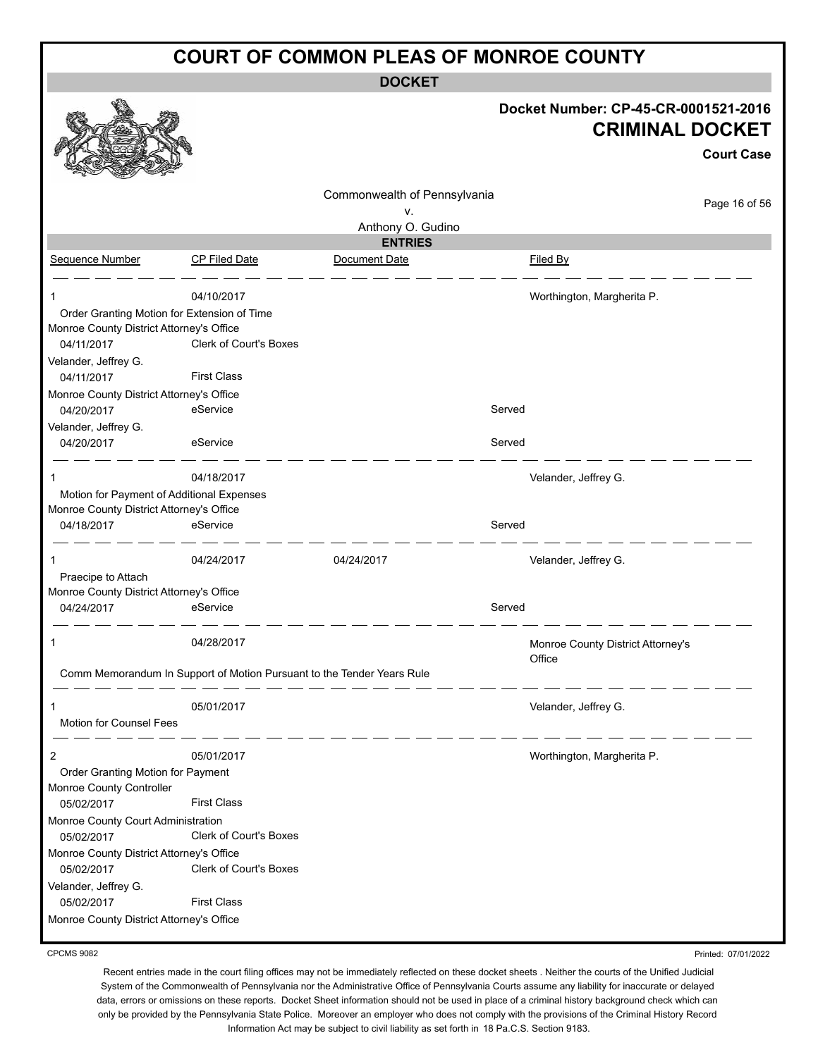# COURT OF COMMON PLEAS OF MONROE COUNTY

**DOCKET**

**Docket Number: CP-45-CR-0001521-2016**

**CRIMINAL DOCKET**

**Court Case**

Commonwealth of Pennsylvania
v.
Anthony O. Gudino

**ENTRIES**

| Sequence Number | CP Filed Date | Document Date | | Filed By |
|---|---|---|---|---|
| 1 | 04/10/2017 | | | Worthington, Margherita P. |
| Order Granting Motion for Extension of Time | | | | |
| Monroe County District Attorney's Office | | | | |
| 04/11/2017 | Clerk of Court's Boxes | | | |
| Velander, Jeffrey G. | | | | |
| 04/11/2017 | First Class | | | |
| Monroe County District Attorney's Office | | | | |
| 04/20/2017 | eService | | Served | |
| Velander, Jeffrey G. | | | | |
| 04/20/2017 | eService | | Served | |
| 1 | 04/18/2017 | | | Velander, Jeffrey G. |
| Motion for Payment of Additional Expenses | | | | |
| Monroe County District Attorney's Office | | | | |
| 04/18/2017 | eService | | Served | |
| 1 | 04/24/2017 | 04/24/2017 | | Velander, Jeffrey G. |
| Praecipe to Attach | | | | |
| Monroe County District Attorney's Office | | | | |
| 04/24/2017 | eService | | Served | |
| 1 | 04/28/2017 | | | Monroe County District Attorney's Office |
| Comm Memorandum In Support of Motion Pursuant to the Tender Years Rule | | | | |
| 1 | 05/01/2017 | | | Velander, Jeffrey G. |
| Motion for Counsel Fees | | | | |
| 2 | 05/01/2017 | | | Worthington, Margherita P. |
| Order Granting Motion for Payment | | | | |
| Monroe County Controller | | | | |
| 05/02/2017 | First Class | | | |
| Monroe County Court Administration | | | | |
| 05/02/2017 | Clerk of Court's Boxes | | | |
| Monroe County District Attorney's Office | | | | |
| 05/02/2017 | Clerk of Court's Boxes | | | |
| Velander, Jeffrey G. | | | | |
| 05/02/2017 | First Class | | | |
| Monroe County District Attorney's Office | | | | |

CPCMS 9082

Printed: 07/01/2022

Recent entries made in the court filing offices may not be immediately reflected on these docket sheets . Neither the courts of the Unified Judicial System of the Commonwealth of Pennsylvania nor the Administrative Office of Pennsylvania Courts assume any liability for inaccurate or delayed data, errors or omissions on these reports. Docket Sheet information should not be used in place of a criminal history background check which can only be provided by the Pennsylvania State Police. Moreover an employer who does not comply with the provisions of the Criminal History Record Information Act may be subject to civil liability as set forth in 18 Pa.C.S. Section 9183.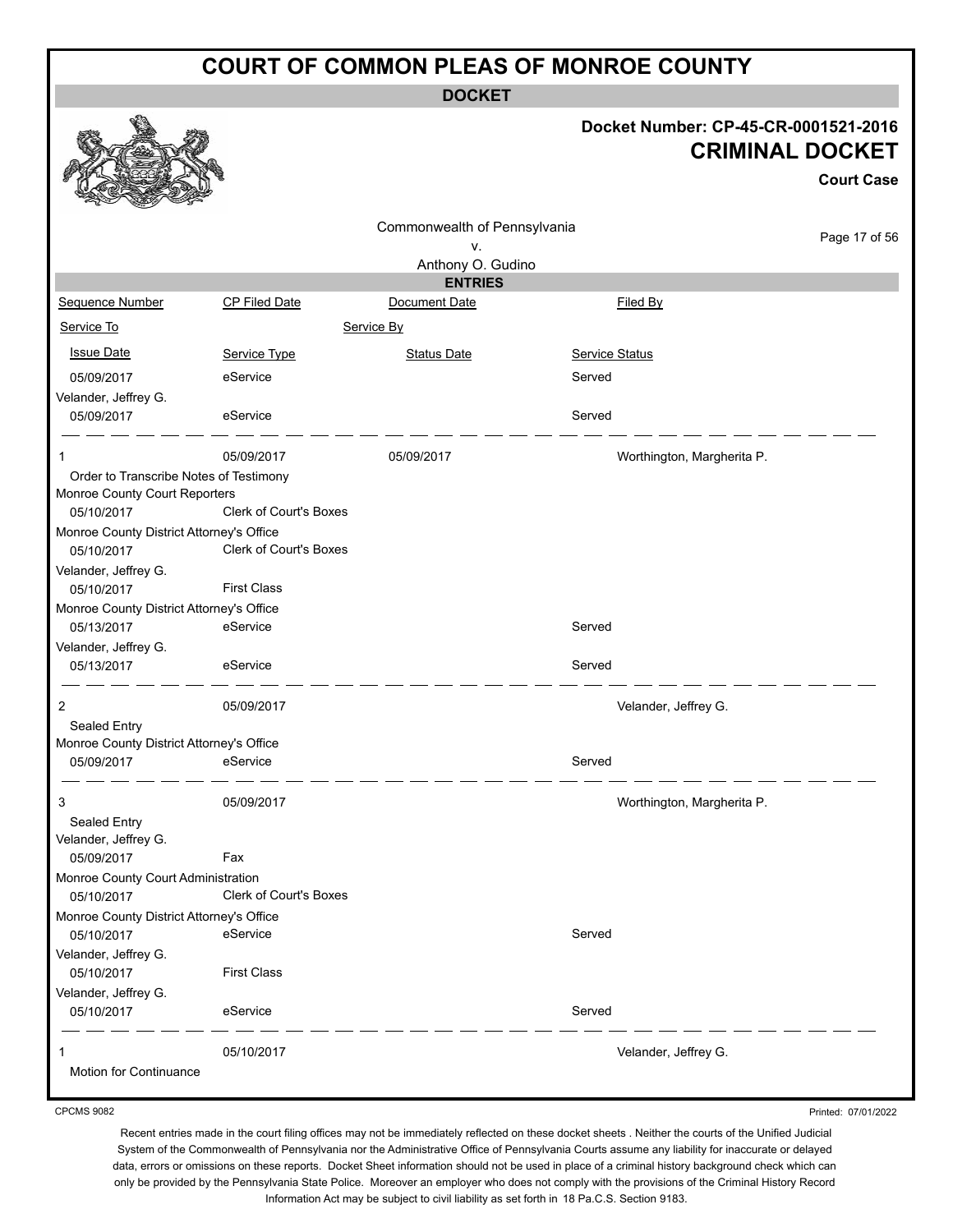# COURT OF COMMON PLEAS OF MONROE COUNTY

## DOCKET

**Docket Number: CP-45-CR-0001521-2016**

**CRIMINAL DOCKET**

**Court Case**

Commonwealth of Pennsylvania
v.
Anthony O. Gudino

### ENTRIES

| Sequence Number | CP Filed Date | Document Date | Filed By |
|---|---|---|---|
| Service To | | Service By | |
| Issue Date | Service Type | Status Date | Service Status |

| | | | |
|---|---|---|---|
| 05/09/2017 | eService | | Served |
| Velander, Jeffrey G. | | | |
| 05/09/2017 | eService | | Served |

| | | | |
|---|---|---|---|
| 1 | 05/09/2017 | 05/09/2017 | Worthington, Margherita P. |
| Order to Transcribe Notes of Testimony | | | |
| Monroe County Court Reporters | | | |
| 05/10/2017 | Clerk of Court's Boxes | | |
| Monroe County District Attorney's Office | | | |
| 05/10/2017 | Clerk of Court's Boxes | | |
| Velander, Jeffrey G. | | | |
| 05/10/2017 | First Class | | |
| Monroe County District Attorney's Office | | | |
| 05/13/2017 | eService | | Served |
| Velander, Jeffrey G. | | | |
| 05/13/2017 | eService | | Served |

| | | | |
|---|---|---|---|
| 2 | 05/09/2017 | | Velander, Jeffrey G. |
| Sealed Entry | | | |
| Monroe County District Attorney's Office | | | |
| 05/09/2017 | eService | | Served |

| | | | |
|---|---|---|---|
| 3 | 05/09/2017 | | Worthington, Margherita P. |
| Sealed Entry | | | |
| Velander, Jeffrey G. | | | |
| 05/09/2017 | Fax | | |
| Monroe County Court Administration | | | |
| 05/10/2017 | Clerk of Court's Boxes | | |
| Monroe County District Attorney's Office | | | |
| 05/10/2017 | eService | | Served |
| Velander, Jeffrey G. | | | |
| 05/10/2017 | First Class | | |
| Velander, Jeffrey G. | | | |
| 05/10/2017 | eService | | Served |

| | | | |
|---|---|---|---|
| 1 | 05/10/2017 | | Velander, Jeffrey G. |
| Motion for Continuance | | | |

CPCMS 9082

Printed: 07/01/2022

Recent entries made in the court filing offices may not be immediately reflected on these docket sheets . Neither the courts of the Unified Judicial System of the Commonwealth of Pennsylvania nor the Administrative Office of Pennsylvania Courts assume any liability for inaccurate or delayed data, errors or omissions on these reports. Docket Sheet information should not be used in place of a criminal history background check which can only be provided by the Pennsylvania State Police. Moreover an employer who does not comply with the provisions of the Criminal History Record Information Act may be subject to civil liability as set forth in 18 Pa.C.S. Section 9183.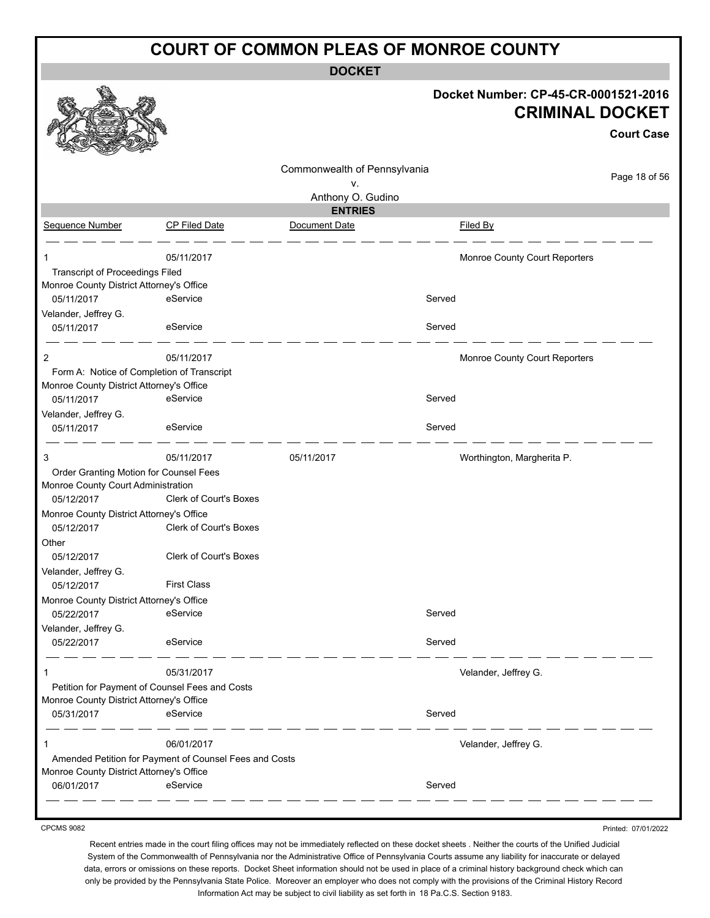# COURT OF COMMON PLEAS OF MONROE COUNTY

**DOCKET**

**Docket Number: CP-45-CR-0001521-2016**

**CRIMINAL DOCKET**

**Court Case**

Commonwealth of Pennsylvania
v.
Anthony O. Gudino

**ENTRIES**

| Sequence Number | CP Filed Date | Document Date | | Filed By |
|---|---|---|---|---|
| 1 | 05/11/2017 | | | Monroe County Court Reporters |
| Transcript of Proceedings Filed | | | | |
| Monroe County District Attorney's Office | | | | |
| 05/11/2017 | eService | | Served | |
| Velander, Jeffrey G. | | | | |
| 05/11/2017 | eService | | Served | |
| 2 | 05/11/2017 | | | Monroe County Court Reporters |
| Form A: Notice of Completion of Transcript | | | | |
| Monroe County District Attorney's Office | | | | |
| 05/11/2017 | eService | | Served | |
| Velander, Jeffrey G. | | | | |
| 05/11/2017 | eService | | Served | |
| 3 | 05/11/2017 | 05/11/2017 | | Worthington, Margherita P. |
| Order Granting Motion for Counsel Fees | | | | |
| Monroe County Court Administration | | | | |
| 05/12/2017 | Clerk of Court's Boxes | | | |
| Monroe County District Attorney's Office | | | | |
| 05/12/2017 | Clerk of Court's Boxes | | | |
| Other | | | | |
| 05/12/2017 | Clerk of Court's Boxes | | | |
| Velander, Jeffrey G. | | | | |
| 05/12/2017 | First Class | | | |
| Monroe County District Attorney's Office | | | | |
| 05/22/2017 | eService | | Served | |
| Velander, Jeffrey G. | | | | |
| 05/22/2017 | eService | | Served | |
| 1 | 05/31/2017 | | | Velander, Jeffrey G. |
| Petition for Payment of Counsel Fees and Costs | | | | |
| Monroe County District Attorney's Office | | | | |
| 05/31/2017 | eService | | Served | |
| 1 | 06/01/2017 | | | Velander, Jeffrey G. |
| Amended Petition for Payment of Counsel Fees and Costs | | | | |
| Monroe County District Attorney's Office | | | | |
| 06/01/2017 | eService | | Served | |

CPCMS 9082

Printed: 07/01/2022

Recent entries made in the court filing offices may not be immediately reflected on these docket sheets . Neither the courts of the Unified Judicial System of the Commonwealth of Pennsylvania nor the Administrative Office of Pennsylvania Courts assume any liability for inaccurate or delayed data, errors or omissions on these reports. Docket Sheet information should not be used in place of a criminal history background check which can only be provided by the Pennsylvania State Police. Moreover an employer who does not comply with the provisions of the Criminal History Record Information Act may be subject to civil liability as set forth in 18 Pa.C.S. Section 9183.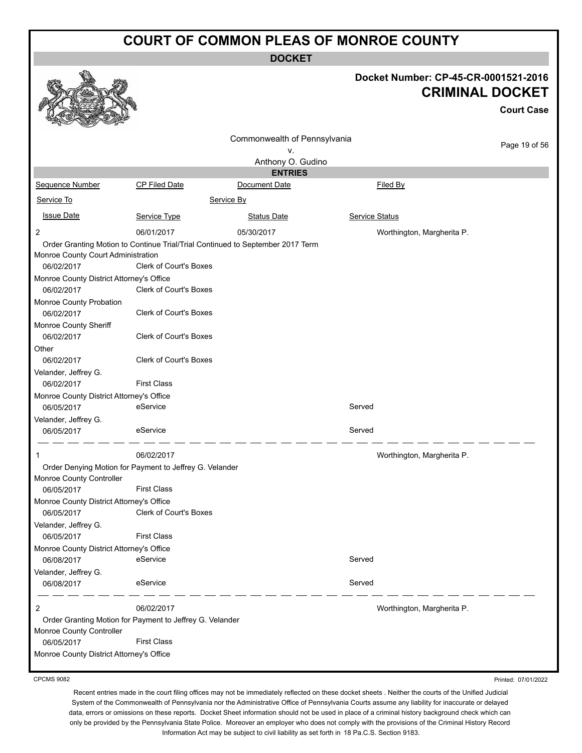# COURT OF COMMON PLEAS OF MONROE COUNTY

**DOCKET**

**Docket Number: CP-45-CR-0001521-2016**

**CRIMINAL DOCKET**

**Court Case**

Commonwealth of Pennsylvania
v.
Anthony O. Gudino

**ENTRIES**

| Sequence Number | CP Filed Date | Document Date | Filed By |
|---|---|---|---|
| Service To | | Service By | |
| Issue Date | Service Type | Status Date | Service Status |
| 2 | 06/01/2017 | 05/30/2017 | Worthington, Margherita P. |
| Order Granting Motion to Continue Trial/Trial Continued to September 2017 Term | | | |
| Monroe County Court Administration | | | |
| 06/02/2017 | Clerk of Court's Boxes | | |
| Monroe County District Attorney's Office | | | |
| 06/02/2017 | Clerk of Court's Boxes | | |
| Monroe County Probation | | | |
| 06/02/2017 | Clerk of Court's Boxes | | |
| Monroe County Sheriff | | | |
| 06/02/2017 | Clerk of Court's Boxes | | |
| Other | | | |
| 06/02/2017 | Clerk of Court's Boxes | | |
| Velander, Jeffrey G. | | | |
| 06/02/2017 | First Class | | |
| Monroe County District Attorney's Office | | | |
| 06/05/2017 | eService | | Served |
| Velander, Jeffrey G. | | | |
| 06/05/2017 | eService | | Served |
| 1 | 06/02/2017 | | Worthington, Margherita P. |
| Order Denying Motion for Payment to Jeffrey G. Velander | | | |
| Monroe County Controller | | | |
| 06/05/2017 | First Class | | |
| Monroe County District Attorney's Office | | | |
| 06/05/2017 | Clerk of Court's Boxes | | |
| Velander, Jeffrey G. | | | |
| 06/05/2017 | First Class | | |
| Monroe County District Attorney's Office | | | |
| 06/08/2017 | eService | | Served |
| Velander, Jeffrey G. | | | |
| 06/08/2017 | eService | | Served |
| 2 | 06/02/2017 | | Worthington, Margherita P. |
| Order Granting Motion for Payment to Jeffrey G. Velander | | | |
| Monroe County Controller | | | |
| 06/05/2017 | First Class | | |
| Monroe County District Attorney's Office | | | |

CPCMS 9082

Printed: 07/01/2022

Recent entries made in the court filing offices may not be immediately reflected on these docket sheets . Neither the courts of the Unified Judicial System of the Commonwealth of Pennsylvania nor the Administrative Office of Pennsylvania Courts assume any liability for inaccurate or delayed data, errors or omissions on these reports. Docket Sheet information should not be used in place of a criminal history background check which can only be provided by the Pennsylvania State Police. Moreover an employer who does not comply with the provisions of the Criminal History Record Information Act may be subject to civil liability as set forth in 18 Pa.C.S. Section 9183.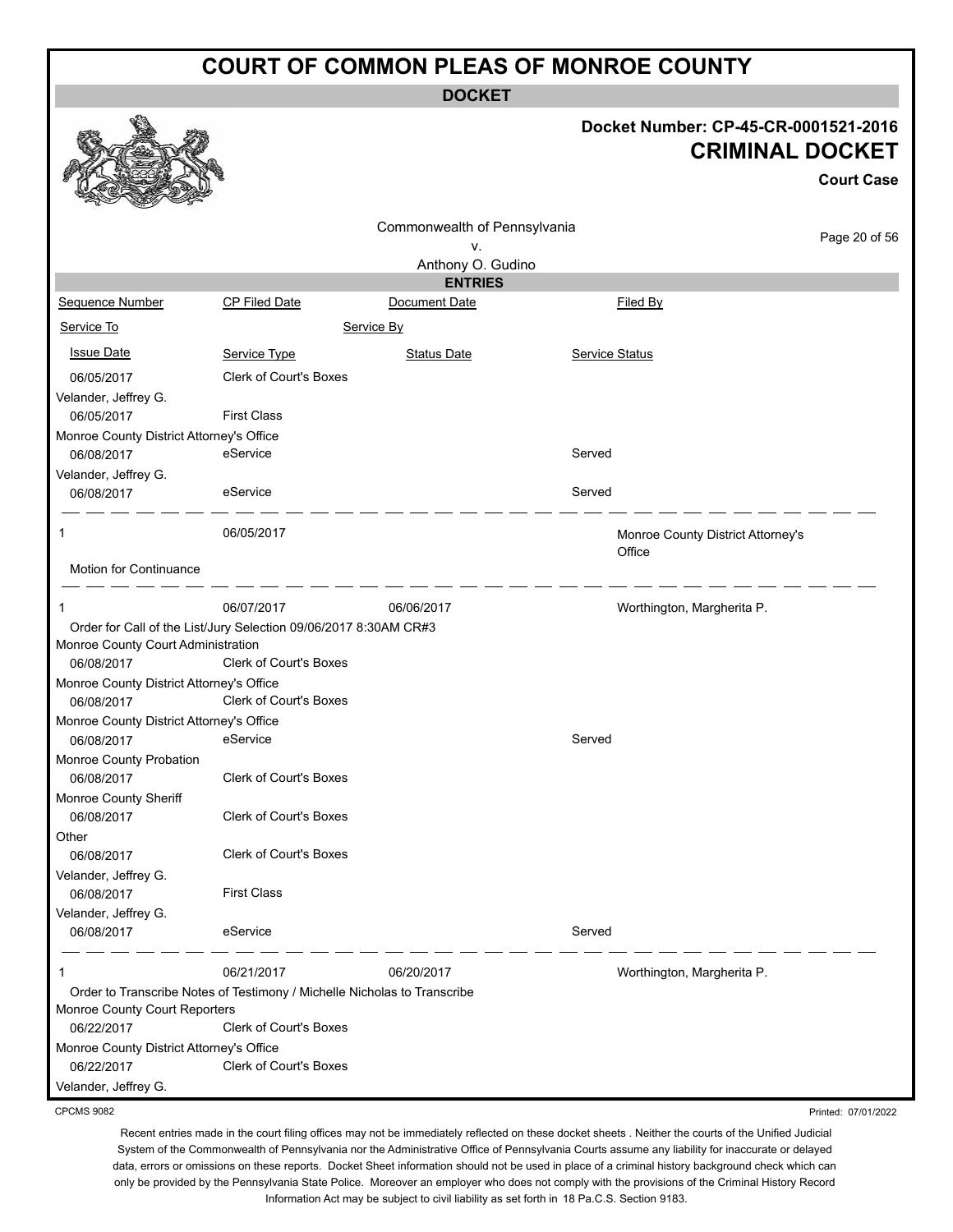# COURT OF COMMON PLEAS OF MONROE COUNTY

**DOCKET**

**Docket Number: CP-45-CR-0001521-2016**

**CRIMINAL DOCKET**

**Court Case**

Commonwealth of Pennsylvania
v.
Anthony O. Gudino

**ENTRIES**

| Sequence Number | CP Filed Date | Document Date | Filed By |
|---|---|---|---|
| Service To | | Service By | |
| Issue Date | Service Type | Status Date | Service Status |
| 06/05/2017 | Clerk of Court's Boxes | | |
| Velander, Jeffrey G. | | | |
| 06/05/2017 | First Class | | |
| Monroe County District Attorney's Office | | | |
| 06/08/2017 | eService | | Served |
| Velander, Jeffrey G. | | | |
| 06/08/2017 | eService | | Served |
| 1 | 06/05/2017 | | Monroe County District Attorney's Office |
| Motion for Continuance | | | |
| 1 | 06/07/2017 | 06/06/2017 | Worthington, Margherita P. |
| Order for Call of the List/Jury Selection 09/06/2017 8:30AM CR#3 | | | |
| Monroe County Court Administration | | | |
| 06/08/2017 | Clerk of Court's Boxes | | |
| Monroe County District Attorney's Office | | | |
| 06/08/2017 | Clerk of Court's Boxes | | |
| Monroe County District Attorney's Office | | | |
| 06/08/2017 | eService | | Served |
| Monroe County Probation | | | |
| 06/08/2017 | Clerk of Court's Boxes | | |
| Monroe County Sheriff | | | |
| 06/08/2017 | Clerk of Court's Boxes | | |
| Other | | | |
| 06/08/2017 | Clerk of Court's Boxes | | |
| Velander, Jeffrey G. | | | |
| 06/08/2017 | First Class | | |
| Velander, Jeffrey G. | | | |
| 06/08/2017 | eService | | Served |
| 1 | 06/21/2017 | 06/20/2017 | Worthington, Margherita P. |
| Order to Transcribe Notes of Testimony / Michelle Nicholas to Transcribe | | | |
| Monroe County Court Reporters | | | |
| 06/22/2017 | Clerk of Court's Boxes | | |
| Monroe County District Attorney's Office | | | |
| 06/22/2017 | Clerk of Court's Boxes | | |
| Velander, Jeffrey G. | | | |

CPCMS 9082

Printed: 07/01/2022

Recent entries made in the court filing offices may not be immediately reflected on these docket sheets . Neither the courts of the Unified Judicial System of the Commonwealth of Pennsylvania nor the Administrative Office of Pennsylvania Courts assume any liability for inaccurate or delayed data, errors or omissions on these reports. Docket Sheet information should not be used in place of a criminal history background check which can only be provided by the Pennsylvania State Police. Moreover an employer who does not comply with the provisions of the Criminal History Record Information Act may be subject to civil liability as set forth in 18 Pa.C.S. Section 9183.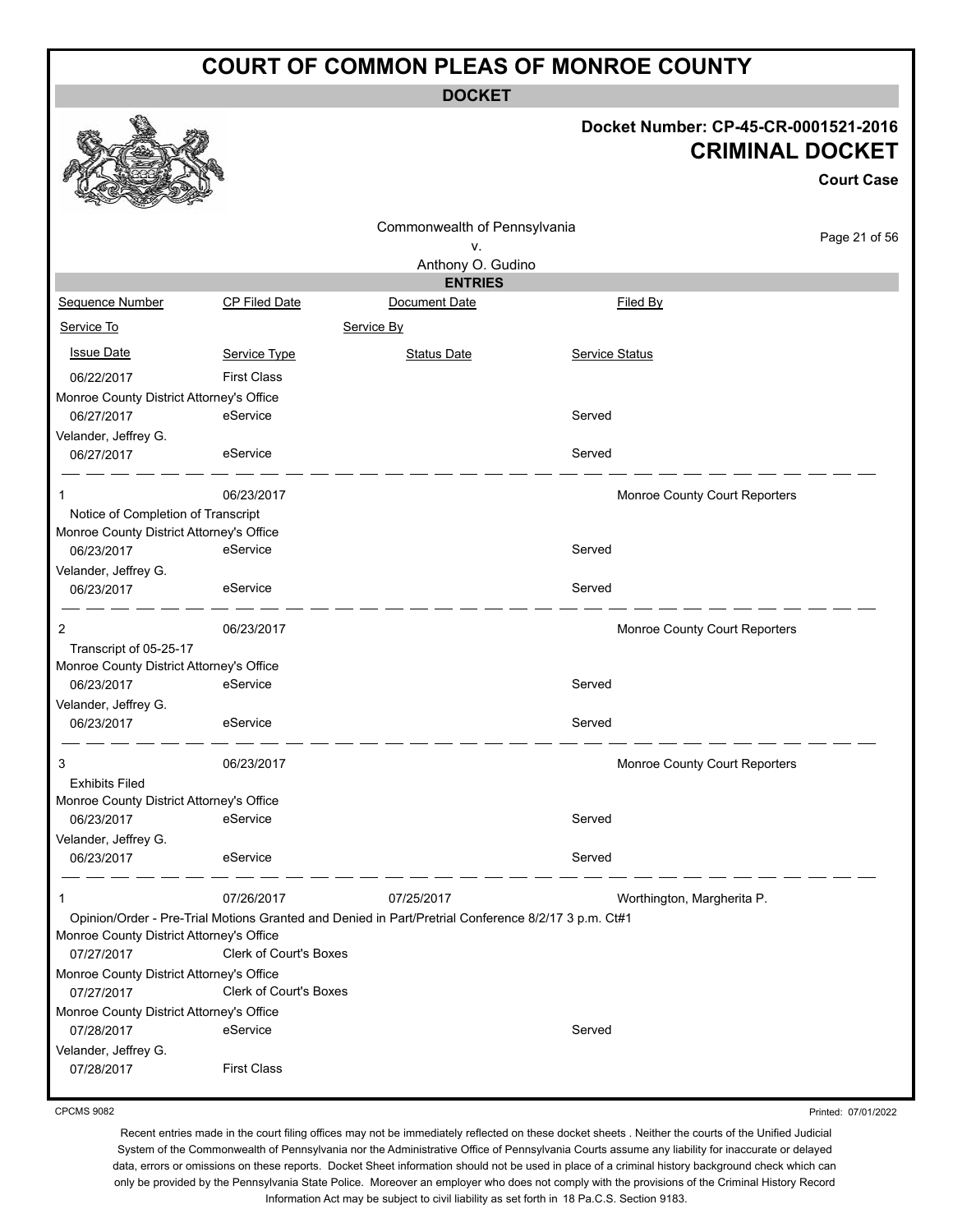# COURT OF COMMON PLEAS OF MONROE COUNTY

## DOCKET

**Docket Number: CP-45-CR-0001521-2016**

**CRIMINAL DOCKET**

**Court Case**

Commonwealth of Pennsylvania
v.
Anthony O. Gudino

### ENTRIES

| Sequence Number | CP Filed Date | Document Date | Filed By |
|---|---|---|---|
| Service To | | Service By | |
| Issue Date | Service Type | Status Date | Service Status |
| 06/22/2017 | First Class | | |
| Monroe County District Attorney's Office | | | |
| 06/27/2017 | eService | | Served |
| Velander, Jeffrey G. | | | |
| 06/27/2017 | eService | | Served |
| 1 | 06/23/2017 | | Monroe County Court Reporters |
| Notice of Completion of Transcript | | | |
| Monroe County District Attorney's Office | | | |
| 06/23/2017 | eService | | Served |
| Velander, Jeffrey G. | | | |
| 06/23/2017 | eService | | Served |
| 2 | 06/23/2017 | | Monroe County Court Reporters |
| Transcript of 05-25-17 | | | |
| Monroe County District Attorney's Office | | | |
| 06/23/2017 | eService | | Served |
| Velander, Jeffrey G. | | | |
| 06/23/2017 | eService | | Served |
| 3 | 06/23/2017 | | Monroe County Court Reporters |
| Exhibits Filed | | | |
| Monroe County District Attorney's Office | | | |
| 06/23/2017 | eService | | Served |
| Velander, Jeffrey G. | | | |
| 06/23/2017 | eService | | Served |
| 1 | 07/26/2017 | 07/25/2017 | Worthington, Margherita P. |
| Opinion/Order - Pre-Trial Motions Granted and Denied in Part/Pretrial Conference 8/2/17 3 p.m. Ct#1 | | | |
| Monroe County District Attorney's Office | | | |
| 07/27/2017 | Clerk of Court's Boxes | | |
| Monroe County District Attorney's Office | | | |
| 07/27/2017 | Clerk of Court's Boxes | | |
| Monroe County District Attorney's Office | | | |
| 07/28/2017 | eService | | Served |
| Velander, Jeffrey G. | | | |
| 07/28/2017 | First Class | | |

CPCMS 9082 Printed: 07/01/2022

Recent entries made in the court filing offices may not be immediately reflected on these docket sheets . Neither the courts of the Unified Judicial System of the Commonwealth of Pennsylvania nor the Administrative Office of Pennsylvania Courts assume any liability for inaccurate or delayed data, errors or omissions on these reports. Docket Sheet information should not be used in place of a criminal history background check which can only be provided by the Pennsylvania State Police. Moreover an employer who does not comply with the provisions of the Criminal History Record Information Act may be subject to civil liability as set forth in 18 Pa.C.S. Section 9183.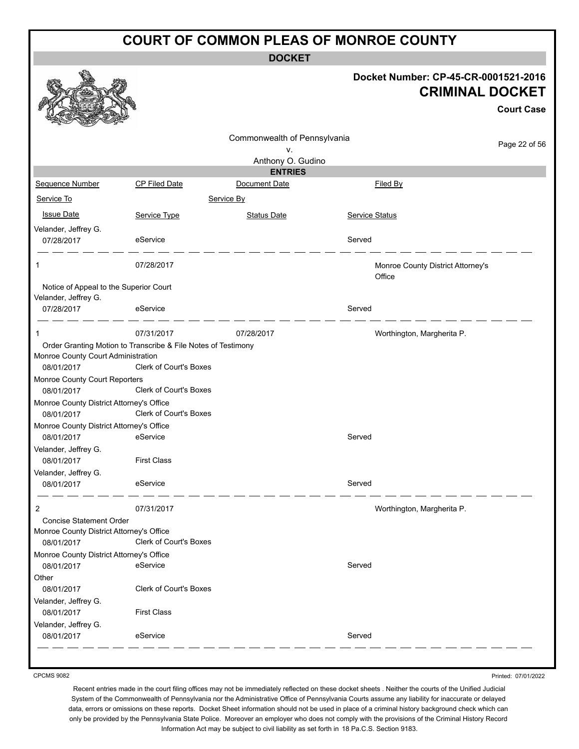# COURT OF COMMON PLEAS OF MONROE COUNTY

**DOCKET**

**Docket Number: CP-45-CR-0001521-2016**

## CRIMINAL DOCKET

**Court Case**

Commonwealth of Pennsylvania
v.
Anthony O. Gudino

**ENTRIES**

| Sequence Number | CP Filed Date | Document Date | Filed By |
|---|---|---|---|
| Service To | | Service By | |
| Issue Date | Service Type | Status Date | Service Status |
| Velander, Jeffrey G. | | | |
| 07/28/2017 | eService | | Served |
| 1 | 07/28/2017 | | Monroe County District Attorney's Office |
| Notice of Appeal to the Superior Court | | | |
| Velander, Jeffrey G. | | | |
| 07/28/2017 | eService | | Served |
| 1 | 07/31/2017 | 07/28/2017 | Worthington, Margherita P. |
| Order Granting Motion to Transcribe & File Notes of Testimony | | | |
| Monroe County Court Administration | | | |
| 08/01/2017 | Clerk of Court's Boxes | | |
| Monroe County Court Reporters | | | |
| 08/01/2017 | Clerk of Court's Boxes | | |
| Monroe County District Attorney's Office | | | |
| 08/01/2017 | Clerk of Court's Boxes | | |
| Monroe County District Attorney's Office | | | |
| 08/01/2017 | eService | | Served |
| Velander, Jeffrey G. | | | |
| 08/01/2017 | First Class | | |
| Velander, Jeffrey G. | | | |
| 08/01/2017 | eService | | Served |
| 2 | 07/31/2017 | | Worthington, Margherita P. |
| Concise Statement Order | | | |
| Monroe County District Attorney's Office | | | |
| 08/01/2017 | Clerk of Court's Boxes | | |
| Monroe County District Attorney's Office | | | |
| 08/01/2017 | eService | | Served |
| Other | | | |
| 08/01/2017 | Clerk of Court's Boxes | | |
| Velander, Jeffrey G. | | | |
| 08/01/2017 | First Class | | |
| Velander, Jeffrey G. | | | |
| 08/01/2017 | eService | | Served |

CPCMS 9082

Printed: 07/01/2022

Recent entries made in the court filing offices may not be immediately reflected on these docket sheets . Neither the courts of the Unified Judicial System of the Commonwealth of Pennsylvania nor the Administrative Office of Pennsylvania Courts assume any liability for inaccurate or delayed data, errors or omissions on these reports. Docket Sheet information should not be used in place of a criminal history background check which can only be provided by the Pennsylvania State Police. Moreover an employer who does not comply with the provisions of the Criminal History Record Information Act may be subject to civil liability as set forth in 18 Pa.C.S. Section 9183.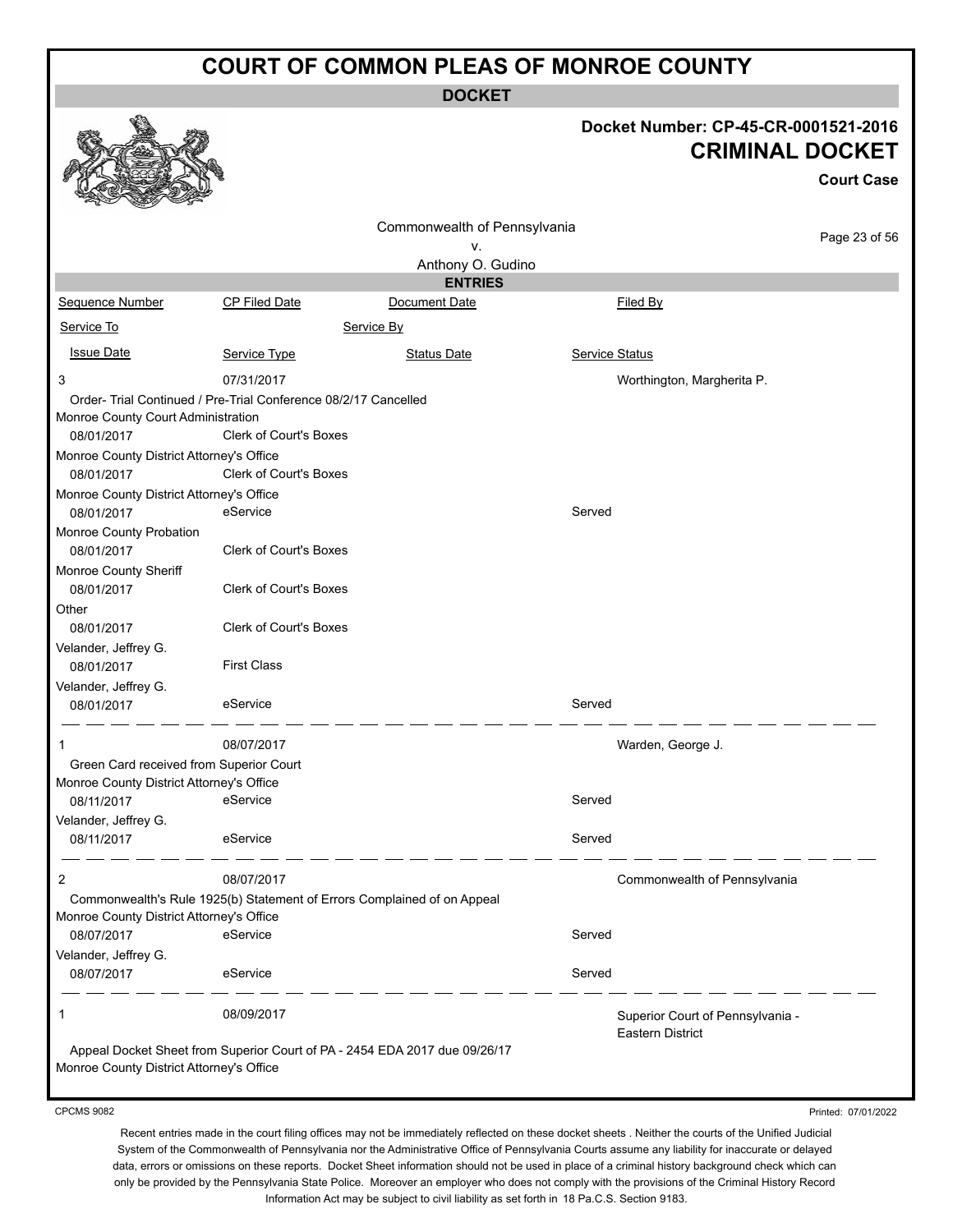# COURT OF COMMON PLEAS OF MONROE COUNTY

## DOCKET

**Docket Number: CP-45-CR-0001521-2016**

**CRIMINAL DOCKET**

**Court Case**

Commonwealth of Pennsylvania
v.
Anthony O. Gudino

### ENTRIES

| Sequence Number | CP Filed Date | Document Date | Filed By |
|---|---|---|---|
| Service To | | Service By | |
| Issue Date | Service Type | Status Date | Service Status |

3 — 07/31/2017 — Worthington, Margherita P.

Order- Trial Continued / Pre-Trial Conference 08/2/17 Cancelled

| Service To | Issue Date | Service Type | Status Date | Service Status |
|---|---|---|---|---|
| Monroe County Court Administration | 08/01/2017 | Clerk of Court's Boxes | | |
| Monroe County District Attorney's Office | 08/01/2017 | Clerk of Court's Boxes | | |
| Monroe County District Attorney's Office | 08/01/2017 | eService | | Served |
| Monroe County Probation | 08/01/2017 | Clerk of Court's Boxes | | |
| Monroe County Sheriff | 08/01/2017 | Clerk of Court's Boxes | | |
| Other | 08/01/2017 | Clerk of Court's Boxes | | |
| Velander, Jeffrey G. | 08/01/2017 | First Class | | |
| Velander, Jeffrey G. | 08/01/2017 | eService | | Served |

1 — 08/07/2017 — Warden, George J.

Green Card received from Superior Court

| Service To | Issue Date | Service Type | Status Date | Service Status |
|---|---|---|---|---|
| Monroe County District Attorney's Office | 08/11/2017 | eService | | Served |
| Velander, Jeffrey G. | 08/11/2017 | eService | | Served |

2 — 08/07/2017 — Commonwealth of Pennsylvania

Commonwealth's Rule 1925(b) Statement of Errors Complained of on Appeal

| Service To | Issue Date | Service Type | Status Date | Service Status |
|---|---|---|---|---|
| Monroe County District Attorney's Office | 08/07/2017 | eService | | Served |
| Velander, Jeffrey G. | 08/07/2017 | eService | | Served |

1 — 08/09/2017 — Superior Court of Pennsylvania - Eastern District

Appeal Docket Sheet from Superior Court of PA - 2454 EDA 2017 due 09/26/17

Monroe County District Attorney's Office

CPCMS 9082 Printed: 07/01/2022

Recent entries made in the court filing offices may not be immediately reflected on these docket sheets . Neither the courts of the Unified Judicial System of the Commonwealth of Pennsylvania nor the Administrative Office of Pennsylvania Courts assume any liability for inaccurate or delayed data, errors or omissions on these reports. Docket Sheet information should not be used in place of a criminal history background check which can only be provided by the Pennsylvania State Police. Moreover an employer who does not comply with the provisions of the Criminal History Record Information Act may be subject to civil liability as set forth in 18 Pa.C.S. Section 9183.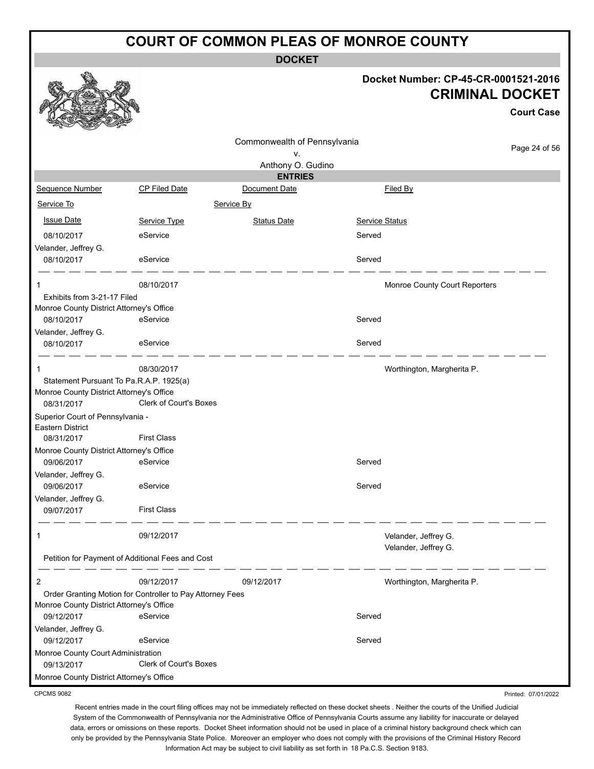# COURT OF COMMON PLEAS OF MONROE COUNTY

**DOCKET**

**Docket Number: CP-45-CR-0001521-2016**

**CRIMINAL DOCKET**

**Court Case**

Commonwealth of Pennsylvania
v.
Anthony O. Gudino

**ENTRIES**

| Sequence Number | CP Filed Date | Document Date | Filed By |
|---|---|---|---|
| Service To | | Service By | |
| Issue Date | Service Type | Status Date | Service Status |
| 08/10/2017 | eService | | Served |
| Velander, Jeffrey G. | | | |
| 08/10/2017 | eService | | Served |
| 1 | 08/10/2017 | | Monroe County Court Reporters |
| Exhibits from 3-21-17 Filed | | | |
| Monroe County District Attorney's Office | | | |
| 08/10/2017 | eService | | Served |
| Velander, Jeffrey G. | | | |
| 08/10/2017 | eService | | Served |
| 1 | 08/30/2017 | | Worthington, Margherita P. |
| Statement Pursuant To Pa.R.A.P. 1925(a) | | | |
| Monroe County District Attorney's Office | | | |
| 08/31/2017 | Clerk of Court's Boxes | | |
| Superior Court of Pennsylvania - Eastern District | | | |
| 08/31/2017 | First Class | | |
| Monroe County District Attorney's Office | | | |
| 09/06/2017 | eService | | Served |
| Velander, Jeffrey G. | | | |
| 09/06/2017 | eService | | Served |
| Velander, Jeffrey G. | | | |
| 09/07/2017 | First Class | | |
| 1 | 09/12/2017 | | Velander, Jeffrey G.<br>Velander, Jeffrey G. |
| Petition for Payment of Additional Fees and Cost | | | |
| 2 | 09/12/2017 | 09/12/2017 | Worthington, Margherita P. |
| Order Granting Motion for Controller to Pay Attorney Fees | | | |
| Monroe County District Attorney's Office | | | |
| 09/12/2017 | eService | | Served |
| Velander, Jeffrey G. | | | |
| 09/12/2017 | eService | | Served |
| Monroe County Court Administration | | | |
| 09/13/2017 | Clerk of Court's Boxes | | |
| Monroe County District Attorney's Office | | | |

CPCMS 9082

Printed: 07/01/2022

Recent entries made in the court filing offices may not be immediately reflected on these docket sheets . Neither the courts of the Unified Judicial System of the Commonwealth of Pennsylvania nor the Administrative Office of Pennsylvania Courts assume any liability for inaccurate or delayed data, errors or omissions on these reports. Docket Sheet information should not be used in place of a criminal history background check which can only be provided by the Pennsylvania State Police. Moreover an employer who does not comply with the provisions of the Criminal History Record Information Act may be subject to civil liability as set forth in 18 Pa.C.S. Section 9183.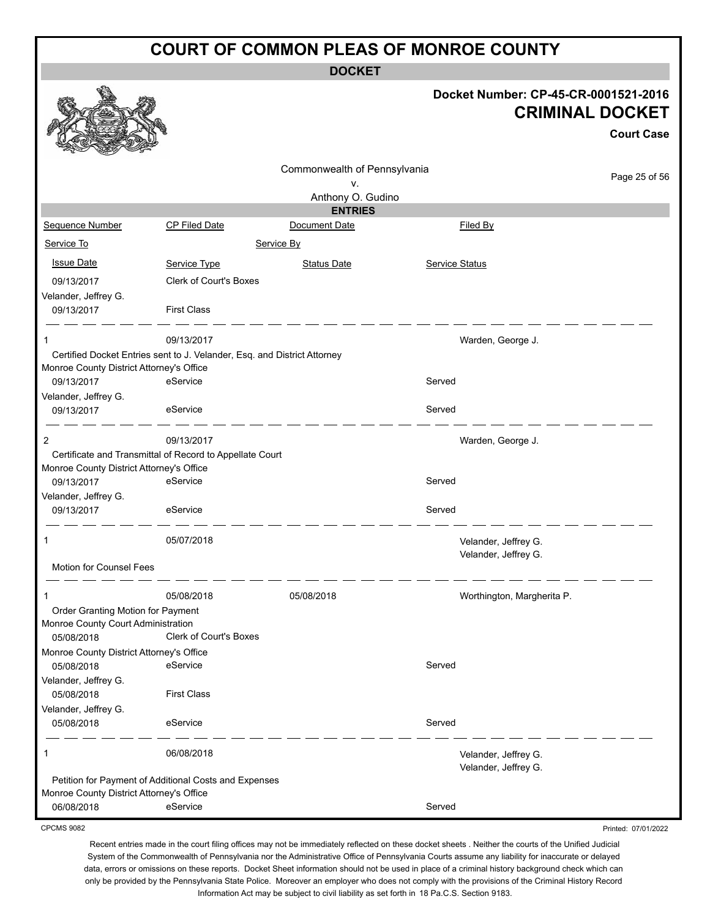# COURT OF COMMON PLEAS OF MONROE COUNTY

## DOCKET

**Docket Number: CP-45-CR-0001521-2016**

**CRIMINAL DOCKET**

**Court Case**

Commonwealth of Pennsylvania
v.
Anthony O. Gudino

### ENTRIES

| Sequence Number | CP Filed Date | Document Date | Filed By |
|---|---|---|---|
| Service To | | Service By | |
| Issue Date | Service Type | Status Date | Service Status |

| | | | |
|---|---|---|---|
| 09/13/2017 | Clerk of Court's Boxes | | |
| Velander, Jeffrey G. | | | |
| 09/13/2017 | First Class | | |

| | | | |
|---|---|---|---|
| 1 | 09/13/2017 | | Warden, George J. |
| Certified Docket Entries sent to J. Velander, Esq. and District Attorney | | | |
| Monroe County District Attorney's Office | | | |
| 09/13/2017 | eService | | Served |
| Velander, Jeffrey G. | | | |
| 09/13/2017 | eService | | Served |

| | | | |
|---|---|---|---|
| 2 | 09/13/2017 | | Warden, George J. |
| Certificate and Transmittal of Record to Appellate Court | | | |
| Monroe County District Attorney's Office | | | |
| 09/13/2017 | eService | | Served |
| Velander, Jeffrey G. | | | |
| 09/13/2017 | eService | | Served |

| | | | |
|---|---|---|---|
| 1 | 05/07/2018 | | Velander, Jeffrey G.<br>Velander, Jeffrey G. |
| Motion for Counsel Fees | | | |

| | | | |
|---|---|---|---|
| 1 | 05/08/2018 | 05/08/2018 | Worthington, Margherita P. |
| Order Granting Motion for Payment | | | |
| Monroe County Court Administration | | | |
| 05/08/2018 | Clerk of Court's Boxes | | |
| Monroe County District Attorney's Office | | | |
| 05/08/2018 | eService | | Served |
| Velander, Jeffrey G. | | | |
| 05/08/2018 | First Class | | |
| Velander, Jeffrey G. | | | |
| 05/08/2018 | eService | | Served |

| | | | |
|---|---|---|---|
| 1 | 06/08/2018 | | Velander, Jeffrey G.<br>Velander, Jeffrey G. |
| Petition for Payment of Additional Costs and Expenses | | | |
| Monroe County District Attorney's Office | | | |
| 06/08/2018 | eService | | Served |

CPCMS 9082

Printed: 07/01/2022

Recent entries made in the court filing offices may not be immediately reflected on these docket sheets . Neither the courts of the Unified Judicial System of the Commonwealth of Pennsylvania nor the Administrative Office of Pennsylvania Courts assume any liability for inaccurate or delayed data, errors or omissions on these reports. Docket Sheet information should not be used in place of a criminal history background check which can only be provided by the Pennsylvania State Police. Moreover an employer who does not comply with the provisions of the Criminal History Record Information Act may be subject to civil liability as set forth in 18 Pa.C.S. Section 9183.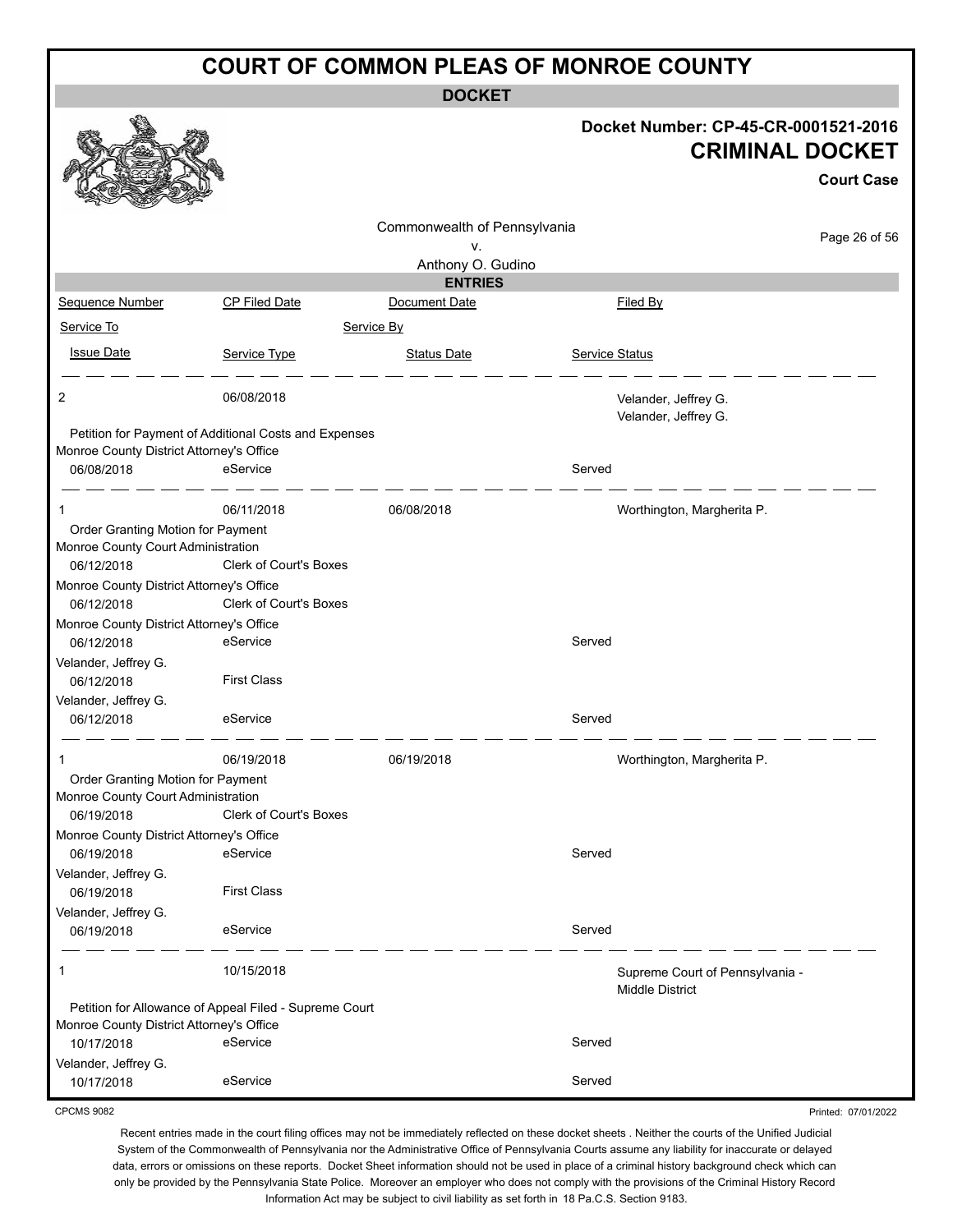# COURT OF COMMON PLEAS OF MONROE COUNTY

**DOCKET**

**Docket Number: CP-45-CR-0001521-2016**

**CRIMINAL DOCKET**

**Court Case**

Commonwealth of Pennsylvania
v.
Anthony O. Gudino

**ENTRIES**

| Sequence Number | CP Filed Date | Document Date | Filed By |
|---|---|---|---|
| Service To | | Service By | |
| Issue Date | Service Type | Status Date | Service Status |
| 2 | 06/08/2018 | | Velander, Jeffrey G. |
| | | | Velander, Jeffrey G. |
| Petition for Payment of Additional Costs and Expenses | | | |
| Monroe County District Attorney's Office | | | |
| 06/08/2018 | eService | | Served |
| 1 | 06/11/2018 | 06/08/2018 | Worthington, Margherita P. |
| Order Granting Motion for Payment | | | |
| Monroe County Court Administration | | | |
| 06/12/2018 | Clerk of Court's Boxes | | |
| Monroe County District Attorney's Office | | | |
| 06/12/2018 | Clerk of Court's Boxes | | |
| Monroe County District Attorney's Office | | | |
| 06/12/2018 | eService | | Served |
| Velander, Jeffrey G. | | | |
| 06/12/2018 | First Class | | |
| Velander, Jeffrey G. | | | |
| 06/12/2018 | eService | | Served |
| 1 | 06/19/2018 | 06/19/2018 | Worthington, Margherita P. |
| Order Granting Motion for Payment | | | |
| Monroe County Court Administration | | | |
| 06/19/2018 | Clerk of Court's Boxes | | |
| Monroe County District Attorney's Office | | | |
| 06/19/2018 | eService | | Served |
| Velander, Jeffrey G. | | | |
| 06/19/2018 | First Class | | |
| Velander, Jeffrey G. | | | |
| 06/19/2018 | eService | | Served |
| 1 | 10/15/2018 | | Supreme Court of Pennsylvania - Middle District |
| Petition for Allowance of Appeal Filed - Supreme Court | | | |
| Monroe County District Attorney's Office | | | |
| 10/17/2018 | eService | | Served |
| Velander, Jeffrey G. | | | |
| 10/17/2018 | eService | | Served |

CPCMS 9082

Printed: 07/01/2022

Recent entries made in the court filing offices may not be immediately reflected on these docket sheets . Neither the courts of the Unified Judicial System of the Commonwealth of Pennsylvania nor the Administrative Office of Pennsylvania Courts assume any liability for inaccurate or delayed data, errors or omissions on these reports. Docket Sheet information should not be used in place of a criminal history background check which can only be provided by the Pennsylvania State Police. Moreover an employer who does not comply with the provisions of the Criminal History Record Information Act may be subject to civil liability as set forth in 18 Pa.C.S. Section 9183.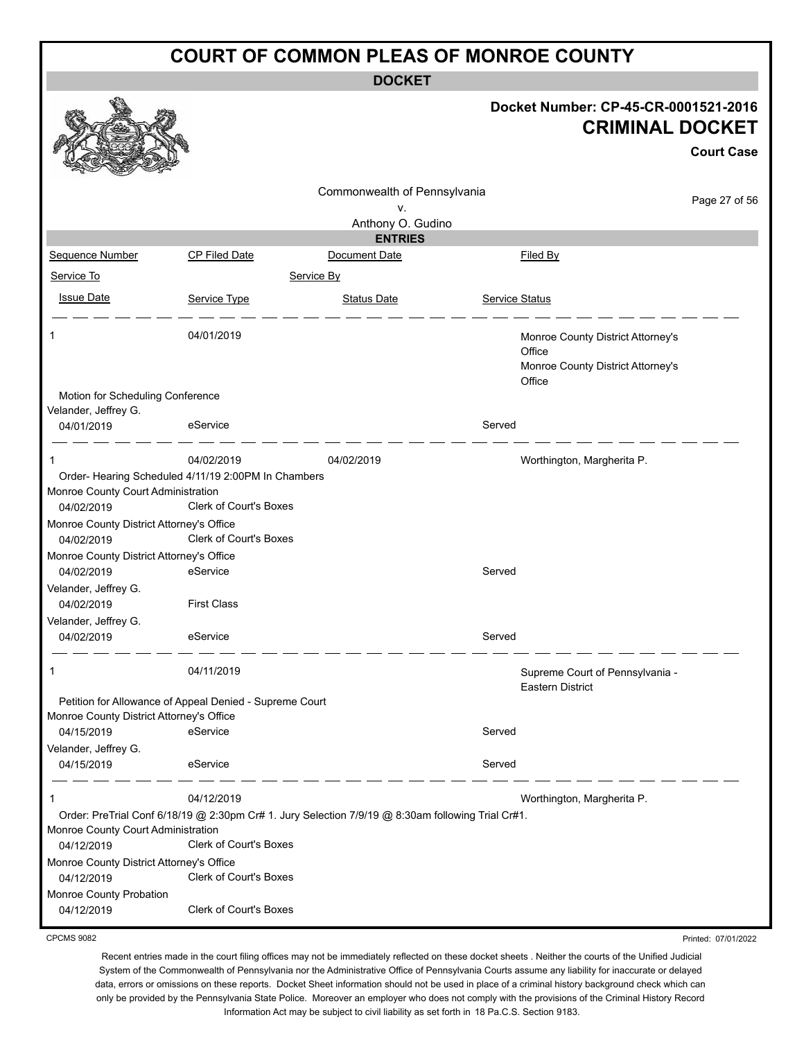# COURT OF COMMON PLEAS OF MONROE COUNTY

## DOCKET

**Docket Number: CP-45-CR-0001521-2016**

**CRIMINAL DOCKET**

**Court Case**

Commonwealth of Pennsylvania
v.
Anthony O. Gudino

### ENTRIES

| Sequence Number | CP Filed Date | Document Date | Filed By |
|---|---|---|---|
| Service To | | Service By | |
| Issue Date | Service Type | Status Date | Service Status |

---

| | | | |
|---|---|---|---|
| 1 | 04/01/2019 | | Monroe County District Attorney's Office<br>Monroe County District Attorney's Office |

Motion for Scheduling Conference

| Service To | Issue Date | Service Type | Status Date | Service Status |
|---|---|---|---|---|
| Velander, Jeffrey G. | 04/01/2019 | eService | | Served |

---

| | | | |
|---|---|---|---|
| 1 | 04/02/2019 | 04/02/2019 | Worthington, Margherita P. |

Order- Hearing Scheduled 4/11/19 2:00PM In Chambers

| Service To | Issue Date | Service Type | Status Date | Service Status |
|---|---|---|---|---|
| Monroe County Court Administration | 04/02/2019 | Clerk of Court's Boxes | | |
| Monroe County District Attorney's Office | 04/02/2019 | Clerk of Court's Boxes | | |
| Monroe County District Attorney's Office | 04/02/2019 | eService | | Served |
| Velander, Jeffrey G. | 04/02/2019 | First Class | | |
| Velander, Jeffrey G. | 04/02/2019 | eService | | Served |

---

| | | | |
|---|---|---|---|
| 1 | 04/11/2019 | | Supreme Court of Pennsylvania - Eastern District |

Petition for Allowance of Appeal Denied - Supreme Court

| Service To | Issue Date | Service Type | Status Date | Service Status |
|---|---|---|---|---|
| Monroe County District Attorney's Office | 04/15/2019 | eService | | Served |
| Velander, Jeffrey G. | 04/15/2019 | eService | | Served |

---

| | | | |
|---|---|---|---|
| 1 | 04/12/2019 | | Worthington, Margherita P. |

Order: PreTrial Conf 6/18/19 @ 2:30pm Cr# 1. Jury Selection 7/9/19 @ 8:30am following Trial Cr#1.

| Service To | Issue Date | Service Type | Status Date | Service Status |
|---|---|---|---|---|
| Monroe County Court Administration | 04/12/2019 | Clerk of Court's Boxes | | |
| Monroe County District Attorney's Office | 04/12/2019 | Clerk of Court's Boxes | | |
| Monroe County Probation | 04/12/2019 | Clerk of Court's Boxes | | |

CPCMS 9082

Printed: 07/01/2022

Recent entries made in the court filing offices may not be immediately reflected on these docket sheets . Neither the courts of the Unified Judicial System of the Commonwealth of Pennsylvania nor the Administrative Office of Pennsylvania Courts assume any liability for inaccurate or delayed data, errors or omissions on these reports. Docket Sheet information should not be used in place of a criminal history background check which can only be provided by the Pennsylvania State Police. Moreover an employer who does not comply with the provisions of the Criminal History Record Information Act may be subject to civil liability as set forth in 18 Pa.C.S. Section 9183.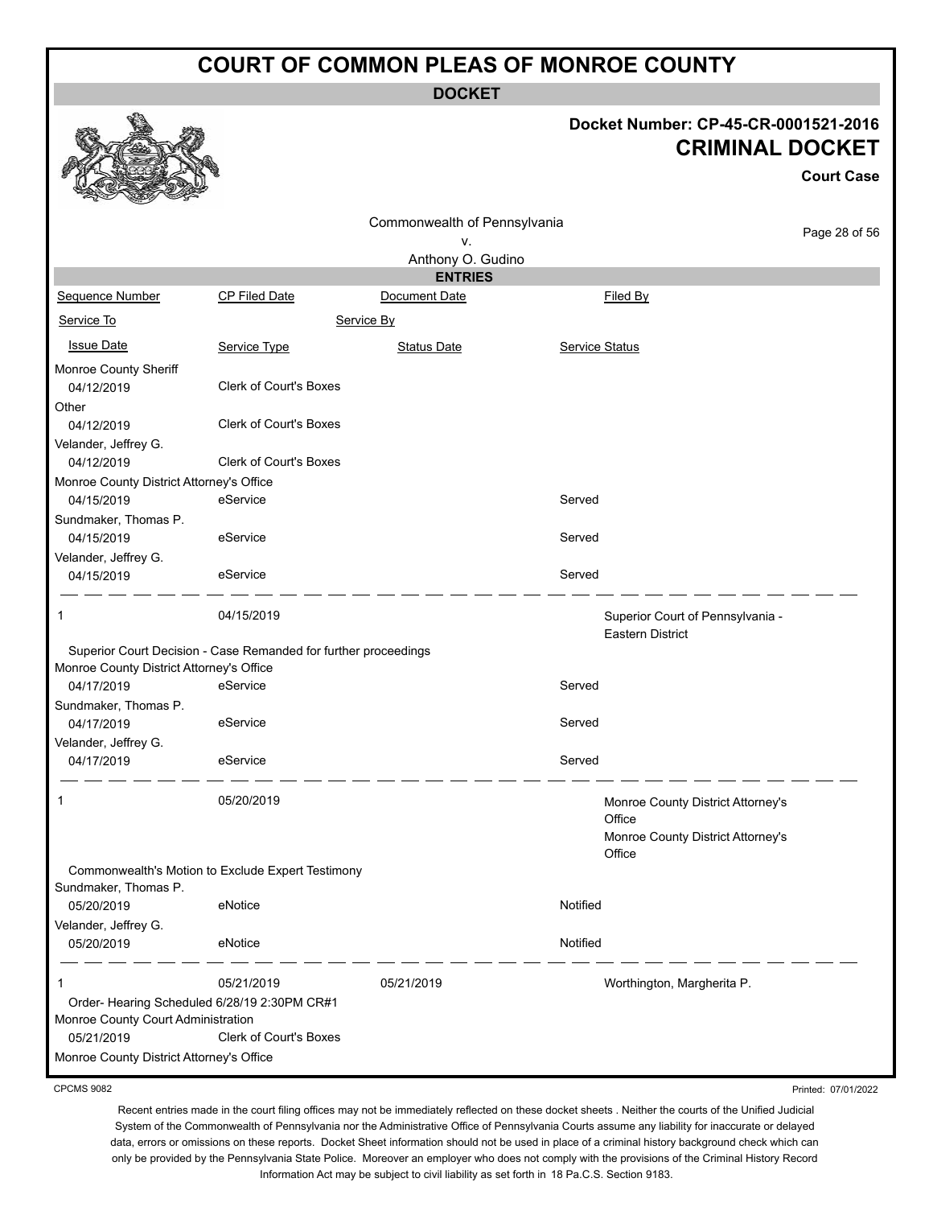# COURT OF COMMON PLEAS OF MONROE COUNTY

## DOCKET

**Docket Number: CP-45-CR-0001521-2016**

**CRIMINAL DOCKET**

**Court Case**

Commonwealth of Pennsylvania
v.
Anthony O. Gudino

### ENTRIES

| Sequence Number | CP Filed Date | Document Date | Filed By |
|---|---|---|---|
| Service To | Service By | | |
| Issue Date | Service Type | Status Date | Service Status |

Monroe County Sheriff
04/12/2019 — Clerk of Court's Boxes

Other
04/12/2019 — Clerk of Court's Boxes

Velander, Jeffrey G.
04/12/2019 — Clerk of Court's Boxes

Monroe County District Attorney's Office
04/15/2019 — eService — Served

Sundmaker, Thomas P.
04/15/2019 — eService — Served

Velander, Jeffrey G.
04/15/2019 — eService — Served

---

| Sequence Number | CP Filed Date | Document Date | Filed By |
|---|---|---|---|
| 1 | 04/15/2019 | | Superior Court of Pennsylvania - Eastern District |

Superior Court Decision - Case Remanded for further proceedings

| Service To | Issue Date | Service Type | Service Status |
|---|---|---|---|
| Monroe County District Attorney's Office | 04/17/2019 | eService | Served |
| Sundmaker, Thomas P. | 04/17/2019 | eService | Served |
| Velander, Jeffrey G. | 04/17/2019 | eService | Served |

---

| Sequence Number | CP Filed Date | Document Date | Filed By |
|---|---|---|---|
| 1 | 05/20/2019 | | Monroe County District Attorney's Office<br>Monroe County District Attorney's Office |

Commonwealth's Motion to Exclude Expert Testimony

| Service To | Issue Date | Service Type | Service Status |
|---|---|---|---|
| Sundmaker, Thomas P. | 05/20/2019 | eNotice | Notified |
| Velander, Jeffrey G. | 05/20/2019 | eNotice | Notified |

---

| Sequence Number | CP Filed Date | Document Date | Filed By |
|---|---|---|---|
| 1 | 05/21/2019 | 05/21/2019 | Worthington, Margherita P. |

Order- Hearing Scheduled 6/28/19 2:30PM CR#1

| Service To | Issue Date | Service Type | Service Status |
|---|---|---|---|
| Monroe County Court Administration | 05/21/2019 | Clerk of Court's Boxes | |
| Monroe County District Attorney's Office | | | |

CPCMS 9082

Printed: 07/01/2022

Recent entries made in the court filing offices may not be immediately reflected on these docket sheets . Neither the courts of the Unified Judicial System of the Commonwealth of Pennsylvania nor the Administrative Office of Pennsylvania Courts assume any liability for inaccurate or delayed data, errors or omissions on these reports. Docket Sheet information should not be used in place of a criminal history background check which can only be provided by the Pennsylvania State Police. Moreover an employer who does not comply with the provisions of the Criminal History Record Information Act may be subject to civil liability as set forth in 18 Pa.C.S. Section 9183.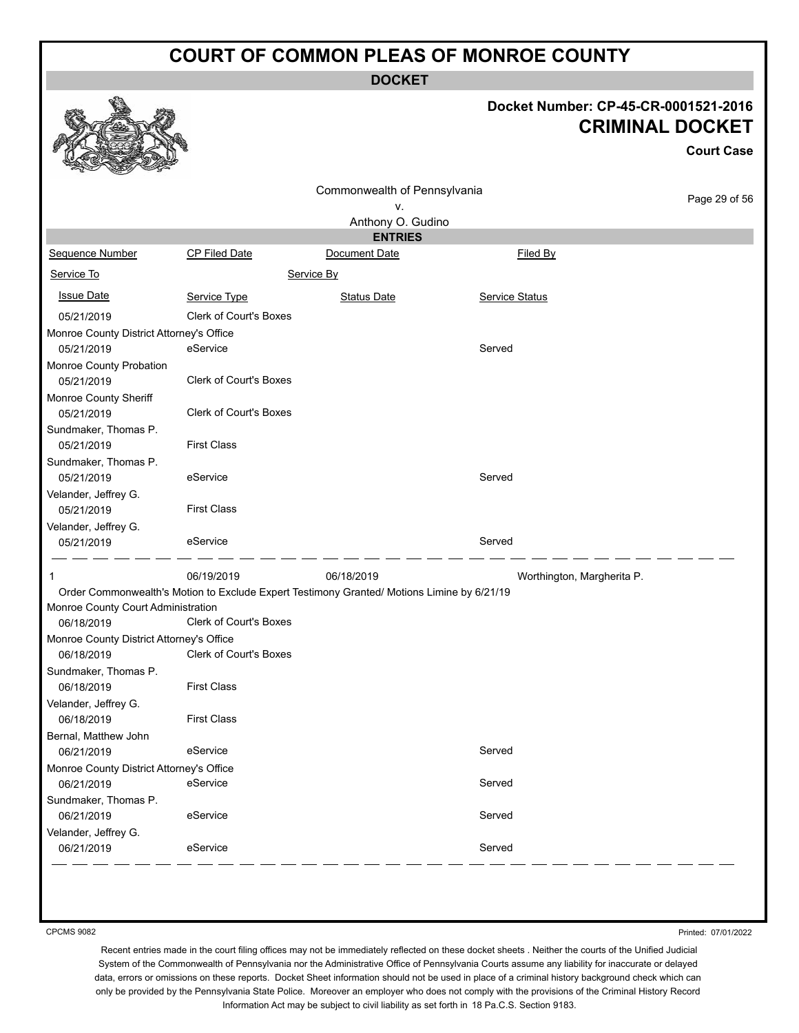# COURT OF COMMON PLEAS OF MONROE COUNTY

**DOCKET**

**Docket Number: CP-45-CR-0001521-2016**

**CRIMINAL DOCKET**

**Court Case**

Commonwealth of Pennsylvania
v.
Anthony O. Gudino

**ENTRIES**

| Sequence Number | CP Filed Date | Document Date | Filed By |
|---|---|---|---|
| Service To | Service By | | |
| Issue Date | Service Type | Status Date | Service Status |
| 05/21/2019 | Clerk of Court's Boxes | | |
| Monroe County District Attorney's Office | | | |
| 05/21/2019 | eService | | Served |
| Monroe County Probation | | | |
| 05/21/2019 | Clerk of Court's Boxes | | |
| Monroe County Sheriff | | | |
| 05/21/2019 | Clerk of Court's Boxes | | |
| Sundmaker, Thomas P. | | | |
| 05/21/2019 | First Class | | |
| Sundmaker, Thomas P. | | | |
| 05/21/2019 | eService | | Served |
| Velander, Jeffrey G. | | | |
| 05/21/2019 | First Class | | |
| Velander, Jeffrey G. | | | |
| 05/21/2019 | eService | | Served |
| 1 | 06/19/2019 | 06/18/2019 | Worthington, Margherita P. |
| Order Commonwealth's Motion to Exclude Expert Testimony Granted/ Motions Limine by 6/21/19 | | | |
| Monroe County Court Administration | | | |
| 06/18/2019 | Clerk of Court's Boxes | | |
| Monroe County District Attorney's Office | | | |
| 06/18/2019 | Clerk of Court's Boxes | | |
| Sundmaker, Thomas P. | | | |
| 06/18/2019 | First Class | | |
| Velander, Jeffrey G. | | | |
| 06/18/2019 | First Class | | |
| Bernal, Matthew John | | | |
| 06/21/2019 | eService | | Served |
| Monroe County District Attorney's Office | | | |
| 06/21/2019 | eService | | Served |
| Sundmaker, Thomas P. | | | |
| 06/21/2019 | eService | | Served |
| Velander, Jeffrey G. | | | |
| 06/21/2019 | eService | | Served |

CPCMS 9082

Printed: 07/01/2022

Recent entries made in the court filing offices may not be immediately reflected on these docket sheets . Neither the courts of the Unified Judicial System of the Commonwealth of Pennsylvania nor the Administrative Office of Pennsylvania Courts assume any liability for inaccurate or delayed data, errors or omissions on these reports. Docket Sheet information should not be used in place of a criminal history background check which can only be provided by the Pennsylvania State Police. Moreover an employer who does not comply with the provisions of the Criminal History Record Information Act may be subject to civil liability as set forth in 18 Pa.C.S. Section 9183.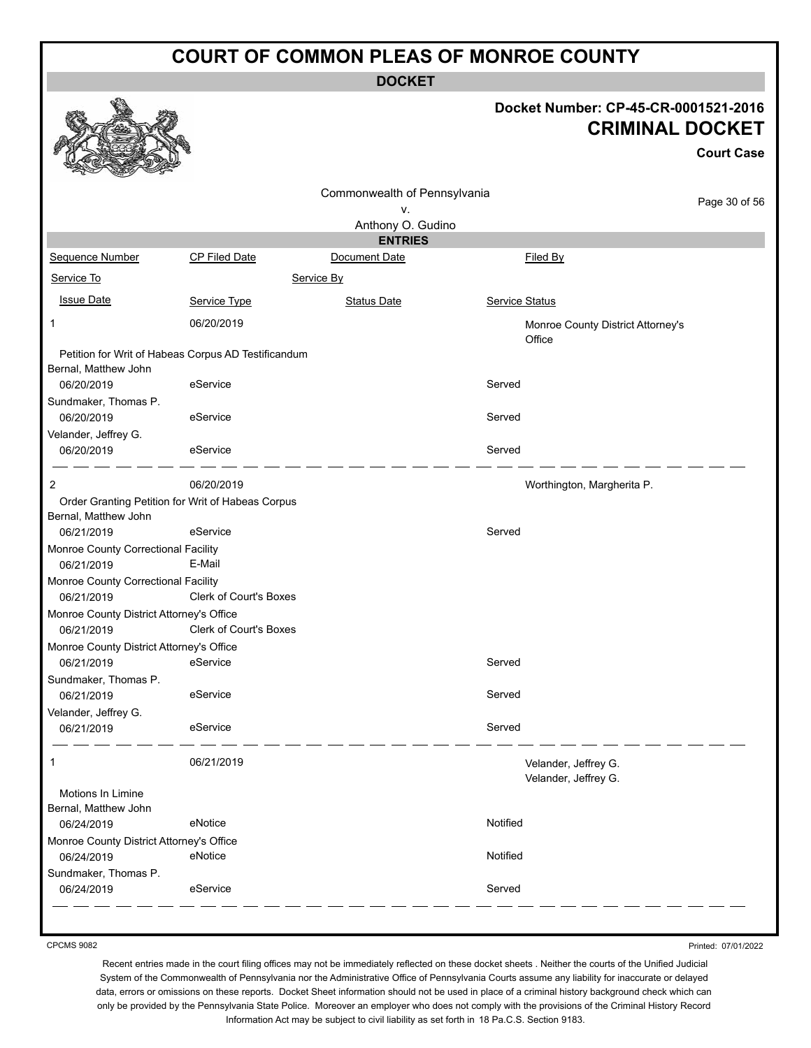# COURT OF COMMON PLEAS OF MONROE COUNTY

**DOCKET**

**Docket Number: CP-45-CR-0001521-2016**

## CRIMINAL DOCKET

**Court Case**

Commonwealth of Pennsylvania
v.
Anthony O. Gudino

**ENTRIES**

| Sequence Number | CP Filed Date | Document Date | Filed By |
|---|---|---|---|
| Service To | | Service By | |
| Issue Date | Service Type | Status Date | Service Status |
| 1 | 06/20/2019 | | Monroe County District Attorney's Office |
| Petition for Writ of Habeas Corpus AD Testificandum | | | |
| Bernal, Matthew John | | | |
| 06/20/2019 | eService | | Served |
| Sundmaker, Thomas P. | | | |
| 06/20/2019 | eService | | Served |
| Velander, Jeffrey G. | | | |
| 06/20/2019 | eService | | Served |
| 2 | 06/20/2019 | | Worthington, Margherita P. |
| Order Granting Petition for Writ of Habeas Corpus | | | |
| Bernal, Matthew John | | | |
| 06/21/2019 | eService | | Served |
| Monroe County Correctional Facility | | | |
| 06/21/2019 | E-Mail | | |
| Monroe County Correctional Facility | | | |
| 06/21/2019 | Clerk of Court's Boxes | | |
| Monroe County District Attorney's Office | | | |
| 06/21/2019 | Clerk of Court's Boxes | | |
| Monroe County District Attorney's Office | | | |
| 06/21/2019 | eService | | Served |
| Sundmaker, Thomas P. | | | |
| 06/21/2019 | eService | | Served |
| Velander, Jeffrey G. | | | |
| 06/21/2019 | eService | | Served |
| 1 | 06/21/2019 | | Velander, Jeffrey G.<br>Velander, Jeffrey G. |
| Motions In Limine | | | |
| Bernal, Matthew John | | | |
| 06/24/2019 | eNotice | | Notified |
| Monroe County District Attorney's Office | | | |
| 06/24/2019 | eNotice | | Notified |
| Sundmaker, Thomas P. | | | |
| 06/24/2019 | eService | | Served |

CPCMS 9082

Printed: 07/01/2022

Recent entries made in the court filing offices may not be immediately reflected on these docket sheets . Neither the courts of the Unified Judicial System of the Commonwealth of Pennsylvania nor the Administrative Office of Pennsylvania Courts assume any liability for inaccurate or delayed data, errors or omissions on these reports. Docket Sheet information should not be used in place of a criminal history background check which can only be provided by the Pennsylvania State Police. Moreover an employer who does not comply with the provisions of the Criminal History Record Information Act may be subject to civil liability as set forth in 18 Pa.C.S. Section 9183.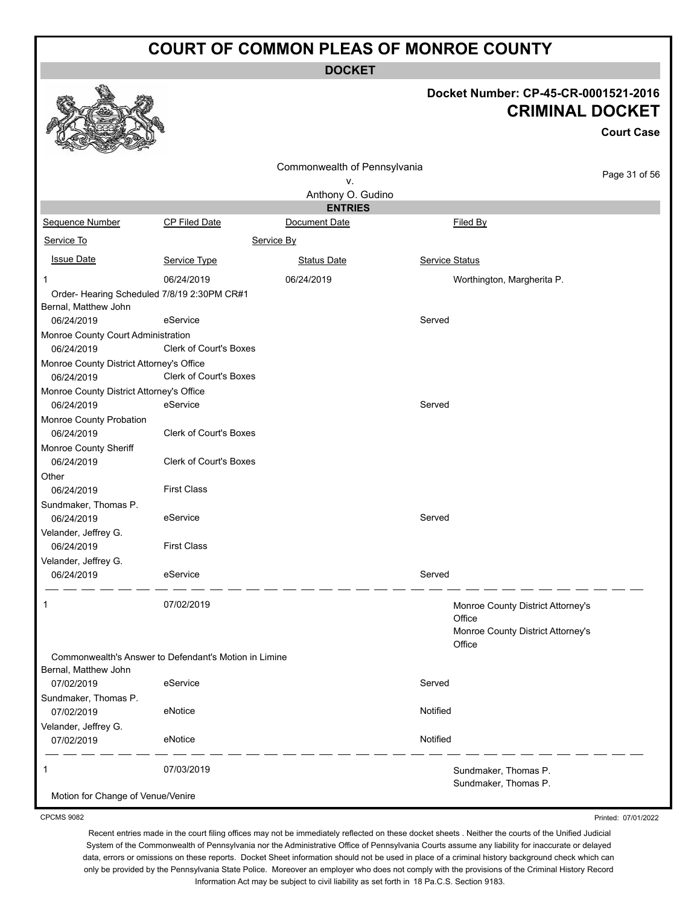# COURT OF COMMON PLEAS OF MONROE COUNTY

## DOCKET

**Docket Number: CP-45-CR-0001521-2016**

**CRIMINAL DOCKET**

**Court Case**

Commonwealth of Pennsylvania
v.
Anthony O. Gudino

### ENTRIES

| Sequence Number | CP Filed Date | Document Date | Filed By |
|---|---|---|---|
| Service To | Service By | | |
| Issue Date | Service Type | Status Date | Service Status |
| 1 | 06/24/2019 | 06/24/2019 | Worthington, Margherita P. |
| Order- Hearing Scheduled 7/8/19 2:30PM CR#1 | | | |
| Bernal, Matthew John | | | |
| 06/24/2019 | eService | | Served |
| Monroe County Court Administration | | | |
| 06/24/2019 | Clerk of Court's Boxes | | |
| Monroe County District Attorney's Office | | | |
| 06/24/2019 | Clerk of Court's Boxes | | |
| Monroe County District Attorney's Office | | | |
| 06/24/2019 | eService | | Served |
| Monroe County Probation | | | |
| 06/24/2019 | Clerk of Court's Boxes | | |
| Monroe County Sheriff | | | |
| 06/24/2019 | Clerk of Court's Boxes | | |
| Other | | | |
| 06/24/2019 | First Class | | |
| Sundmaker, Thomas P. | | | |
| 06/24/2019 | eService | | Served |
| Velander, Jeffrey G. | | | |
| 06/24/2019 | First Class | | |
| Velander, Jeffrey G. | | | |
| 06/24/2019 | eService | | Served |
| 1 | 07/02/2019 | | Monroe County District Attorney's Office<br>Monroe County District Attorney's Office |
| Commonwealth's Answer to Defendant's Motion in Limine | | | |
| Bernal, Matthew John | | | |
| 07/02/2019 | eService | | Served |
| Sundmaker, Thomas P. | | | |
| 07/02/2019 | eNotice | | Notified |
| Velander, Jeffrey G. | | | |
| 07/02/2019 | eNotice | | Notified |
| 1 | 07/03/2019 | | Sundmaker, Thomas P.<br>Sundmaker, Thomas P. |
| Motion for Change of Venue/Venire | | | |

CPCMS 9082

Printed: 07/01/2022

Recent entries made in the court filing offices may not be immediately reflected on these docket sheets . Neither the courts of the Unified Judicial System of the Commonwealth of Pennsylvania nor the Administrative Office of Pennsylvania Courts assume any liability for inaccurate or delayed data, errors or omissions on these reports. Docket Sheet information should not be used in place of a criminal history background check which can only be provided by the Pennsylvania State Police. Moreover an employer who does not comply with the provisions of the Criminal History Record Information Act may be subject to civil liability as set forth in 18 Pa.C.S. Section 9183.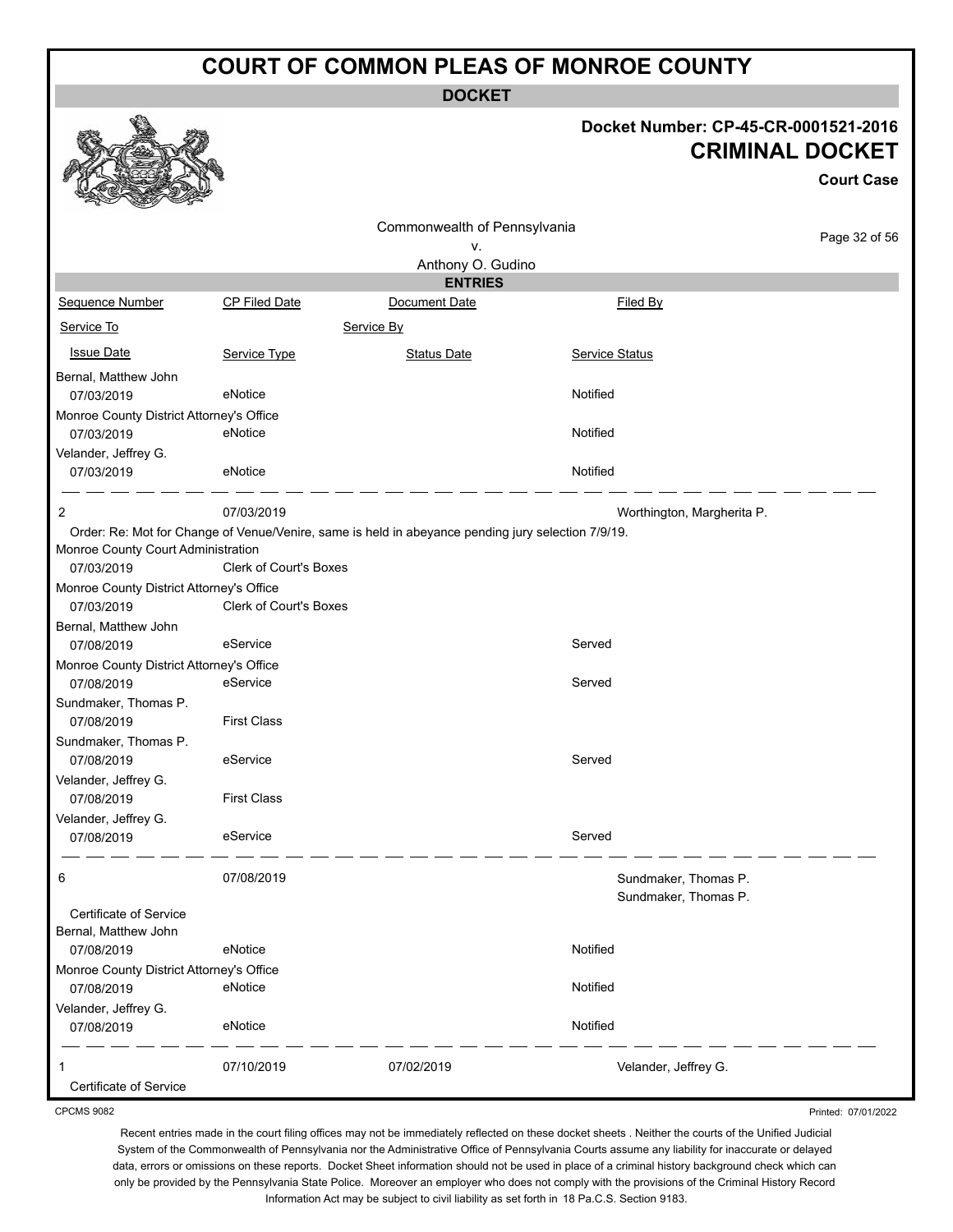# COURT OF COMMON PLEAS OF MONROE COUNTY

**DOCKET**

**Docket Number: CP-45-CR-0001521-2016**

## CRIMINAL DOCKET

**Court Case**

Commonwealth of Pennsylvania
v.
Anthony O. Gudino

**ENTRIES**

| Sequence Number | CP Filed Date | Document Date | Filed By |
|---|---|---|---|
| Service To | | Service By | |
| Issue Date | Service Type | Status Date | Service Status |
| Bernal, Matthew John | | | |
| 07/03/2019 | eNotice | | Notified |
| Monroe County District Attorney's Office | | | |
| 07/03/2019 | eNotice | | Notified |
| Velander, Jeffrey G. | | | |
| 07/03/2019 | eNotice | | Notified |
| 2 | 07/03/2019 | | Worthington, Margherita P. |
| Order: Re: Mot for Change of Venue/Venire, same is held in abeyance pending jury selection 7/9/19. | | | |
| Monroe County Court Administration | | | |
| 07/03/2019 | Clerk of Court's Boxes | | |
| Monroe County District Attorney's Office | | | |
| 07/03/2019 | Clerk of Court's Boxes | | |
| Bernal, Matthew John | | | |
| 07/08/2019 | eService | | Served |
| Monroe County District Attorney's Office | | | |
| 07/08/2019 | eService | | Served |
| Sundmaker, Thomas P. | | | |
| 07/08/2019 | First Class | | |
| Sundmaker, Thomas P. | | | |
| 07/08/2019 | eService | | Served |
| Velander, Jeffrey G. | | | |
| 07/08/2019 | First Class | | |
| Velander, Jeffrey G. | | | |
| 07/08/2019 | eService | | Served |
| 6 | 07/08/2019 | | Sundmaker, Thomas P.<br>Sundmaker, Thomas P. |
| Certificate of Service | | | |
| Bernal, Matthew John | | | |
| 07/08/2019 | eNotice | | Notified |
| Monroe County District Attorney's Office | | | |
| 07/08/2019 | eNotice | | Notified |
| Velander, Jeffrey G. | | | |
| 07/08/2019 | eNotice | | Notified |
| 1 | 07/10/2019 | 07/02/2019 | Velander, Jeffrey G. |
| Certificate of Service | | | |

CPCMS 9082

Printed: 07/01/2022

Recent entries made in the court filing offices may not be immediately reflected on these docket sheets . Neither the courts of the Unified Judicial System of the Commonwealth of Pennsylvania nor the Administrative Office of Pennsylvania Courts assume any liability for inaccurate or delayed data, errors or omissions on these reports. Docket Sheet information should not be used in place of a criminal history background check which can only be provided by the Pennsylvania State Police. Moreover an employer who does not comply with the provisions of the Criminal History Record Information Act may be subject to civil liability as set forth in 18 Pa.C.S. Section 9183.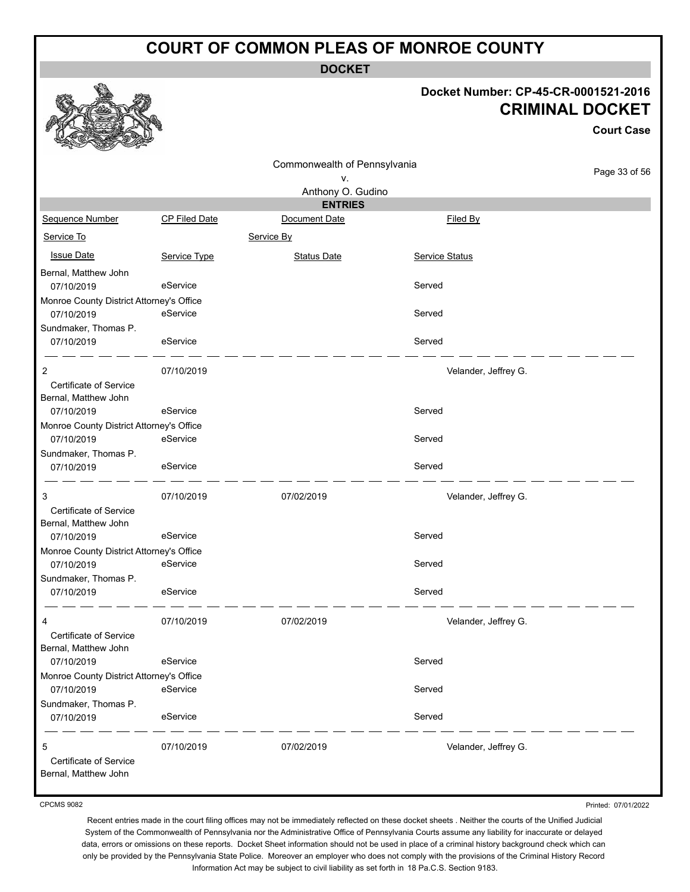# COURT OF COMMON PLEAS OF MONROE COUNTY

**DOCKET**

**Docket Number: CP-45-CR-0001521-2016**

**CRIMINAL DOCKET**

**Court Case**

Commonwealth of Pennsylvania
v.
Anthony O. Gudino

**ENTRIES**

| Sequence Number | CP Filed Date | Document Date | Filed By |
|---|---|---|---|
| Service To | | Service By | |
| Issue Date | Service Type | Status Date | Service Status |
| Bernal, Matthew John | | | |
| 07/10/2019 | eService | | Served |
| Monroe County District Attorney's Office | | | |
| 07/10/2019 | eService | | Served |
| Sundmaker, Thomas P. | | | |
| 07/10/2019 | eService | | Served |
| 2 | 07/10/2019 | | Velander, Jeffrey G. |
| Certificate of Service | | | |
| Bernal, Matthew John | | | |
| 07/10/2019 | eService | | Served |
| Monroe County District Attorney's Office | | | |
| 07/10/2019 | eService | | Served |
| Sundmaker, Thomas P. | | | |
| 07/10/2019 | eService | | Served |
| 3 | 07/10/2019 | 07/02/2019 | Velander, Jeffrey G. |
| Certificate of Service | | | |
| Bernal, Matthew John | | | |
| 07/10/2019 | eService | | Served |
| Monroe County District Attorney's Office | | | |
| 07/10/2019 | eService | | Served |
| Sundmaker, Thomas P. | | | |
| 07/10/2019 | eService | | Served |
| 4 | 07/10/2019 | 07/02/2019 | Velander, Jeffrey G. |
| Certificate of Service | | | |
| Bernal, Matthew John | | | |
| 07/10/2019 | eService | | Served |
| Monroe County District Attorney's Office | | | |
| 07/10/2019 | eService | | Served |
| Sundmaker, Thomas P. | | | |
| 07/10/2019 | eService | | Served |
| 5 | 07/10/2019 | 07/02/2019 | Velander, Jeffrey G. |
| Certificate of Service | | | |
| Bernal, Matthew John | | | |

CPCMS 9082

Printed: 07/01/2022

Recent entries made in the court filing offices may not be immediately reflected on these docket sheets . Neither the courts of the Unified Judicial System of the Commonwealth of Pennsylvania nor the Administrative Office of Pennsylvania Courts assume any liability for inaccurate or delayed data, errors or omissions on these reports. Docket Sheet information should not be used in place of a criminal history background check which can only be provided by the Pennsylvania State Police. Moreover an employer who does not comply with the provisions of the Criminal History Record Information Act may be subject to civil liability as set forth in 18 Pa.C.S. Section 9183.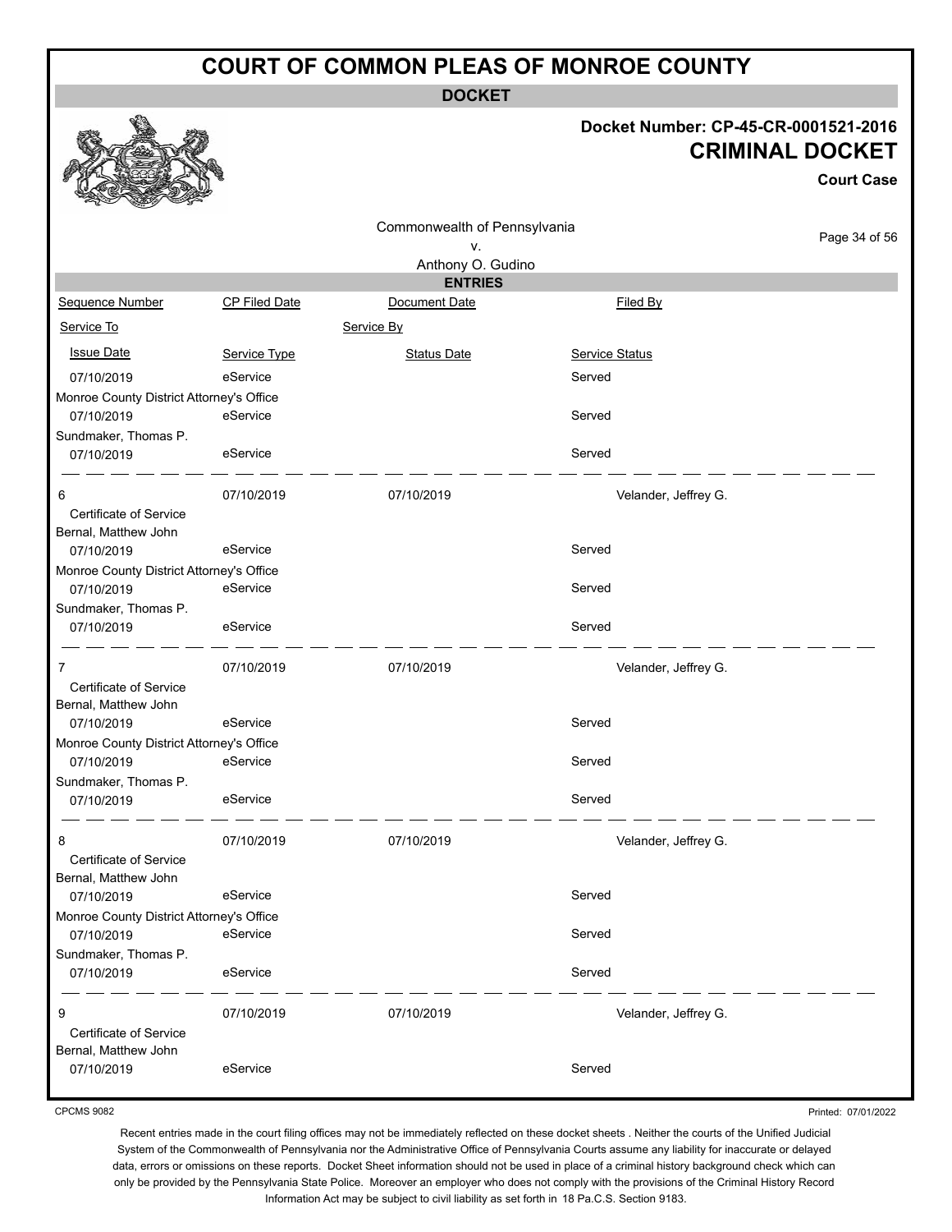# COURT OF COMMON PLEAS OF MONROE COUNTY

**DOCKET**

**Docket Number: CP-45-CR-0001521-2016**

## CRIMINAL DOCKET

**Court Case**

Commonwealth of Pennsylvania
v.
Anthony O. Gudino

**ENTRIES**

| Sequence Number | CP Filed Date | Document Date | Filed By |
|---|---|---|---|
| Service To | | Service By | |
| Issue Date | Service Type | Status Date | Service Status |
| 07/10/2019 | eService | | Served |
| Monroe County District Attorney's Office | | | |
| 07/10/2019 | eService | | Served |
| Sundmaker, Thomas P. | | | |
| 07/10/2019 | eService | | Served |
| 6 | 07/10/2019 | 07/10/2019 | Velander, Jeffrey G. |
| Certificate of Service | | | |
| Bernal, Matthew John | | | |
| 07/10/2019 | eService | | Served |
| Monroe County District Attorney's Office | | | |
| 07/10/2019 | eService | | Served |
| Sundmaker, Thomas P. | | | |
| 07/10/2019 | eService | | Served |
| 7 | 07/10/2019 | 07/10/2019 | Velander, Jeffrey G. |
| Certificate of Service | | | |
| Bernal, Matthew John | | | |
| 07/10/2019 | eService | | Served |
| Monroe County District Attorney's Office | | | |
| 07/10/2019 | eService | | Served |
| Sundmaker, Thomas P. | | | |
| 07/10/2019 | eService | | Served |
| 8 | 07/10/2019 | 07/10/2019 | Velander, Jeffrey G. |
| Certificate of Service | | | |
| Bernal, Matthew John | | | |
| 07/10/2019 | eService | | Served |
| Monroe County District Attorney's Office | | | |
| 07/10/2019 | eService | | Served |
| Sundmaker, Thomas P. | | | |
| 07/10/2019 | eService | | Served |
| 9 | 07/10/2019 | 07/10/2019 | Velander, Jeffrey G. |
| Certificate of Service | | | |
| Bernal, Matthew John | | | |
| 07/10/2019 | eService | | Served |

CPCMS 9082

Printed: 07/01/2022

Recent entries made in the court filing offices may not be immediately reflected on these docket sheets . Neither the courts of the Unified Judicial System of the Commonwealth of Pennsylvania nor the Administrative Office of Pennsylvania Courts assume any liability for inaccurate or delayed data, errors or omissions on these reports. Docket Sheet information should not be used in place of a criminal history background check which can only be provided by the Pennsylvania State Police. Moreover an employer who does not comply with the provisions of the Criminal History Record Information Act may be subject to civil liability as set forth in 18 Pa.C.S. Section 9183.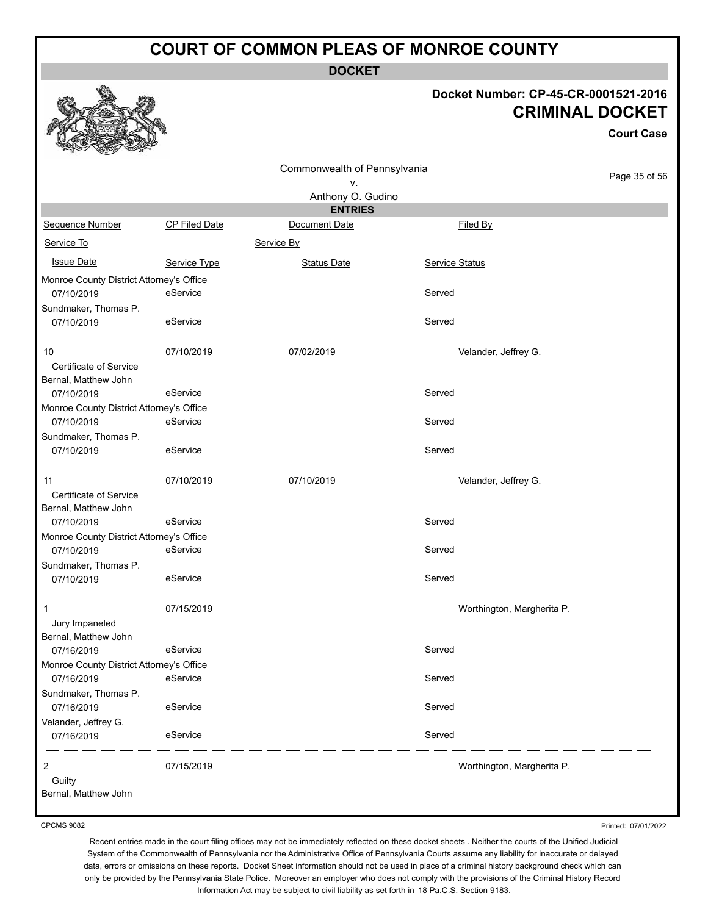# COURT OF COMMON PLEAS OF MONROE COUNTY

**DOCKET**

**Docket Number: CP-45-CR-0001521-2016**

**CRIMINAL DOCKET**

**Court Case**

Commonwealth of Pennsylvania
v.
Anthony O. Gudino

**ENTRIES**

| Sequence Number | CP Filed Date | Document Date | Filed By |
|---|---|---|---|
| Service To | | Service By | |
| Issue Date | Service Type | Status Date | Service Status |
| Monroe County District Attorney's Office | | | |
| 07/10/2019 | eService | | Served |
| Sundmaker, Thomas P. | | | |
| 07/10/2019 | eService | | Served |
| 10 | 07/10/2019 | 07/02/2019 | Velander, Jeffrey G. |
| Certificate of Service | | | |
| Bernal, Matthew John | | | |
| 07/10/2019 | eService | | Served |
| Monroe County District Attorney's Office | | | |
| 07/10/2019 | eService | | Served |
| Sundmaker, Thomas P. | | | |
| 07/10/2019 | eService | | Served |
| 11 | 07/10/2019 | 07/10/2019 | Velander, Jeffrey G. |
| Certificate of Service | | | |
| Bernal, Matthew John | | | |
| 07/10/2019 | eService | | Served |
| Monroe County District Attorney's Office | | | |
| 07/10/2019 | eService | | Served |
| Sundmaker, Thomas P. | | | |
| 07/10/2019 | eService | | Served |
| 1 | 07/15/2019 | | Worthington, Margherita P. |
| Jury Impaneled | | | |
| Bernal, Matthew John | | | |
| 07/16/2019 | eService | | Served |
| Monroe County District Attorney's Office | | | |
| 07/16/2019 | eService | | Served |
| Sundmaker, Thomas P. | | | |
| 07/16/2019 | eService | | Served |
| Velander, Jeffrey G. | | | |
| 07/16/2019 | eService | | Served |
| 2 | 07/15/2019 | | Worthington, Margherita P. |
| Guilty | | | |
| Bernal, Matthew John | | | |

CPCMS 9082

Printed: 07/01/2022

Recent entries made in the court filing offices may not be immediately reflected on these docket sheets . Neither the courts of the Unified Judicial System of the Commonwealth of Pennsylvania nor the Administrative Office of Pennsylvania Courts assume any liability for inaccurate or delayed data, errors or omissions on these reports. Docket Sheet information should not be used in place of a criminal history background check which can only be provided by the Pennsylvania State Police. Moreover an employer who does not comply with the provisions of the Criminal History Record Information Act may be subject to civil liability as set forth in 18 Pa.C.S. Section 9183.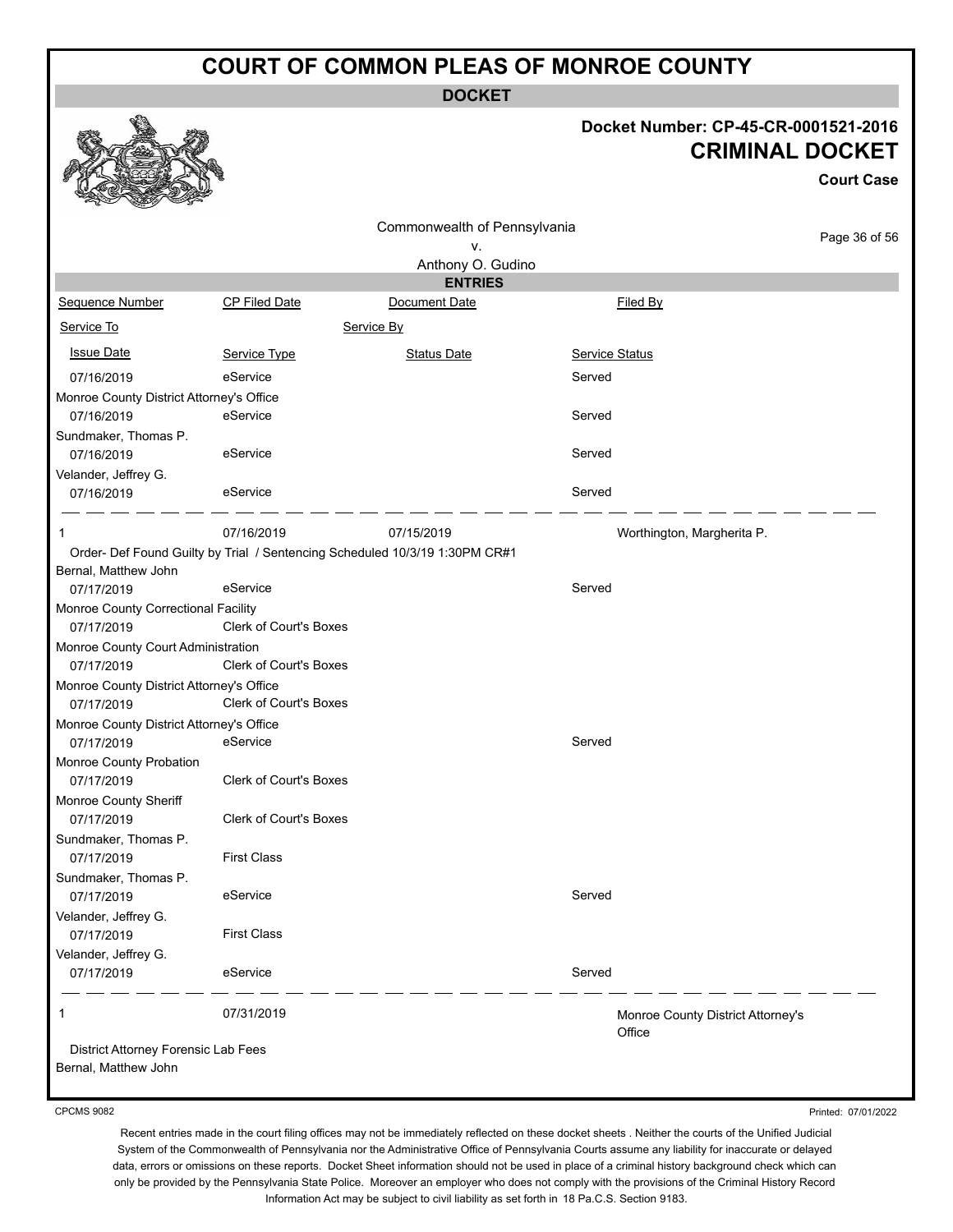# COURT OF COMMON PLEAS OF MONROE COUNTY

**DOCKET**

**Docket Number: CP-45-CR-0001521-2016**

**CRIMINAL DOCKET**

**Court Case**

Commonwealth of Pennsylvania
v.
Anthony O. Gudino

**ENTRIES**

| Sequence Number | CP Filed Date | Document Date | Filed By |
|---|---|---|---|
| Service To | | Service By | |
| Issue Date | Service Type | Status Date | Service Status |
| 07/16/2019 | eService | | Served |
| Monroe County District Attorney's Office | | | |
| 07/16/2019 | eService | | Served |
| Sundmaker, Thomas P. | | | |
| 07/16/2019 | eService | | Served |
| Velander, Jeffrey G. | | | |
| 07/16/2019 | eService | | Served |
| 1 | 07/16/2019 | 07/15/2019 | Worthington, Margherita P. |
| Order- Def Found Guilty by Trial / Sentencing Scheduled 10/3/19 1:30PM CR#1 | | | |
| Bernal, Matthew John | | | |
| 07/17/2019 | eService | | Served |
| Monroe County Correctional Facility | | | |
| 07/17/2019 | Clerk of Court's Boxes | | |
| Monroe County Court Administration | | | |
| 07/17/2019 | Clerk of Court's Boxes | | |
| Monroe County District Attorney's Office | | | |
| 07/17/2019 | Clerk of Court's Boxes | | |
| Monroe County District Attorney's Office | | | |
| 07/17/2019 | eService | | Served |
| Monroe County Probation | | | |
| 07/17/2019 | Clerk of Court's Boxes | | |
| Monroe County Sheriff | | | |
| 07/17/2019 | Clerk of Court's Boxes | | |
| Sundmaker, Thomas P. | | | |
| 07/17/2019 | First Class | | |
| Sundmaker, Thomas P. | | | |
| 07/17/2019 | eService | | Served |
| Velander, Jeffrey G. | | | |
| 07/17/2019 | First Class | | |
| Velander, Jeffrey G. | | | |
| 07/17/2019 | eService | | Served |
| 1 | 07/31/2019 | | Monroe County District Attorney's Office |
| District Attorney Forensic Lab Fees | | | |
| Bernal, Matthew John | | | |

CPCMS 9082

Printed: 07/01/2022

Recent entries made in the court filing offices may not be immediately reflected on these docket sheets . Neither the courts of the Unified Judicial System of the Commonwealth of Pennsylvania nor the Administrative Office of Pennsylvania Courts assume any liability for inaccurate or delayed data, errors or omissions on these reports. Docket Sheet information should not be used in place of a criminal history background check which can only be provided by the Pennsylvania State Police. Moreover an employer who does not comply with the provisions of the Criminal History Record Information Act may be subject to civil liability as set forth in 18 Pa.C.S. Section 9183.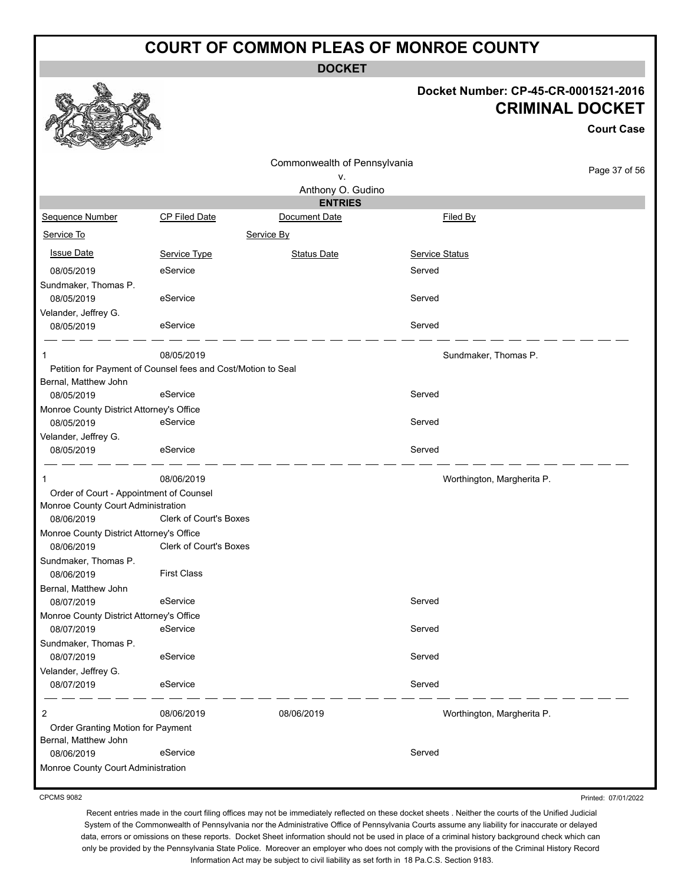# COURT OF COMMON PLEAS OF MONROE COUNTY

**DOCKET**

**Docket Number: CP-45-CR-0001521-2016**

**CRIMINAL DOCKET**

**Court Case**

Commonwealth of Pennsylvania
v.
Anthony O. Gudino

**ENTRIES**

| Sequence Number | CP Filed Date | Document Date | Filed By |
|---|---|---|---|
| Service To | | Service By | |
| Issue Date | Service Type | Status Date | Service Status |
| 08/05/2019 | eService | | Served |
| Sundmaker, Thomas P. | | | |
| 08/05/2019 | eService | | Served |
| Velander, Jeffrey G. | | | |
| 08/05/2019 | eService | | Served |
| 1 | 08/05/2019 | | Sundmaker, Thomas P. |
| Petition for Payment of Counsel fees and Cost/Motion to Seal | | | |
| Bernal, Matthew John | | | |
| 08/05/2019 | eService | | Served |
| Monroe County District Attorney's Office | | | |
| 08/05/2019 | eService | | Served |
| Velander, Jeffrey G. | | | |
| 08/05/2019 | eService | | Served |
| 1 | 08/06/2019 | | Worthington, Margherita P. |
| Order of Court - Appointment of Counsel | | | |
| Monroe County Court Administration | | | |
| 08/06/2019 | Clerk of Court's Boxes | | |
| Monroe County District Attorney's Office | | | |
| 08/06/2019 | Clerk of Court's Boxes | | |
| Sundmaker, Thomas P. | | | |
| 08/06/2019 | First Class | | |
| Bernal, Matthew John | | | |
| 08/07/2019 | eService | | Served |
| Monroe County District Attorney's Office | | | |
| 08/07/2019 | eService | | Served |
| Sundmaker, Thomas P. | | | |
| 08/07/2019 | eService | | Served |
| Velander, Jeffrey G. | | | |
| 08/07/2019 | eService | | Served |
| 2 | 08/06/2019 | 08/06/2019 | Worthington, Margherita P. |
| Order Granting Motion for Payment | | | |
| Bernal, Matthew John | | | |
| 08/06/2019 | eService | | Served |
| Monroe County Court Administration | | | |

CPCMS 9082

Printed: 07/01/2022

Recent entries made in the court filing offices may not be immediately reflected on these docket sheets . Neither the courts of the Unified Judicial System of the Commonwealth of Pennsylvania nor the Administrative Office of Pennsylvania Courts assume any liability for inaccurate or delayed data, errors or omissions on these reports. Docket Sheet information should not be used in place of a criminal history background check which can only be provided by the Pennsylvania State Police. Moreover an employer who does not comply with the provisions of the Criminal History Record Information Act may be subject to civil liability as set forth in 18 Pa.C.S. Section 9183.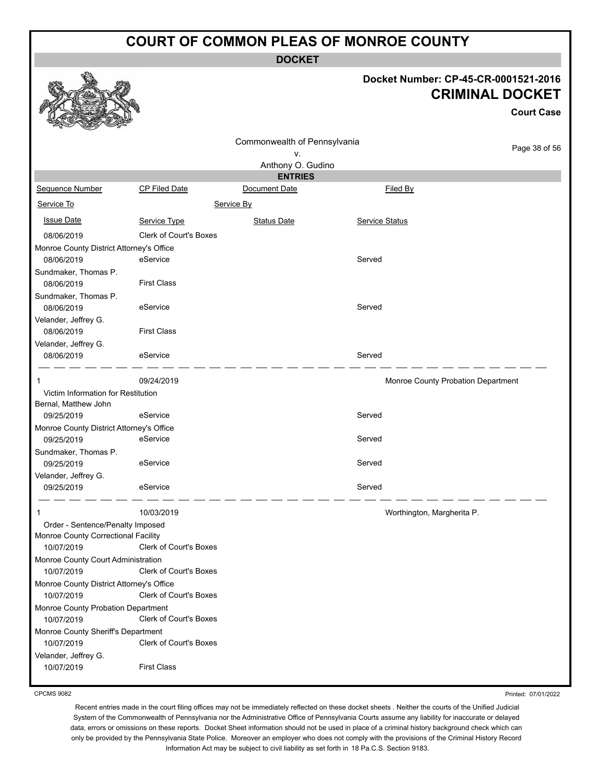# COURT OF COMMON PLEAS OF MONROE COUNTY

## DOCKET

**Docket Number: CP-45-CR-0001521-2016**

**CRIMINAL DOCKET**

**Court Case**

Commonwealth of Pennsylvania
v.
Anthony O. Gudino

### ENTRIES

| Sequence Number | CP Filed Date | Document Date | Filed By |
|---|---|---|---|
| Service To | | Service By | |
| Issue Date | Service Type | Status Date | Service Status |
| 08/06/2019 | Clerk of Court's Boxes | | |
| Monroe County District Attorney's Office | | | |
| 08/06/2019 | eService | | Served |
| Sundmaker, Thomas P. | | | |
| 08/06/2019 | First Class | | |
| Sundmaker, Thomas P. | | | |
| 08/06/2019 | eService | | Served |
| Velander, Jeffrey G. | | | |
| 08/06/2019 | First Class | | |
| Velander, Jeffrey G. | | | |
| 08/06/2019 | eService | | Served |
| 1 | 09/24/2019 | | Monroe County Probation Department |
| Victim Information for Restitution | | | |
| Bernal, Matthew John | | | |
| 09/25/2019 | eService | | Served |
| Monroe County District Attorney's Office | | | |
| 09/25/2019 | eService | | Served |
| Sundmaker, Thomas P. | | | |
| 09/25/2019 | eService | | Served |
| Velander, Jeffrey G. | | | |
| 09/25/2019 | eService | | Served |
| 1 | 10/03/2019 | | Worthington, Margherita P. |
| Order - Sentence/Penalty Imposed | | | |
| Monroe County Correctional Facility | | | |
| 10/07/2019 | Clerk of Court's Boxes | | |
| Monroe County Court Administration | | | |
| 10/07/2019 | Clerk of Court's Boxes | | |
| Monroe County District Attorney's Office | | | |
| 10/07/2019 | Clerk of Court's Boxes | | |
| Monroe County Probation Department | | | |
| 10/07/2019 | Clerk of Court's Boxes | | |
| Monroe County Sheriff's Department | | | |
| 10/07/2019 | Clerk of Court's Boxes | | |
| Velander, Jeffrey G. | | | |
| 10/07/2019 | First Class | | |

CPCMS 9082

Printed: 07/01/2022

Recent entries made in the court filing offices may not be immediately reflected on these docket sheets . Neither the courts of the Unified Judicial System of the Commonwealth of Pennsylvania nor the Administrative Office of Pennsylvania Courts assume any liability for inaccurate or delayed data, errors or omissions on these reports. Docket Sheet information should not be used in place of a criminal history background check which can only be provided by the Pennsylvania State Police. Moreover an employer who does not comply with the provisions of the Criminal History Record Information Act may be subject to civil liability as set forth in 18 Pa.C.S. Section 9183.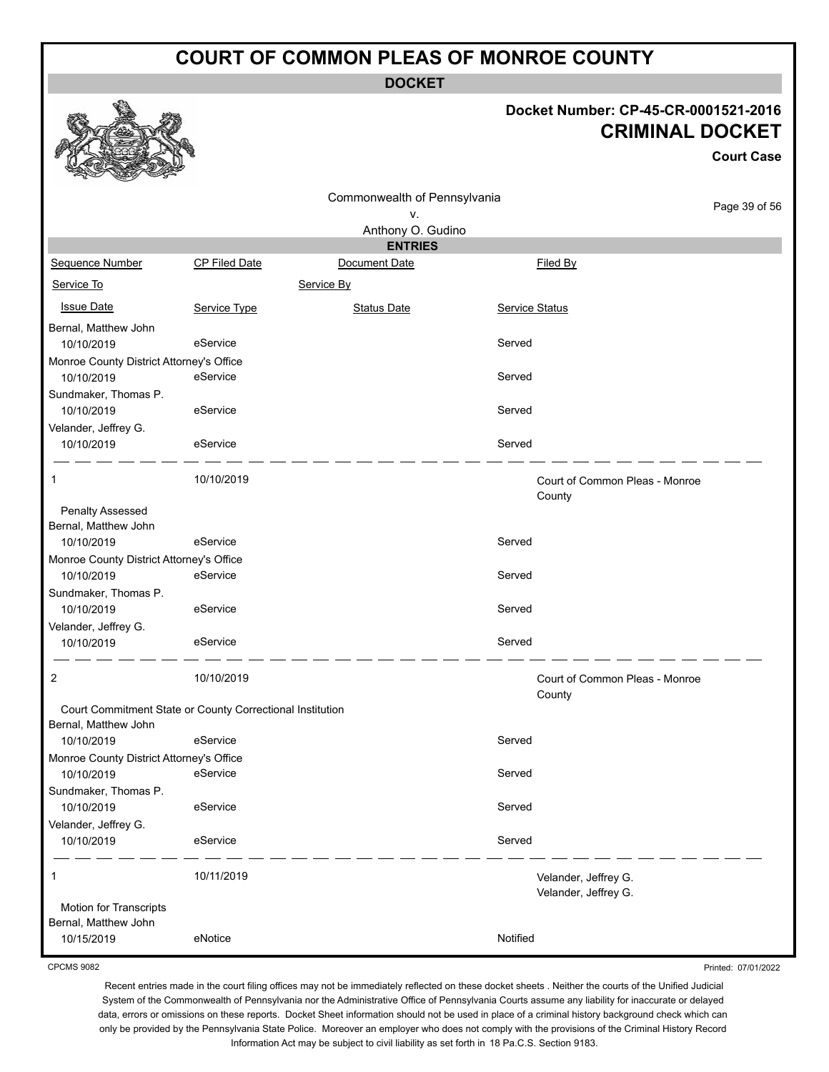# COURT OF COMMON PLEAS OF MONROE COUNTY

**DOCKET**

**Docket Number: CP-45-CR-0001521-2016**

**CRIMINAL DOCKET**

**Court Case**

Commonwealth of Pennsylvania
v.
Anthony O. Gudino

**ENTRIES**

| Sequence Number | CP Filed Date | Document Date | Filed By |
|---|---|---|---|
| Service To | | Service By | |
| Issue Date | Service Type | Status Date | Service Status |
| Bernal, Matthew John | | | |
| 10/10/2019 | eService | | Served |
| Monroe County District Attorney's Office | | | |
| 10/10/2019 | eService | | Served |
| Sundmaker, Thomas P. | | | |
| 10/10/2019 | eService | | Served |
| Velander, Jeffrey G. | | | |
| 10/10/2019 | eService | | Served |
| 1 | 10/10/2019 | | Court of Common Pleas - Monroe County |
| Penalty Assessed | | | |
| Bernal, Matthew John | | | |
| 10/10/2019 | eService | | Served |
| Monroe County District Attorney's Office | | | |
| 10/10/2019 | eService | | Served |
| Sundmaker, Thomas P. | | | |
| 10/10/2019 | eService | | Served |
| Velander, Jeffrey G. | | | |
| 10/10/2019 | eService | | Served |
| 2 | 10/10/2019 | | Court of Common Pleas - Monroe County |
| Court Commitment State or County Correctional Institution | | | |
| Bernal, Matthew John | | | |
| 10/10/2019 | eService | | Served |
| Monroe County District Attorney's Office | | | |
| 10/10/2019 | eService | | Served |
| Sundmaker, Thomas P. | | | |
| 10/10/2019 | eService | | Served |
| Velander, Jeffrey G. | | | |
| 10/10/2019 | eService | | Served |
| 1 | 10/11/2019 | | Velander, Jeffrey G. Velander, Jeffrey G. |
| Motion for Transcripts | | | |
| Bernal, Matthew John | | | |
| 10/15/2019 | eNotice | | Notified |

CPCMS 9082

Printed: 07/01/2022

Recent entries made in the court filing offices may not be immediately reflected on these docket sheets . Neither the courts of the Unified Judicial System of the Commonwealth of Pennsylvania nor the Administrative Office of Pennsylvania Courts assume any liability for inaccurate or delayed data, errors or omissions on these reports. Docket Sheet information should not be used in place of a criminal history background check which can only be provided by the Pennsylvania State Police. Moreover an employer who does not comply with the provisions of the Criminal History Record Information Act may be subject to civil liability as set forth in 18 Pa.C.S. Section 9183.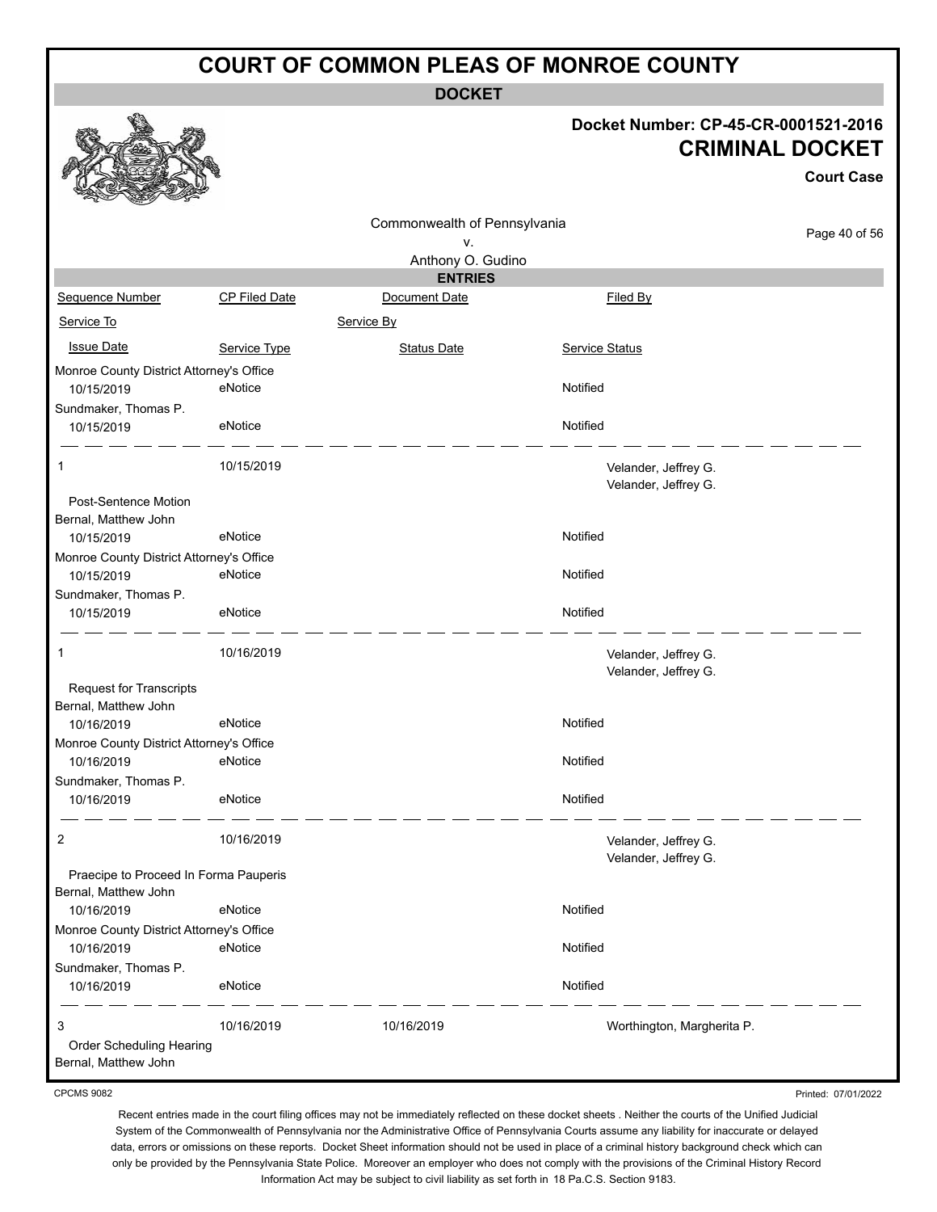# COURT OF COMMON PLEAS OF MONROE COUNTY

## DOCKET

**Docket Number: CP-45-CR-0001521-2016**

## CRIMINAL DOCKET

**Court Case**

Commonwealth of Pennsylvania
v.
Anthony O. Gudino

### ENTRIES

| Sequence Number | CP Filed Date | Document Date | Filed By |
|---|---|---|---|
| Service To | | Service By | |
| Issue Date | Service Type | Status Date | Service Status |
| Monroe County District Attorney's Office | | | |
| 10/15/2019 | eNotice | | Notified |
| Sundmaker, Thomas P. | | | |
| 10/15/2019 | eNotice | | Notified |
| 1 | 10/15/2019 | | Velander, Jeffrey G. Velander, Jeffrey G. |
| Post-Sentence Motion | | | |
| Bernal, Matthew John | | | |
| 10/15/2019 | eNotice | | Notified |
| Monroe County District Attorney's Office | | | |
| 10/15/2019 | eNotice | | Notified |
| Sundmaker, Thomas P. | | | |
| 10/15/2019 | eNotice | | Notified |
| 1 | 10/16/2019 | | Velander, Jeffrey G. Velander, Jeffrey G. |
| Request for Transcripts | | | |
| Bernal, Matthew John | | | |
| 10/16/2019 | eNotice | | Notified |
| Monroe County District Attorney's Office | | | |
| 10/16/2019 | eNotice | | Notified |
| Sundmaker, Thomas P. | | | |
| 10/16/2019 | eNotice | | Notified |
| 2 | 10/16/2019 | | Velander, Jeffrey G. Velander, Jeffrey G. |
| Praecipe to Proceed In Forma Pauperis | | | |
| Bernal, Matthew John | | | |
| 10/16/2019 | eNotice | | Notified |
| Monroe County District Attorney's Office | | | |
| 10/16/2019 | eNotice | | Notified |
| Sundmaker, Thomas P. | | | |
| 10/16/2019 | eNotice | | Notified |
| 3 | 10/16/2019 | 10/16/2019 | Worthington, Margherita P. |
| Order Scheduling Hearing | | | |
| Bernal, Matthew John | | | |

CPCMS 9082

Printed: 07/01/2022

Recent entries made in the court filing offices may not be immediately reflected on these docket sheets . Neither the courts of the Unified Judicial System of the Commonwealth of Pennsylvania nor the Administrative Office of Pennsylvania Courts assume any liability for inaccurate or delayed data, errors or omissions on these reports. Docket Sheet information should not be used in place of a criminal history background check which can only be provided by the Pennsylvania State Police. Moreover an employer who does not comply with the provisions of the Criminal History Record Information Act may be subject to civil liability as set forth in 18 Pa.C.S. Section 9183.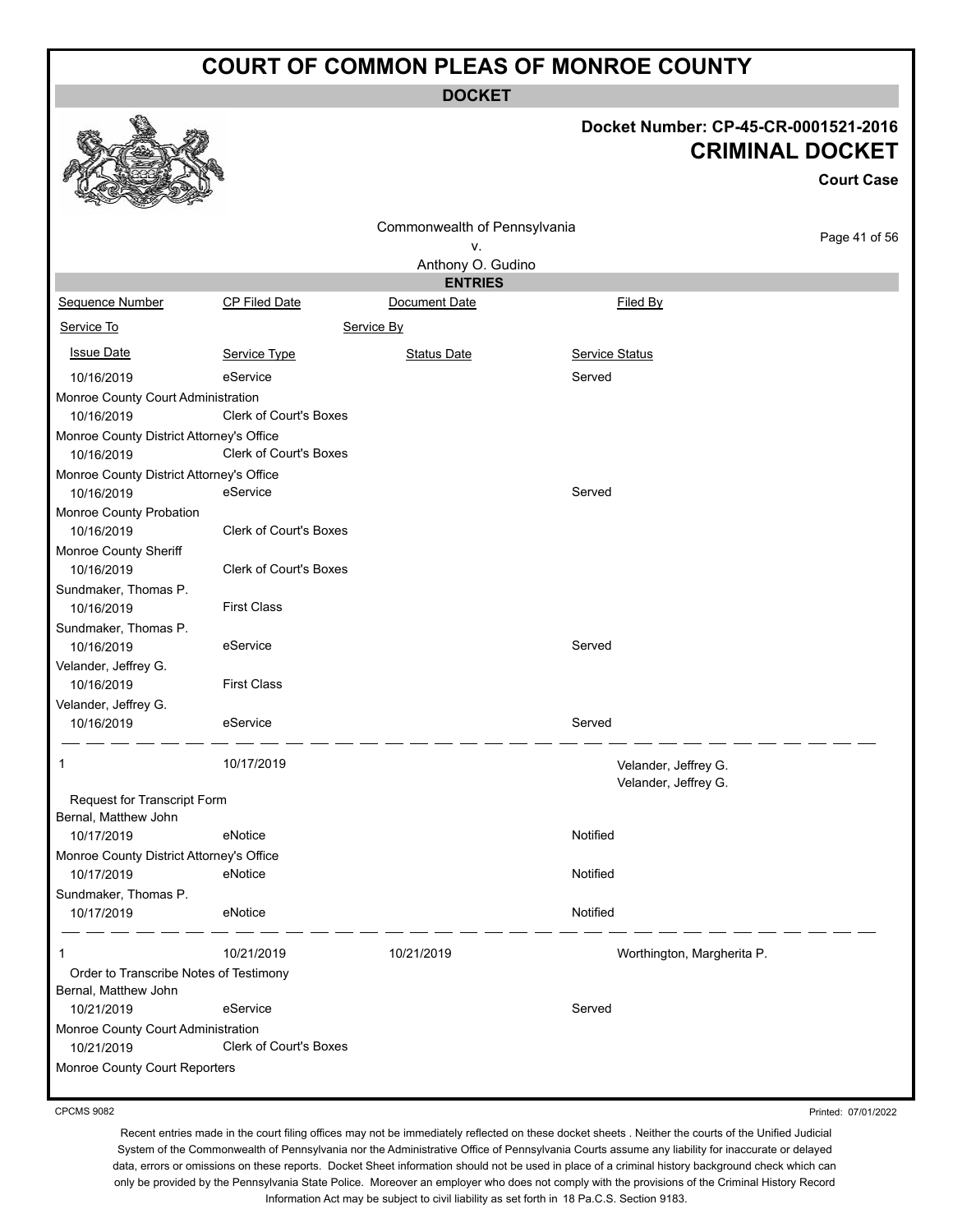# COURT OF COMMON PLEAS OF MONROE COUNTY

**DOCKET**

**Docket Number: CP-45-CR-0001521-2016**

**CRIMINAL DOCKET**

**Court Case**

Commonwealth of Pennsylvania
v.
Anthony O. Gudino

**ENTRIES**

| Sequence Number | CP Filed Date | Document Date | Filed By |
|---|---|---|---|
| Service To | | Service By | |
| Issue Date | Service Type | Status Date | Service Status |
| 10/16/2019 | eService | | Served |
| Monroe County Court Administration | | | |
| 10/16/2019 | Clerk of Court's Boxes | | |
| Monroe County District Attorney's Office | | | |
| 10/16/2019 | Clerk of Court's Boxes | | |
| Monroe County District Attorney's Office | | | |
| 10/16/2019 | eService | | Served |
| Monroe County Probation | | | |
| 10/16/2019 | Clerk of Court's Boxes | | |
| Monroe County Sheriff | | | |
| 10/16/2019 | Clerk of Court's Boxes | | |
| Sundmaker, Thomas P. | | | |
| 10/16/2019 | First Class | | |
| Sundmaker, Thomas P. | | | |
| 10/16/2019 | eService | | Served |
| Velander, Jeffrey G. | | | |
| 10/16/2019 | First Class | | |
| Velander, Jeffrey G. | | | |
| 10/16/2019 | eService | | Served |
| 1 | 10/17/2019 | | Velander, Jeffrey G.<br>Velander, Jeffrey G. |
| Request for Transcript Form | | | |
| Bernal, Matthew John | | | |
| 10/17/2019 | eNotice | | Notified |
| Monroe County District Attorney's Office | | | |
| 10/17/2019 | eNotice | | Notified |
| Sundmaker, Thomas P. | | | |
| 10/17/2019 | eNotice | | Notified |
| 1 | 10/21/2019 | 10/21/2019 | Worthington, Margherita P. |
| Order to Transcribe Notes of Testimony | | | |
| Bernal, Matthew John | | | |
| 10/21/2019 | eService | | Served |
| Monroe County Court Administration | | | |
| 10/21/2019 | Clerk of Court's Boxes | | |
| Monroe County Court Reporters | | | |

CPCMS 9082

Printed: 07/01/2022

Recent entries made in the court filing offices may not be immediately reflected on these docket sheets . Neither the courts of the Unified Judicial System of the Commonwealth of Pennsylvania nor the Administrative Office of Pennsylvania Courts assume any liability for inaccurate or delayed data, errors or omissions on these reports. Docket Sheet information should not be used in place of a criminal history background check which can only be provided by the Pennsylvania State Police. Moreover an employer who does not comply with the provisions of the Criminal History Record Information Act may be subject to civil liability as set forth in 18 Pa.C.S. Section 9183.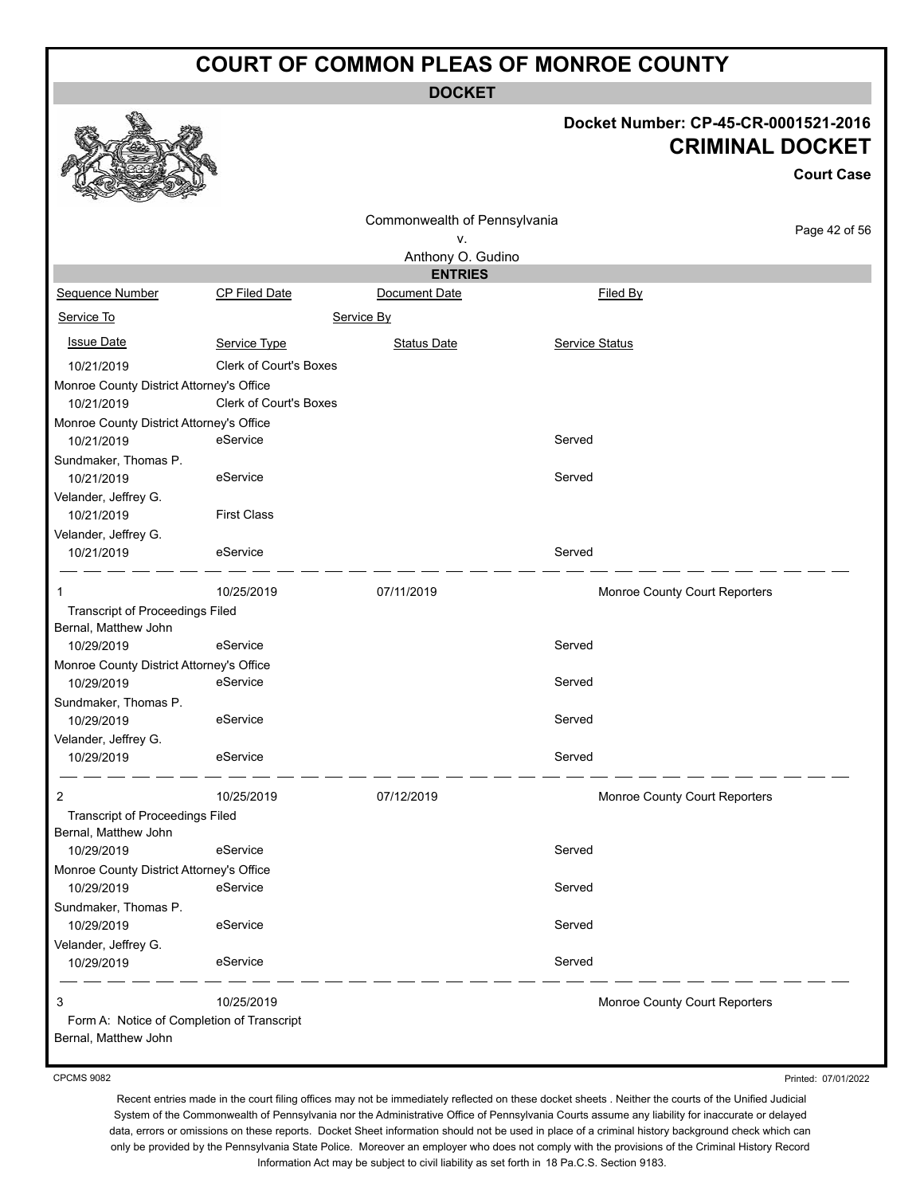# COURT OF COMMON PLEAS OF MONROE COUNTY

**DOCKET**

**Docket Number: CP-45-CR-0001521-2016**

**CRIMINAL DOCKET**

**Court Case**

Commonwealth of Pennsylvania
v.
Anthony O. Gudino

**ENTRIES**

| Sequence Number | CP Filed Date | Document Date | Filed By |
|---|---|---|---|
| Service To | | Service By | |
| Issue Date | Service Type | Status Date | Service Status |
| 10/21/2019 | Clerk of Court's Boxes | | |
| Monroe County District Attorney's Office | | | |
| 10/21/2019 | Clerk of Court's Boxes | | |
| Monroe County District Attorney's Office | | | |
| 10/21/2019 | eService | | Served |
| Sundmaker, Thomas P. | | | |
| 10/21/2019 | eService | | Served |
| Velander, Jeffrey G. | | | |
| 10/21/2019 | First Class | | |
| Velander, Jeffrey G. | | | |
| 10/21/2019 | eService | | Served |
| 1 | 10/25/2019 | 07/11/2019 | Monroe County Court Reporters |
| Transcript of Proceedings Filed | | | |
| Bernal, Matthew John | | | |
| 10/29/2019 | eService | | Served |
| Monroe County District Attorney's Office | | | |
| 10/29/2019 | eService | | Served |
| Sundmaker, Thomas P. | | | |
| 10/29/2019 | eService | | Served |
| Velander, Jeffrey G. | | | |
| 10/29/2019 | eService | | Served |
| 2 | 10/25/2019 | 07/12/2019 | Monroe County Court Reporters |
| Transcript of Proceedings Filed | | | |
| Bernal, Matthew John | | | |
| 10/29/2019 | eService | | Served |
| Monroe County District Attorney's Office | | | |
| 10/29/2019 | eService | | Served |
| Sundmaker, Thomas P. | | | |
| 10/29/2019 | eService | | Served |
| Velander, Jeffrey G. | | | |
| 10/29/2019 | eService | | Served |
| 3 | 10/25/2019 | | Monroe County Court Reporters |
| Form A: Notice of Completion of Transcript | | | |
| Bernal, Matthew John | | | |

CPCMS 9082

Printed: 07/01/2022

Recent entries made in the court filing offices may not be immediately reflected on these docket sheets . Neither the courts of the Unified Judicial System of the Commonwealth of Pennsylvania nor the Administrative Office of Pennsylvania Courts assume any liability for inaccurate or delayed data, errors or omissions on these reports. Docket Sheet information should not be used in place of a criminal history background check which can only be provided by the Pennsylvania State Police. Moreover an employer who does not comply with the provisions of the Criminal History Record Information Act may be subject to civil liability as set forth in 18 Pa.C.S. Section 9183.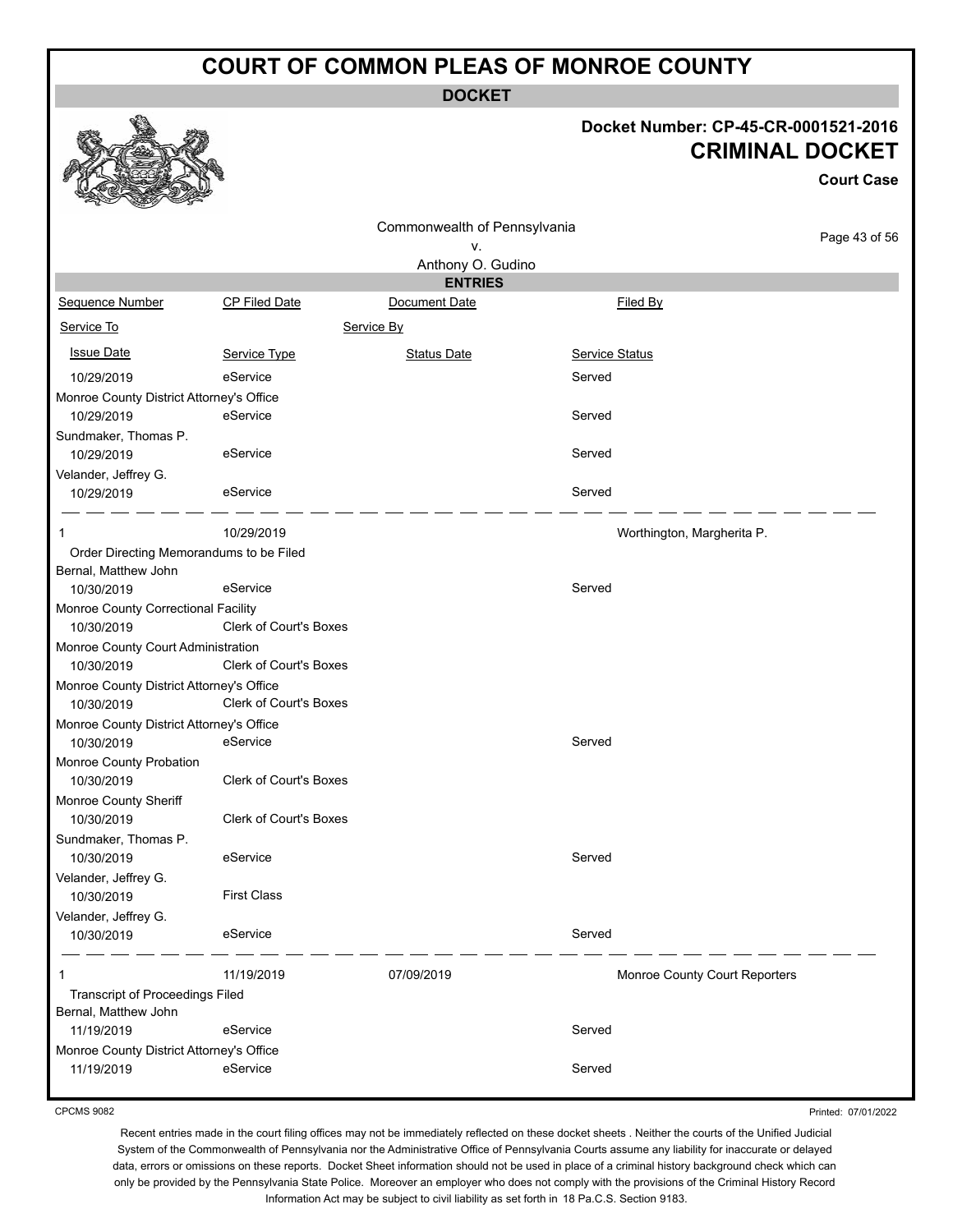# COURT OF COMMON PLEAS OF MONROE COUNTY

**DOCKET**

**Docket Number: CP-45-CR-0001521-2016**

**CRIMINAL DOCKET**

**Court Case**

Commonwealth of Pennsylvania
v.
Anthony O. Gudino

**ENTRIES**

| Sequence Number | CP Filed Date | Document Date | Filed By |
|---|---|---|---|
| Service To | | Service By | |
| Issue Date | Service Type | Status Date | Service Status |
| 10/29/2019 | eService | | Served |
| Monroe County District Attorney's Office | | | |
| 10/29/2019 | eService | | Served |
| Sundmaker, Thomas P. | | | |
| 10/29/2019 | eService | | Served |
| Velander, Jeffrey G. | | | |
| 10/29/2019 | eService | | Served |
| 1 | 10/29/2019 | | Worthington, Margherita P. |
| Order Directing Memorandums to be Filed | | | |
| Bernal, Matthew John | | | |
| 10/30/2019 | eService | | Served |
| Monroe County Correctional Facility | | | |
| 10/30/2019 | Clerk of Court's Boxes | | |
| Monroe County Court Administration | | | |
| 10/30/2019 | Clerk of Court's Boxes | | |
| Monroe County District Attorney's Office | | | |
| 10/30/2019 | Clerk of Court's Boxes | | |
| Monroe County District Attorney's Office | | | |
| 10/30/2019 | eService | | Served |
| Monroe County Probation | | | |
| 10/30/2019 | Clerk of Court's Boxes | | |
| Monroe County Sheriff | | | |
| 10/30/2019 | Clerk of Court's Boxes | | |
| Sundmaker, Thomas P. | | | |
| 10/30/2019 | eService | | Served |
| Velander, Jeffrey G. | | | |
| 10/30/2019 | First Class | | |
| Velander, Jeffrey G. | | | |
| 10/30/2019 | eService | | Served |
| 1 | 11/19/2019 | 07/09/2019 | Monroe County Court Reporters |
| Transcript of Proceedings Filed | | | |
| Bernal, Matthew John | | | |
| 11/19/2019 | eService | | Served |
| Monroe County District Attorney's Office | | | |
| 11/19/2019 | eService | | Served |

CPCMS 9082

Printed: 07/01/2022

Recent entries made in the court filing offices may not be immediately reflected on these docket sheets . Neither the courts of the Unified Judicial System of the Commonwealth of Pennsylvania nor the Administrative Office of Pennsylvania Courts assume any liability for inaccurate or delayed data, errors or omissions on these reports. Docket Sheet information should not be used in place of a criminal history background check which can only be provided by the Pennsylvania State Police. Moreover an employer who does not comply with the provisions of the Criminal History Record Information Act may be subject to civil liability as set forth in 18 Pa.C.S. Section 9183.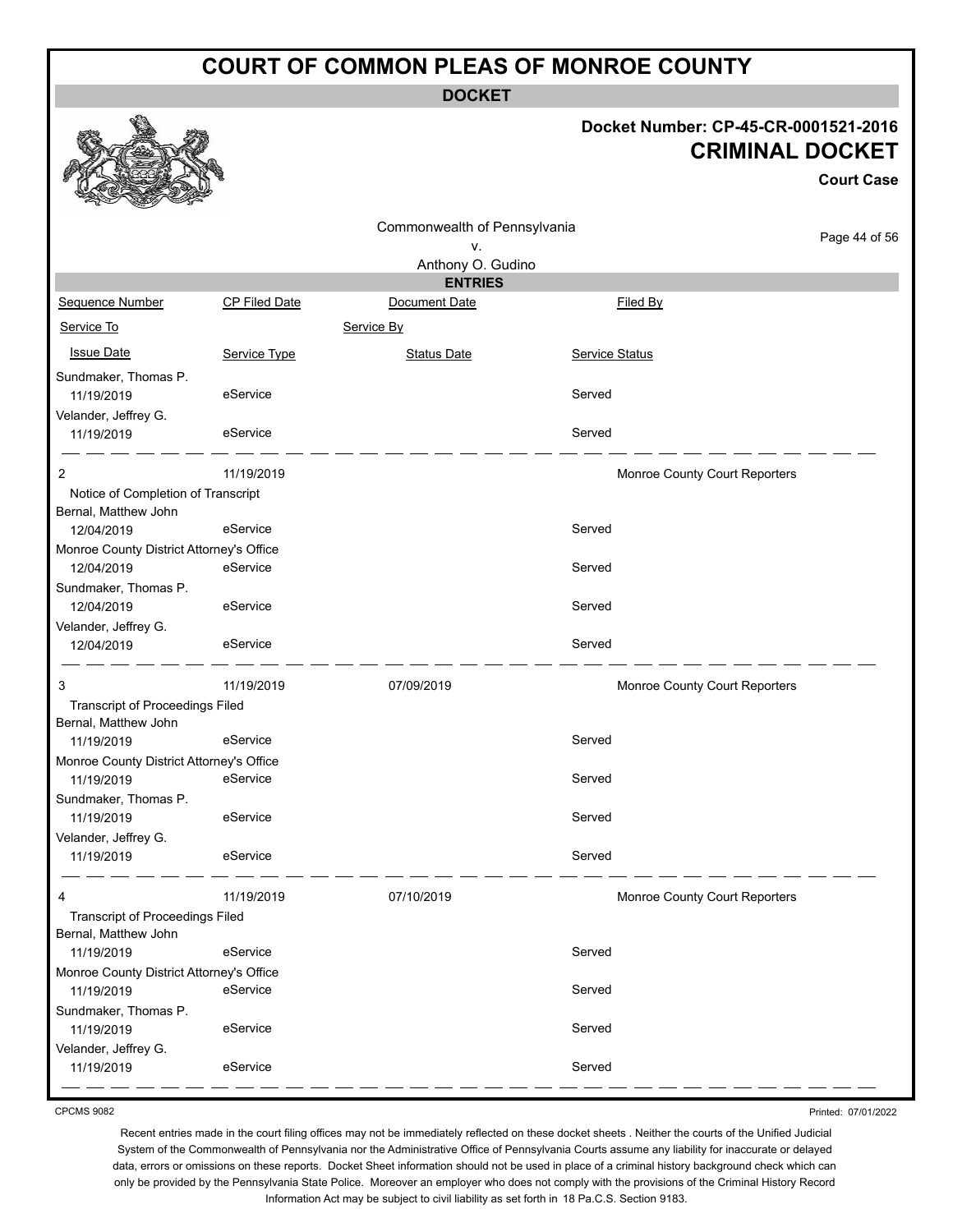# COURT OF COMMON PLEAS OF MONROE COUNTY

## DOCKET

**Docket Number: CP-45-CR-0001521-2016**

**CRIMINAL DOCKET**

**Court Case**

Commonwealth of Pennsylvania
v.
Anthony O. Gudino

### ENTRIES

| Sequence Number | CP Filed Date | Document Date | Filed By |
|---|---|---|---|
| Service To | | Service By | |
| Issue Date | Service Type | Status Date | Service Status |
| Sundmaker, Thomas P. | | | |
| 11/19/2019 | eService | | Served |
| Velander, Jeffrey G. | | | |
| 11/19/2019 | eService | | Served |
| 2 | 11/19/2019 | | Monroe County Court Reporters |
| Notice of Completion of Transcript | | | |
| Bernal, Matthew John | | | |
| 12/04/2019 | eService | | Served |
| Monroe County District Attorney's Office | | | |
| 12/04/2019 | eService | | Served |
| Sundmaker, Thomas P. | | | |
| 12/04/2019 | eService | | Served |
| Velander, Jeffrey G. | | | |
| 12/04/2019 | eService | | Served |
| 3 | 11/19/2019 | 07/09/2019 | Monroe County Court Reporters |
| Transcript of Proceedings Filed | | | |
| Bernal, Matthew John | | | |
| 11/19/2019 | eService | | Served |
| Monroe County District Attorney's Office | | | |
| 11/19/2019 | eService | | Served |
| Sundmaker, Thomas P. | | | |
| 11/19/2019 | eService | | Served |
| Velander, Jeffrey G. | | | |
| 11/19/2019 | eService | | Served |
| 4 | 11/19/2019 | 07/10/2019 | Monroe County Court Reporters |
| Transcript of Proceedings Filed | | | |
| Bernal, Matthew John | | | |
| 11/19/2019 | eService | | Served |
| Monroe County District Attorney's Office | | | |
| 11/19/2019 | eService | | Served |
| Sundmaker, Thomas P. | | | |
| 11/19/2019 | eService | | Served |
| Velander, Jeffrey G. | | | |
| 11/19/2019 | eService | | Served |

CPCMS 9082

Printed: 07/01/2022

Recent entries made in the court filing offices may not be immediately reflected on these docket sheets . Neither the courts of the Unified Judicial System of the Commonwealth of Pennsylvania nor the Administrative Office of Pennsylvania Courts assume any liability for inaccurate or delayed data, errors or omissions on these reports. Docket Sheet information should not be used in place of a criminal history background check which can only be provided by the Pennsylvania State Police. Moreover an employer who does not comply with the provisions of the Criminal History Record Information Act may be subject to civil liability as set forth in 18 Pa.C.S. Section 9183.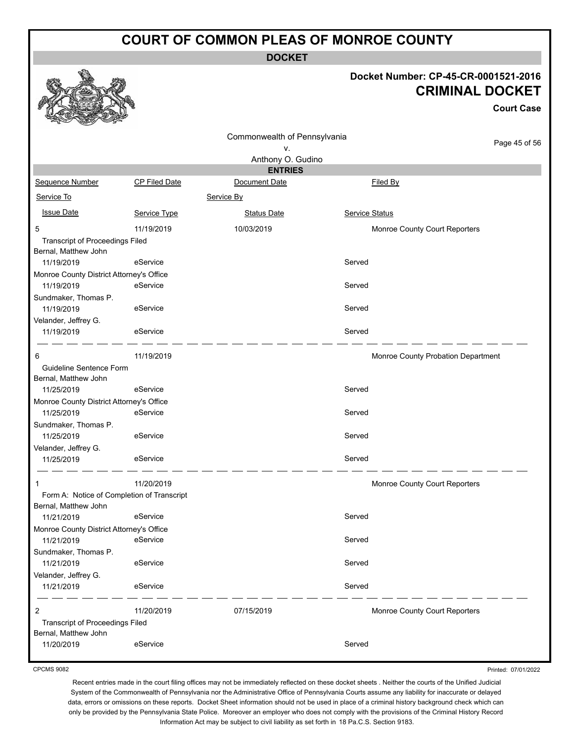# COURT OF COMMON PLEAS OF MONROE COUNTY

**DOCKET**

**Docket Number: CP-45-CR-0001521-2016**

**CRIMINAL DOCKET**

**Court Case**

Commonwealth of Pennsylvania
v.
Anthony O. Gudino

**ENTRIES**

| Sequence Number | CP Filed Date | Document Date | Filed By |
|---|---|---|---|
| Service To | | Service By | |
| Issue Date | Service Type | Status Date | Service Status |
| 5 | 11/19/2019 | 10/03/2019 | Monroe County Court Reporters |
| Transcript of Proceedings Filed | | | |
| Bernal, Matthew John | | | |
| 11/19/2019 | eService | | Served |
| Monroe County District Attorney's Office | | | |
| 11/19/2019 | eService | | Served |
| Sundmaker, Thomas P. | | | |
| 11/19/2019 | eService | | Served |
| Velander, Jeffrey G. | | | |
| 11/19/2019 | eService | | Served |
| 6 | 11/19/2019 | | Monroe County Probation Department |
| Guideline Sentence Form | | | |
| Bernal, Matthew John | | | |
| 11/25/2019 | eService | | Served |
| Monroe County District Attorney's Office | | | |
| 11/25/2019 | eService | | Served |
| Sundmaker, Thomas P. | | | |
| 11/25/2019 | eService | | Served |
| Velander, Jeffrey G. | | | |
| 11/25/2019 | eService | | Served |
| 1 | 11/20/2019 | | Monroe County Court Reporters |
| Form A: Notice of Completion of Transcript | | | |
| Bernal, Matthew John | | | |
| 11/21/2019 | eService | | Served |
| Monroe County District Attorney's Office | | | |
| 11/21/2019 | eService | | Served |
| Sundmaker, Thomas P. | | | |
| 11/21/2019 | eService | | Served |
| Velander, Jeffrey G. | | | |
| 11/21/2019 | eService | | Served |
| 2 | 11/20/2019 | 07/15/2019 | Monroe County Court Reporters |
| Transcript of Proceedings Filed | | | |
| Bernal, Matthew John | | | |
| 11/20/2019 | eService | | Served |

CPCMS 9082

Printed: 07/01/2022

Recent entries made in the court filing offices may not be immediately reflected on these docket sheets . Neither the courts of the Unified Judicial System of the Commonwealth of Pennsylvania nor the Administrative Office of Pennsylvania Courts assume any liability for inaccurate or delayed data, errors or omissions on these reports. Docket Sheet information should not be used in place of a criminal history background check which can only be provided by the Pennsylvania State Police. Moreover an employer who does not comply with the provisions of the Criminal History Record Information Act may be subject to civil liability as set forth in 18 Pa.C.S. Section 9183.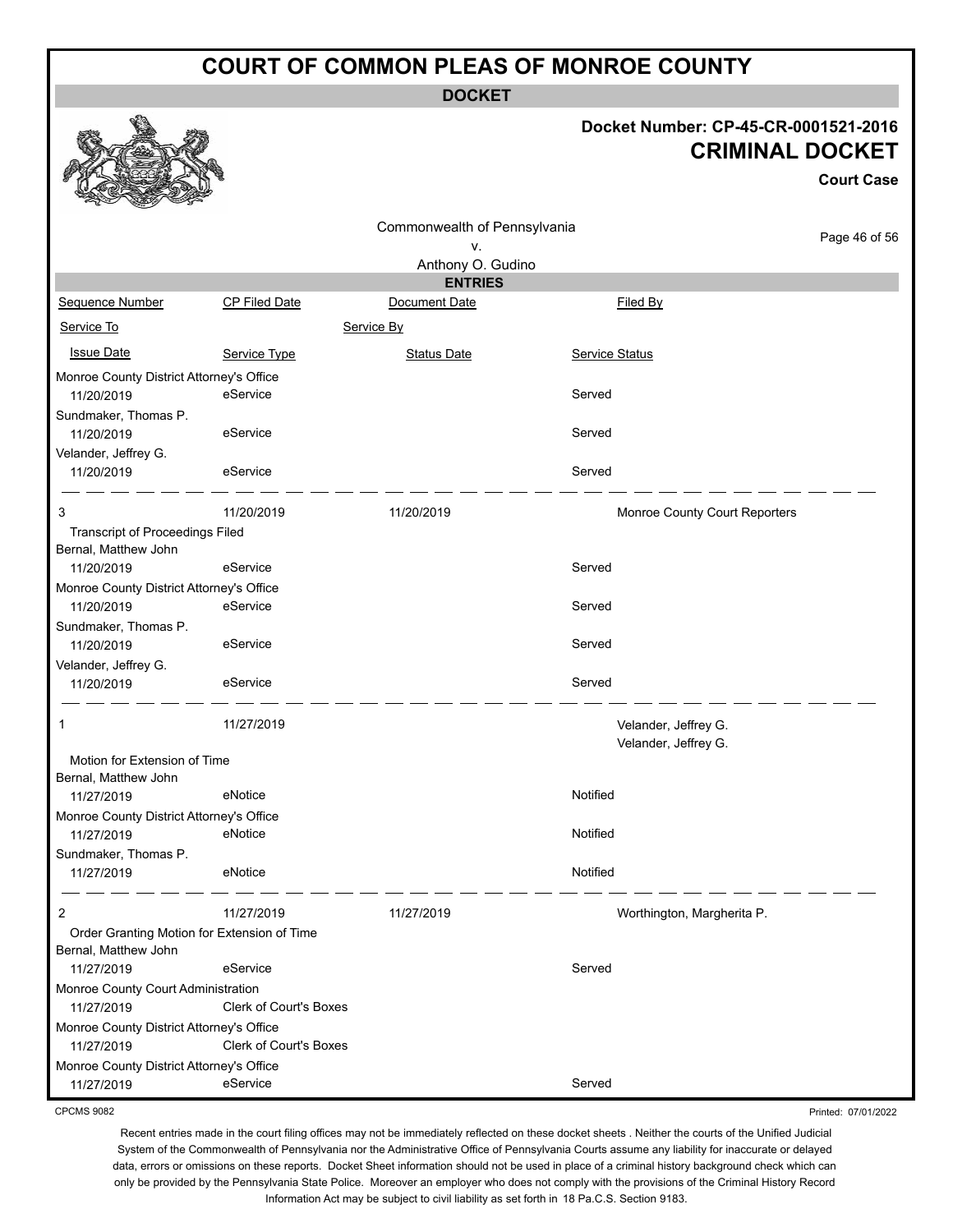# COURT OF COMMON PLEAS OF MONROE COUNTY

**DOCKET**

**Docket Number: CP-45-CR-0001521-2016**

**CRIMINAL DOCKET**

**Court Case**

Commonwealth of Pennsylvania
v.
Anthony O. Gudino

**ENTRIES**

| Sequence Number | CP Filed Date | Document Date | Filed By |
|---|---|---|---|
| Service To | | Service By | |
| Issue Date | Service Type | Status Date | Service Status |
| Monroe County District Attorney's Office | | | |
| 11/20/2019 | eService | | Served |
| Sundmaker, Thomas P. | | | |
| 11/20/2019 | eService | | Served |
| Velander, Jeffrey G. | | | |
| 11/20/2019 | eService | | Served |
| 3 | 11/20/2019 | 11/20/2019 | Monroe County Court Reporters |
| Transcript of Proceedings Filed | | | |
| Bernal, Matthew John | | | |
| 11/20/2019 | eService | | Served |
| Monroe County District Attorney's Office | | | |
| 11/20/2019 | eService | | Served |
| Sundmaker, Thomas P. | | | |
| 11/20/2019 | eService | | Served |
| Velander, Jeffrey G. | | | |
| 11/20/2019 | eService | | Served |
| 1 | 11/27/2019 | | Velander, Jeffrey G.<br>Velander, Jeffrey G. |
| Motion for Extension of Time | | | |
| Bernal, Matthew John | | | |
| 11/27/2019 | eNotice | | Notified |
| Monroe County District Attorney's Office | | | |
| 11/27/2019 | eNotice | | Notified |
| Sundmaker, Thomas P. | | | |
| 11/27/2019 | eNotice | | Notified |
| 2 | 11/27/2019 | 11/27/2019 | Worthington, Margherita P. |
| Order Granting Motion for Extension of Time | | | |
| Bernal, Matthew John | | | |
| 11/27/2019 | eService | | Served |
| Monroe County Court Administration | | | |
| 11/27/2019 | Clerk of Court's Boxes | | |
| Monroe County District Attorney's Office | | | |
| 11/27/2019 | Clerk of Court's Boxes | | |
| Monroe County District Attorney's Office | | | |
| 11/27/2019 | eService | | Served |

CPCMS 9082

Printed: 07/01/2022

Recent entries made in the court filing offices may not be immediately reflected on these docket sheets . Neither the courts of the Unified Judicial System of the Commonwealth of Pennsylvania nor the Administrative Office of Pennsylvania Courts assume any liability for inaccurate or delayed data, errors or omissions on these reports. Docket Sheet information should not be used in place of a criminal history background check which can only be provided by the Pennsylvania State Police. Moreover an employer who does not comply with the provisions of the Criminal History Record Information Act may be subject to civil liability as set forth in 18 Pa.C.S. Section 9183.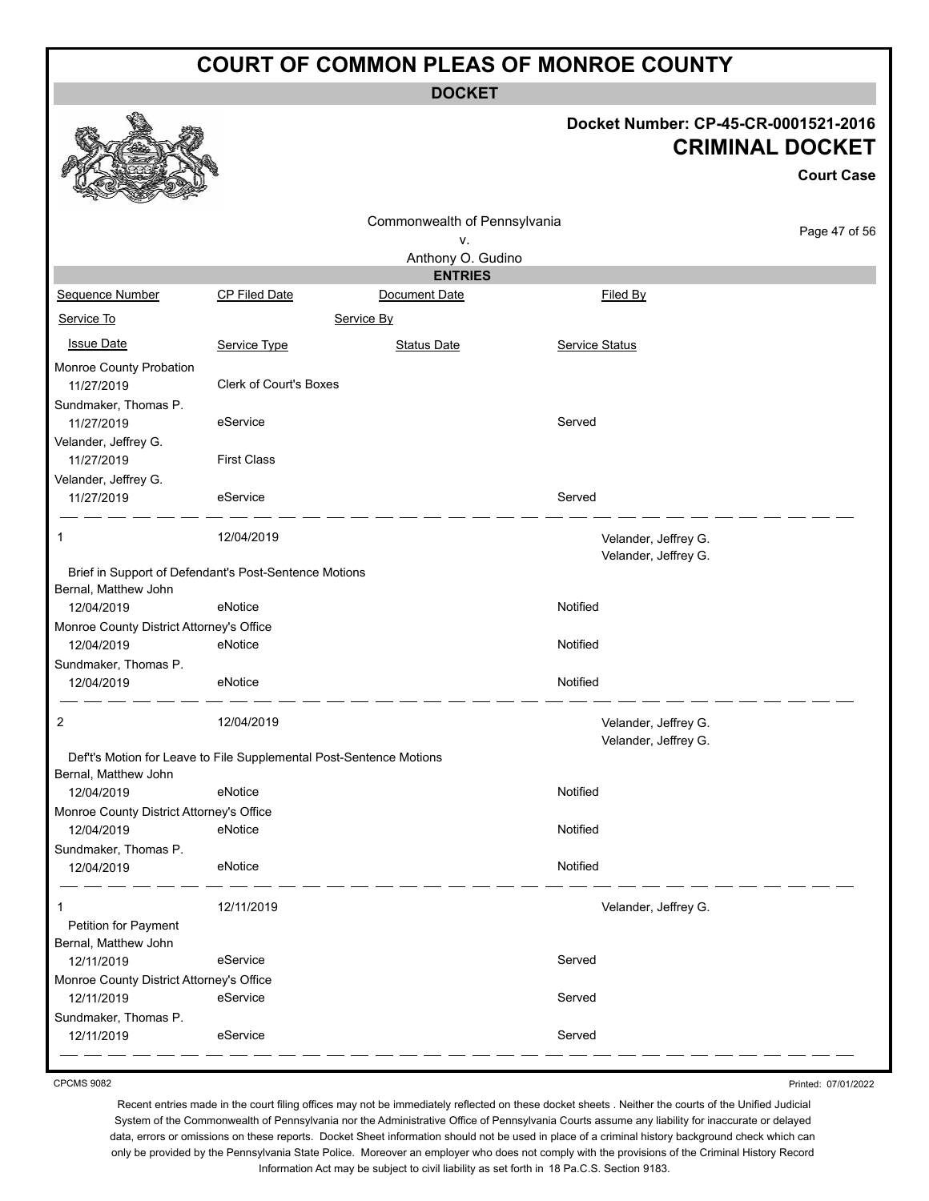# COURT OF COMMON PLEAS OF MONROE COUNTY

**DOCKET**

**Docket Number: CP-45-CR-0001521-2016**
**CRIMINAL DOCKET**
**Court Case**

Commonwealth of Pennsylvania
v.
Anthony O. Gudino

**ENTRIES**

| Sequence Number | CP Filed Date | Document Date | Filed By |
|---|---|---|---|
| Service To | | Service By | |
| Issue Date | Service Type | Status Date | Service Status |
| Monroe County Probation | | | |
| 11/27/2019 | Clerk of Court's Boxes | | |
| Sundmaker, Thomas P. | | | |
| 11/27/2019 | eService | | Served |
| Velander, Jeffrey G. | | | |
| 11/27/2019 | First Class | | |
| Velander, Jeffrey G. | | | |
| 11/27/2019 | eService | | Served |
| 1 | 12/04/2019 | | Velander, Jeffrey G. / Velander, Jeffrey G. |
| Brief in Support of Defendant's Post-Sentence Motions | | | |
| Bernal, Matthew John | | | |
| 12/04/2019 | eNotice | | Notified |
| Monroe County District Attorney's Office | | | |
| 12/04/2019 | eNotice | | Notified |
| Sundmaker, Thomas P. | | | |
| 12/04/2019 | eNotice | | Notified |
| 2 | 12/04/2019 | | Velander, Jeffrey G. / Velander, Jeffrey G. |
| Def't's Motion for Leave to File Supplemental Post-Sentence Motions | | | |
| Bernal, Matthew John | | | |
| 12/04/2019 | eNotice | | Notified |
| Monroe County District Attorney's Office | | | |
| 12/04/2019 | eNotice | | Notified |
| Sundmaker, Thomas P. | | | |
| 12/04/2019 | eNotice | | Notified |
| 1 | 12/11/2019 | | Velander, Jeffrey G. |
| Petition for Payment | | | |
| Bernal, Matthew John | | | |
| 12/11/2019 | eService | | Served |
| Monroe County District Attorney's Office | | | |
| 12/11/2019 | eService | | Served |
| Sundmaker, Thomas P. | | | |
| 12/11/2019 | eService | | Served |

CPCMS 9082

Printed: 07/01/2022

Recent entries made in the court filing offices may not be immediately reflected on these docket sheets . Neither the courts of the Unified Judicial System of the Commonwealth of Pennsylvania nor the Administrative Office of Pennsylvania Courts assume any liability for inaccurate or delayed data, errors or omissions on these reports. Docket Sheet information should not be used in place of a criminal history background check which can only be provided by the Pennsylvania State Police. Moreover an employer who does not comply with the provisions of the Criminal History Record Information Act may be subject to civil liability as set forth in 18 Pa.C.S. Section 9183.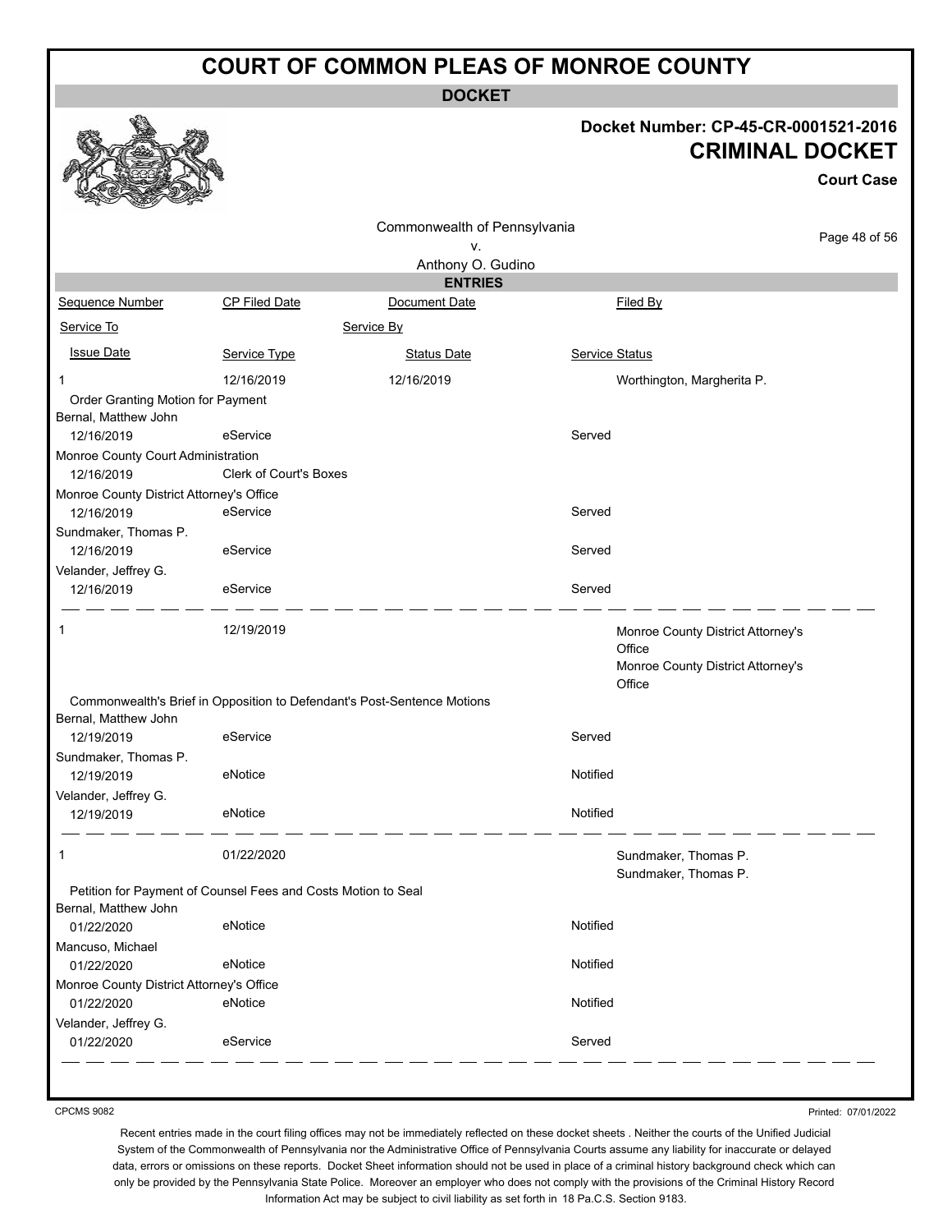# COURT OF COMMON PLEAS OF MONROE COUNTY

**DOCKET**

**Docket Number: CP-45-CR-0001521-2016**

**CRIMINAL DOCKET**

**Court Case**

Commonwealth of Pennsylvania
v.
Anthony O. Gudino

**ENTRIES**

| Sequence Number | CP Filed Date | Document Date | Filed By |
|---|---|---|---|
| Service To | | Service By | |
| Issue Date | Service Type | Status Date | Service Status |
| 1 | 12/16/2019 | 12/16/2019 | Worthington, Margherita P. |
| Order Granting Motion for Payment | | | |
| Bernal, Matthew John | | | |
| 12/16/2019 | eService | | Served |
| Monroe County Court Administration | | | |
| 12/16/2019 | Clerk of Court's Boxes | | |
| Monroe County District Attorney's Office | | | |
| 12/16/2019 | eService | | Served |
| Sundmaker, Thomas P. | | | |
| 12/16/2019 | eService | | Served |
| Velander, Jeffrey G. | | | |
| 12/16/2019 | eService | | Served |
| 1 | 12/19/2019 | | Monroe County District Attorney's Office<br>Monroe County District Attorney's Office |
| Commonwealth's Brief in Opposition to Defendant's Post-Sentence Motions | | | |
| Bernal, Matthew John | | | |
| 12/19/2019 | eService | | Served |
| Sundmaker, Thomas P. | | | |
| 12/19/2019 | eNotice | | Notified |
| Velander, Jeffrey G. | | | |
| 12/19/2019 | eNotice | | Notified |
| 1 | 01/22/2020 | | Sundmaker, Thomas P.<br>Sundmaker, Thomas P. |
| Petition for Payment of Counsel Fees and Costs Motion to Seal | | | |
| Bernal, Matthew John | | | |
| 01/22/2020 | eNotice | | Notified |
| Mancuso, Michael | | | |
| 01/22/2020 | eNotice | | Notified |
| Monroe County District Attorney's Office | | | |
| 01/22/2020 | eNotice | | Notified |
| Velander, Jeffrey G. | | | |
| 01/22/2020 | eService | | Served |

CPCMS 9082

Printed: 07/01/2022

Recent entries made in the court filing offices may not be immediately reflected on these docket sheets . Neither the courts of the Unified Judicial System of the Commonwealth of Pennsylvania nor the Administrative Office of Pennsylvania Courts assume any liability for inaccurate or delayed data, errors or omissions on these reports. Docket Sheet information should not be used in place of a criminal history background check which can only be provided by the Pennsylvania State Police. Moreover an employer who does not comply with the provisions of the Criminal History Record Information Act may be subject to civil liability as set forth in 18 Pa.C.S. Section 9183.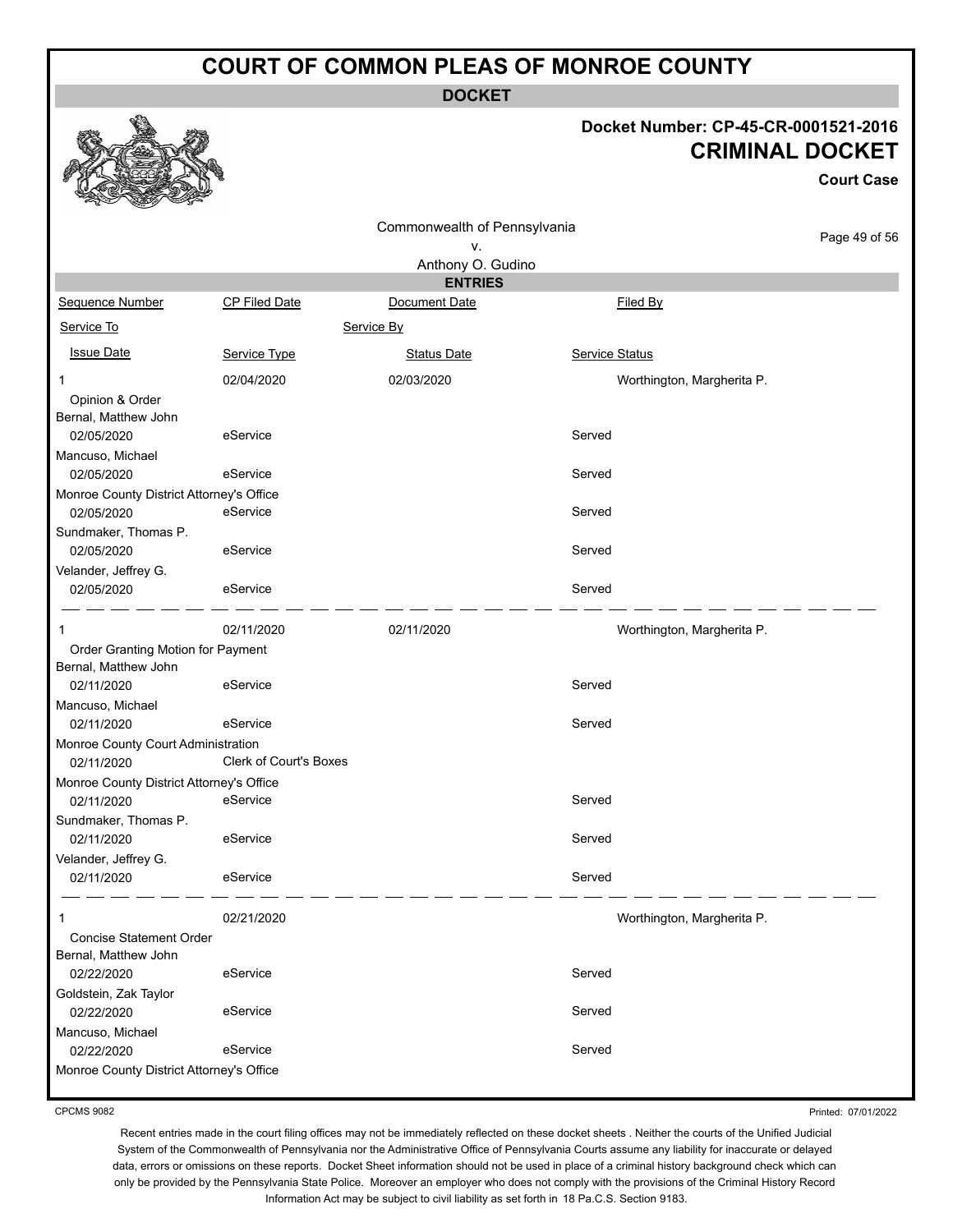# COURT OF COMMON PLEAS OF MONROE COUNTY

## DOCKET

**Docket Number: CP-45-CR-0001521-2016**

**CRIMINAL DOCKET**

**Court Case**

Commonwealth of Pennsylvania
v.
Anthony O. Gudino

### ENTRIES

| Sequence Number | CP Filed Date | Document Date | Filed By |
|---|---|---|---|
| Service To | | Service By | |
| Issue Date | Service Type | Status Date | Service Status |
| 1 | 02/04/2020 | 02/03/2020 | Worthington, Margherita P. |
| Opinion & Order | | | |
| Bernal, Matthew John | | | |
| 02/05/2020 | eService | | Served |
| Mancuso, Michael | | | |
| 02/05/2020 | eService | | Served |
| Monroe County District Attorney's Office | | | |
| 02/05/2020 | eService | | Served |
| Sundmaker, Thomas P. | | | |
| 02/05/2020 | eService | | Served |
| Velander, Jeffrey G. | | | |
| 02/05/2020 | eService | | Served |
| 1 | 02/11/2020 | 02/11/2020 | Worthington, Margherita P. |
| Order Granting Motion for Payment | | | |
| Bernal, Matthew John | | | |
| 02/11/2020 | eService | | Served |
| Mancuso, Michael | | | |
| 02/11/2020 | eService | | Served |
| Monroe County Court Administration | | | |
| 02/11/2020 | Clerk of Court's Boxes | | |
| Monroe County District Attorney's Office | | | |
| 02/11/2020 | eService | | Served |
| Sundmaker, Thomas P. | | | |
| 02/11/2020 | eService | | Served |
| Velander, Jeffrey G. | | | |
| 02/11/2020 | eService | | Served |
| 1 | 02/21/2020 | | Worthington, Margherita P. |
| Concise Statement Order | | | |
| Bernal, Matthew John | | | |
| 02/22/2020 | eService | | Served |
| Goldstein, Zak Taylor | | | |
| 02/22/2020 | eService | | Served |
| Mancuso, Michael | | | |
| 02/22/2020 | eService | | Served |
| Monroe County District Attorney's Office | | | |

CPCMS 9082

Printed: 07/01/2022

Recent entries made in the court filing offices may not be immediately reflected on these docket sheets . Neither the courts of the Unified Judicial System of the Commonwealth of Pennsylvania nor the Administrative Office of Pennsylvania Courts assume any liability for inaccurate or delayed data, errors or omissions on these reports. Docket Sheet information should not be used in place of a criminal history background check which can only be provided by the Pennsylvania State Police. Moreover an employer who does not comply with the provisions of the Criminal History Record Information Act may be subject to civil liability as set forth in 18 Pa.C.S. Section 9183.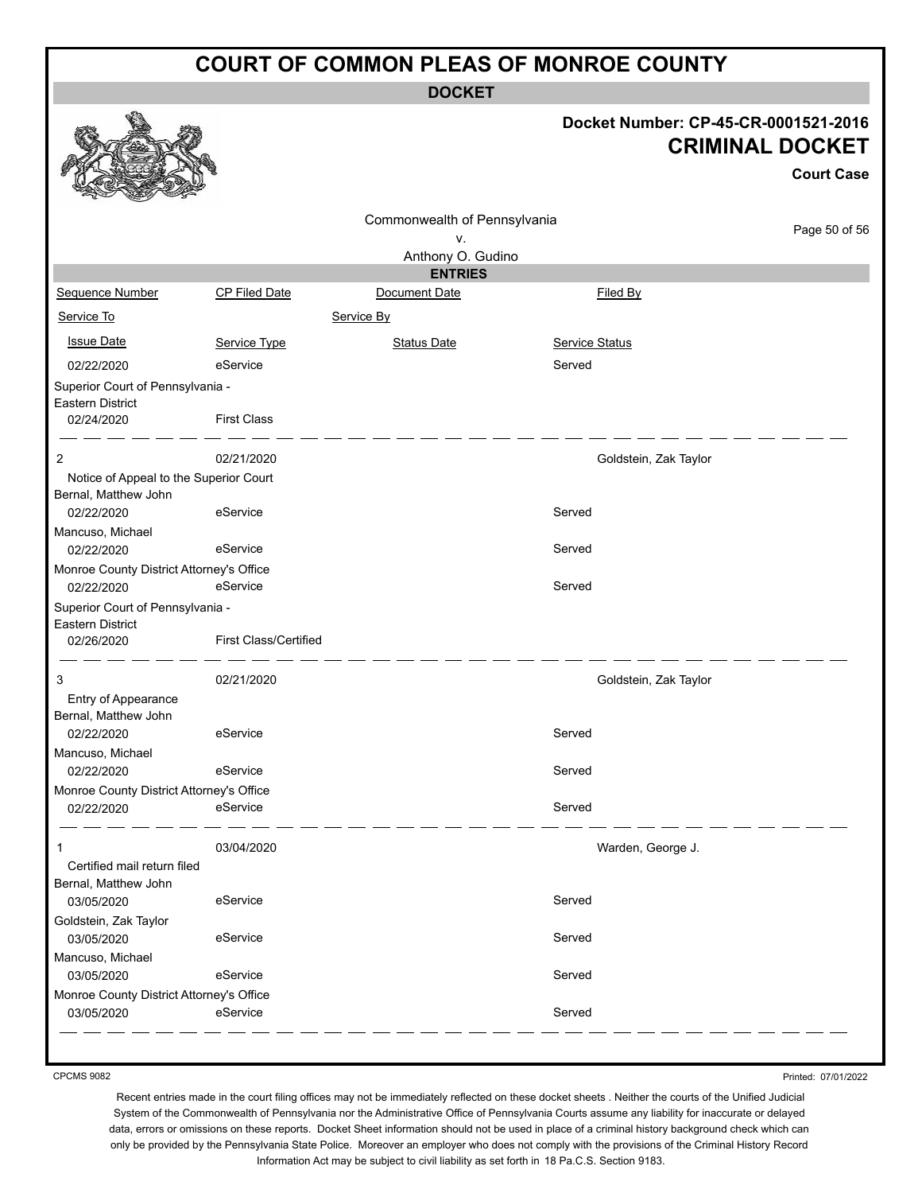# COURT OF COMMON PLEAS OF MONROE COUNTY

## DOCKET

**Docket Number: CP-45-CR-0001521-2016**

**CRIMINAL DOCKET**

**Court Case**

Commonwealth of Pennsylvania
v.
Anthony O. Gudino

### ENTRIES

| Sequence Number | CP Filed Date | Document Date | Filed By |
|---|---|---|---|
| Service To | | Service By | |
| Issue Date | Service Type | Status Date | Service Status |
| 02/22/2020 | eService | | Served |
| Superior Court of Pennsylvania - Eastern District | | | |
| 02/24/2020 | First Class | | |
| 2 | 02/21/2020 | | Goldstein, Zak Taylor |
| Notice of Appeal to the Superior Court | | | |
| Bernal, Matthew John | | | |
| 02/22/2020 | eService | | Served |
| Mancuso, Michael | | | |
| 02/22/2020 | eService | | Served |
| Monroe County District Attorney's Office | | | |
| 02/22/2020 | eService | | Served |
| Superior Court of Pennsylvania - Eastern District | | | |
| 02/26/2020 | First Class/Certified | | |
| 3 | 02/21/2020 | | Goldstein, Zak Taylor |
| Entry of Appearance | | | |
| Bernal, Matthew John | | | |
| 02/22/2020 | eService | | Served |
| Mancuso, Michael | | | |
| 02/22/2020 | eService | | Served |
| Monroe County District Attorney's Office | | | |
| 02/22/2020 | eService | | Served |
| 1 | 03/04/2020 | | Warden, George J. |
| Certified mail return filed | | | |
| Bernal, Matthew John | | | |
| 03/05/2020 | eService | | Served |
| Goldstein, Zak Taylor | | | |
| 03/05/2020 | eService | | Served |
| Mancuso, Michael | | | |
| 03/05/2020 | eService | | Served |
| Monroe County District Attorney's Office | | | |
| 03/05/2020 | eService | | Served |

CPCMS 9082

Printed: 07/01/2022

Recent entries made in the court filing offices may not be immediately reflected on these docket sheets . Neither the courts of the Unified Judicial System of the Commonwealth of Pennsylvania nor the Administrative Office of Pennsylvania Courts assume any liability for inaccurate or delayed data, errors or omissions on these reports. Docket Sheet information should not be used in place of a criminal history background check which can only be provided by the Pennsylvania State Police. Moreover an employer who does not comply with the provisions of the Criminal History Record Information Act may be subject to civil liability as set forth in 18 Pa.C.S. Section 9183.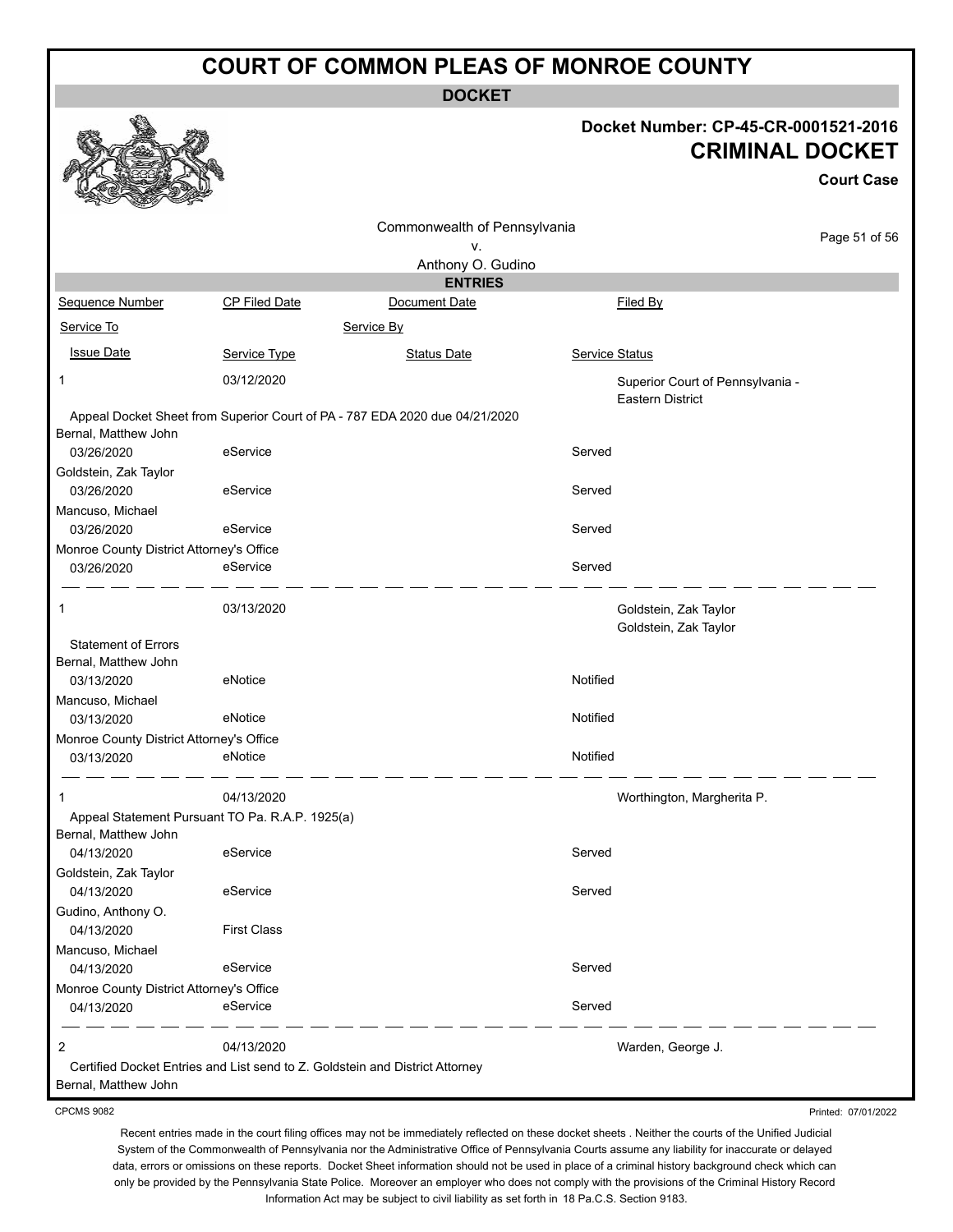# COURT OF COMMON PLEAS OF MONROE COUNTY

**DOCKET**

**Docket Number: CP-45-CR-0001521-2016**

**CRIMINAL DOCKET**

**Court Case**

Commonwealth of Pennsylvania
v.
Anthony O. Gudino

**ENTRIES**

| Sequence Number | CP Filed Date | Document Date | Filed By |
|---|---|---|---|
| Service To | | Service By | |
| Issue Date | Service Type | Status Date | Service Status |
| 1 | 03/12/2020 | | Superior Court of Pennsylvania - Eastern District |
| Appeal Docket Sheet from Superior Court of PA - 787 EDA 2020 due 04/21/2020 | | | |
| Bernal, Matthew John | | | |
| 03/26/2020 | eService | | Served |
| Goldstein, Zak Taylor | | | |
| 03/26/2020 | eService | | Served |
| Mancuso, Michael | | | |
| 03/26/2020 | eService | | Served |
| Monroe County District Attorney's Office | | | |
| 03/26/2020 | eService | | Served |
| 1 | 03/13/2020 | | Goldstein, Zak Taylor<br>Goldstein, Zak Taylor |
| Statement of Errors | | | |
| Bernal, Matthew John | | | |
| 03/13/2020 | eNotice | | Notified |
| Mancuso, Michael | | | |
| 03/13/2020 | eNotice | | Notified |
| Monroe County District Attorney's Office | | | |
| 03/13/2020 | eNotice | | Notified |
| 1 | 04/13/2020 | | Worthington, Margherita P. |
| Appeal Statement Pursuant TO Pa. R.A.P. 1925(a) | | | |
| Bernal, Matthew John | | | |
| 04/13/2020 | eService | | Served |
| Goldstein, Zak Taylor | | | |
| 04/13/2020 | eService | | Served |
| Gudino, Anthony O. | | | |
| 04/13/2020 | First Class | | |
| Mancuso, Michael | | | |
| 04/13/2020 | eService | | Served |
| Monroe County District Attorney's Office | | | |
| 04/13/2020 | eService | | Served |
| 2 | 04/13/2020 | | Warden, George J. |
| Certified Docket Entries and List send to Z. Goldstein and District Attorney | | | |
| Bernal, Matthew John | | | |

CPCMS 9082

Printed: 07/01/2022

Recent entries made in the court filing offices may not be immediately reflected on these docket sheets . Neither the courts of the Unified Judicial System of the Commonwealth of Pennsylvania nor the Administrative Office of Pennsylvania Courts assume any liability for inaccurate or delayed data, errors or omissions on these reports. Docket Sheet information should not be used in place of a criminal history background check which can only be provided by the Pennsylvania State Police. Moreover an employer who does not comply with the provisions of the Criminal History Record Information Act may be subject to civil liability as set forth in 18 Pa.C.S. Section 9183.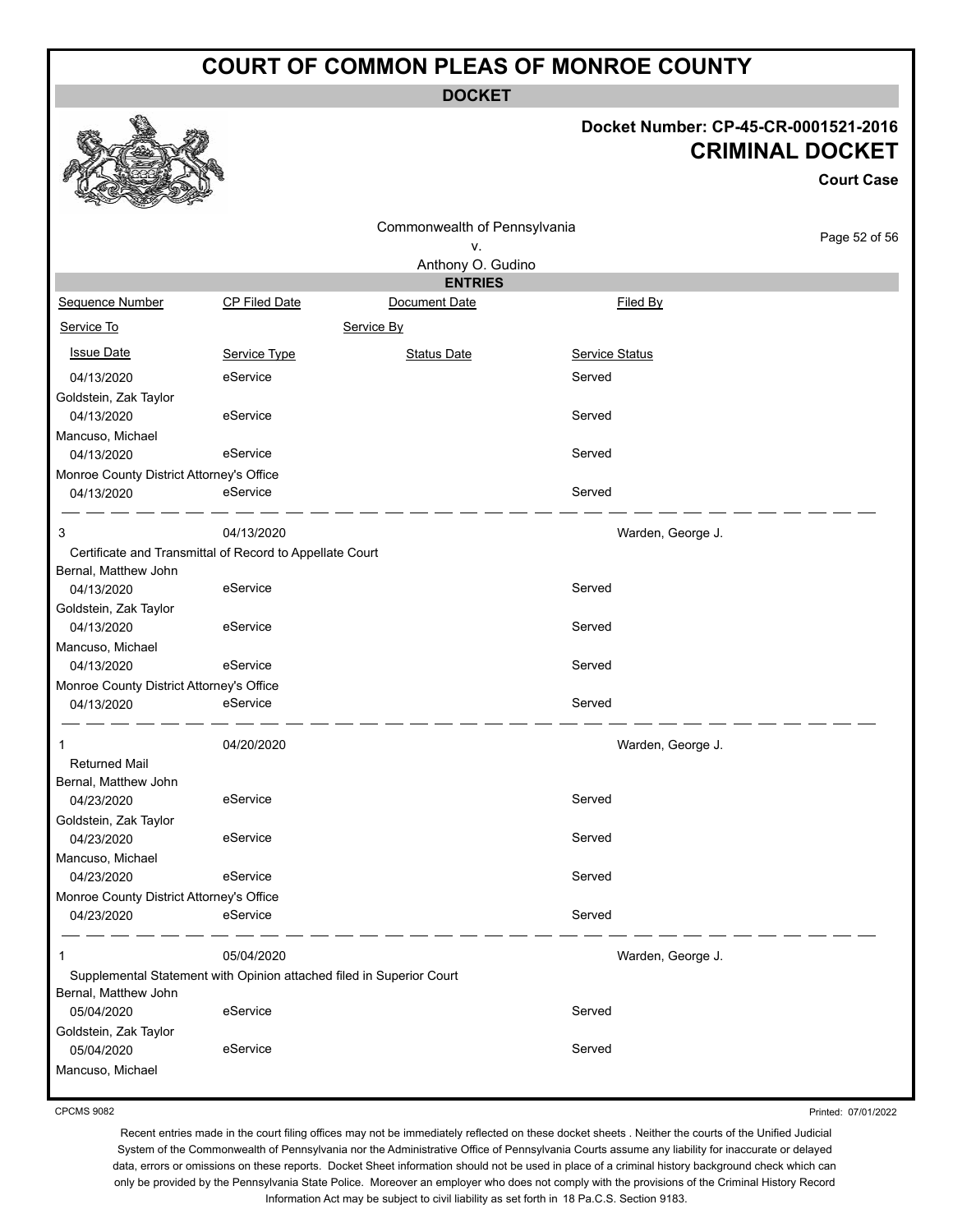# COURT OF COMMON PLEAS OF MONROE COUNTY

## DOCKET

**Docket Number: CP-45-CR-0001521-2016**

**CRIMINAL DOCKET**

**Court Case**

Commonwealth of Pennsylvania
v.
Anthony O. Gudino

### ENTRIES

| Sequence Number | CP Filed Date | Document Date | Filed By |
|---|---|---|---|
| Service To | | Service By | |
| Issue Date | Service Type | Status Date | Service Status |
| 04/13/2020 | eService | | Served |
| Goldstein, Zak Taylor | | | |
| 04/13/2020 | eService | | Served |
| Mancuso, Michael | | | |
| 04/13/2020 | eService | | Served |
| Monroe County District Attorney's Office | | | |
| 04/13/2020 | eService | | Served |
| 3 | 04/13/2020 | | Warden, George J. |
| Certificate and Transmittal of Record to Appellate Court | | | |
| Bernal, Matthew John | | | |
| 04/13/2020 | eService | | Served |
| Goldstein, Zak Taylor | | | |
| 04/13/2020 | eService | | Served |
| Mancuso, Michael | | | |
| 04/13/2020 | eService | | Served |
| Monroe County District Attorney's Office | | | |
| 04/13/2020 | eService | | Served |
| 1 | 04/20/2020 | | Warden, George J. |
| Returned Mail | | | |
| Bernal, Matthew John | | | |
| 04/23/2020 | eService | | Served |
| Goldstein, Zak Taylor | | | |
| 04/23/2020 | eService | | Served |
| Mancuso, Michael | | | |
| 04/23/2020 | eService | | Served |
| Monroe County District Attorney's Office | | | |
| 04/23/2020 | eService | | Served |
| 1 | 05/04/2020 | | Warden, George J. |
| Supplemental Statement with Opinion attached filed in Superior Court | | | |
| Bernal, Matthew John | | | |
| 05/04/2020 | eService | | Served |
| Goldstein, Zak Taylor | | | |
| 05/04/2020 | eService | | Served |
| Mancuso, Michael | | | |

CPCMS 9082

Printed: 07/01/2022

Recent entries made in the court filing offices may not be immediately reflected on these docket sheets . Neither the courts of the Unified Judicial System of the Commonwealth of Pennsylvania nor the Administrative Office of Pennsylvania Courts assume any liability for inaccurate or delayed data, errors or omissions on these reports. Docket Sheet information should not be used in place of a criminal history background check which can only be provided by the Pennsylvania State Police. Moreover an employer who does not comply with the provisions of the Criminal History Record Information Act may be subject to civil liability as set forth in 18 Pa.C.S. Section 9183.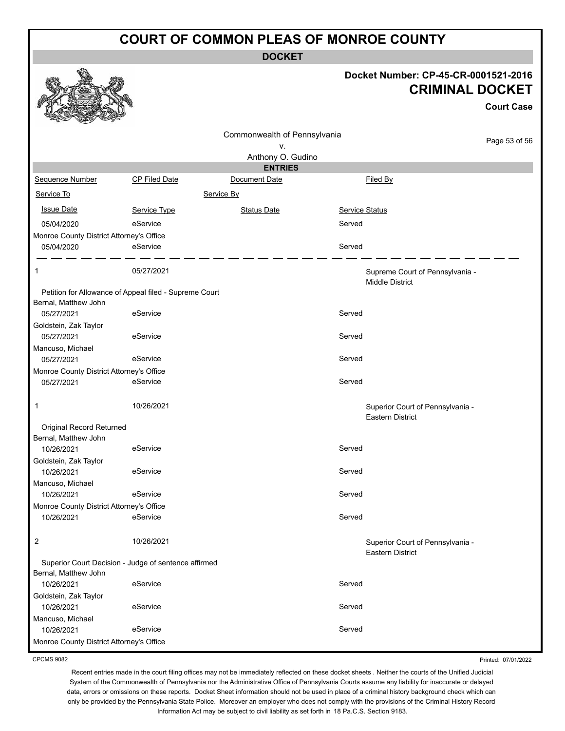# COURT OF COMMON PLEAS OF MONROE COUNTY

## DOCKET

**Docket Number: CP-45-CR-0001521-2016**

**CRIMINAL DOCKET**

**Court Case**

Commonwealth of Pennsylvania
v.
Anthony O. Gudino

### ENTRIES

| Sequence Number | CP Filed Date | Document Date | Filed By |
|---|---|---|---|
| Service To | | Service By | |
| Issue Date | Service Type | Status Date | Service Status |
| 05/04/2020 | eService | | Served |
| Monroe County District Attorney's Office | | | |
| 05/04/2020 | eService | | Served |
| 1 | 05/27/2021 | | Supreme Court of Pennsylvania - Middle District |
| Petition for Allowance of Appeal filed - Supreme Court | | | |
| Bernal, Matthew John | | | |
| 05/27/2021 | eService | | Served |
| Goldstein, Zak Taylor | | | |
| 05/27/2021 | eService | | Served |
| Mancuso, Michael | | | |
| 05/27/2021 | eService | | Served |
| Monroe County District Attorney's Office | | | |
| 05/27/2021 | eService | | Served |
| 1 | 10/26/2021 | | Superior Court of Pennsylvania - Eastern District |
| Original Record Returned | | | |
| Bernal, Matthew John | | | |
| 10/26/2021 | eService | | Served |
| Goldstein, Zak Taylor | | | |
| 10/26/2021 | eService | | Served |
| Mancuso, Michael | | | |
| 10/26/2021 | eService | | Served |
| Monroe County District Attorney's Office | | | |
| 10/26/2021 | eService | | Served |
| 2 | 10/26/2021 | | Superior Court of Pennsylvania - Eastern District |
| Superior Court Decision - Judge of sentence affirmed | | | |
| Bernal, Matthew John | | | |
| 10/26/2021 | eService | | Served |
| Goldstein, Zak Taylor | | | |
| 10/26/2021 | eService | | Served |
| Mancuso, Michael | | | |
| 10/26/2021 | eService | | Served |
| Monroe County District Attorney's Office | | | |

CPCMS 9082

Printed: 07/01/2022

Recent entries made in the court filing offices may not be immediately reflected on these docket sheets . Neither the courts of the Unified Judicial System of the Commonwealth of Pennsylvania nor the Administrative Office of Pennsylvania Courts assume any liability for inaccurate or delayed data, errors or omissions on these reports. Docket Sheet information should not be used in place of a criminal history background check which can only be provided by the Pennsylvania State Police. Moreover an employer who does not comply with the provisions of the Criminal History Record Information Act may be subject to civil liability as set forth in 18 Pa.C.S. Section 9183.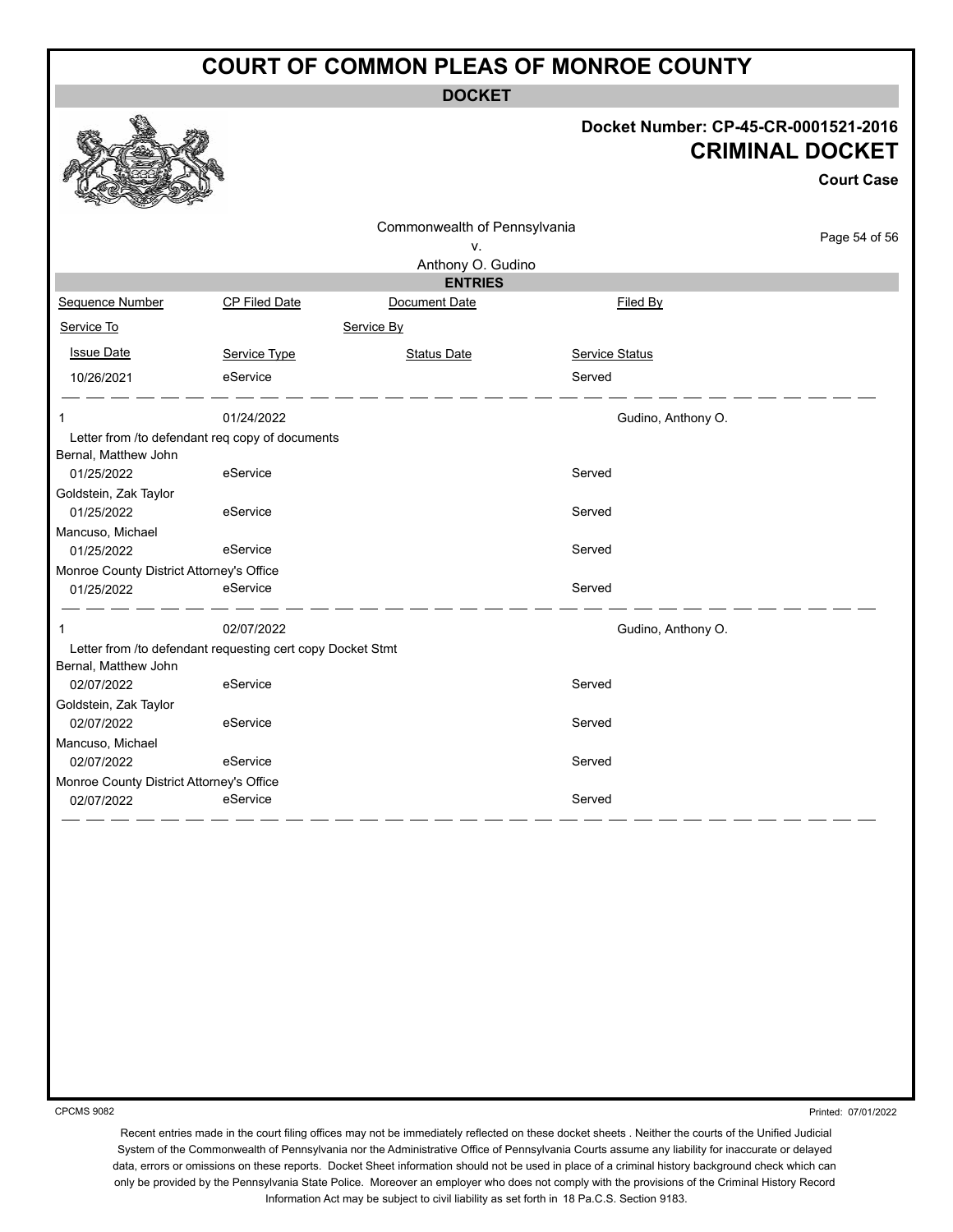# COURT OF COMMON PLEAS OF MONROE COUNTY

**DOCKET**

**Docket Number: CP-45-CR-0001521-2016**

**CRIMINAL DOCKET**

**Court Case**

Commonwealth of Pennsylvania
v.
Anthony O. Gudino

**ENTRIES**

| Sequence Number | CP Filed Date | Document Date | Filed By |
|---|---|---|---|
| Service To | | Service By | |
| Issue Date | Service Type | Status Date | Service Status |
| 10/26/2021 | eService | | Served |
| 1 | 01/24/2022 | | Gudino, Anthony O. |
| Letter from /to defendant req copy of documents | | | |
| Bernal, Matthew John | | | |
| 01/25/2022 | eService | | Served |
| Goldstein, Zak Taylor | | | |
| 01/25/2022 | eService | | Served |
| Mancuso, Michael | | | |
| 01/25/2022 | eService | | Served |
| Monroe County District Attorney's Office | | | |
| 01/25/2022 | eService | | Served |
| 1 | 02/07/2022 | | Gudino, Anthony O. |
| Letter from /to defendant requesting cert copy Docket Stmt | | | |
| Bernal, Matthew John | | | |
| 02/07/2022 | eService | | Served |
| Goldstein, Zak Taylor | | | |
| 02/07/2022 | eService | | Served |
| Mancuso, Michael | | | |
| 02/07/2022 | eService | | Served |
| Monroe County District Attorney's Office | | | |
| 02/07/2022 | eService | | Served |

CPCMS 9082

Printed: 07/01/2022

Recent entries made in the court filing offices may not be immediately reflected on these docket sheets . Neither the courts of the Unified Judicial System of the Commonwealth of Pennsylvania nor the Administrative Office of Pennsylvania Courts assume any liability for inaccurate or delayed data, errors or omissions on these reports. Docket Sheet information should not be used in place of a criminal history background check which can only be provided by the Pennsylvania State Police. Moreover an employer who does not comply with the provisions of the Criminal History Record Information Act may be subject to civil liability as set forth in 18 Pa.C.S. Section 9183.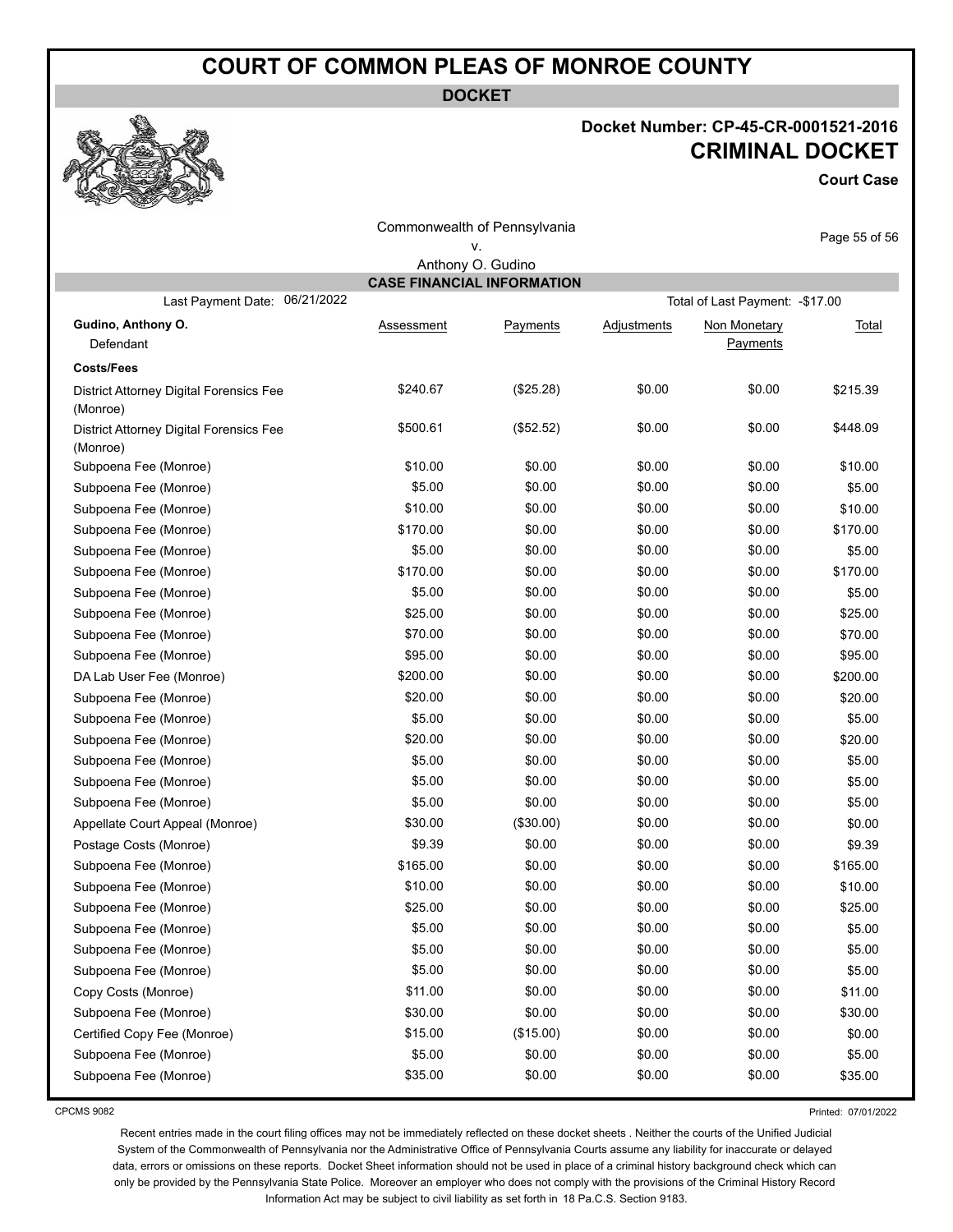# COURT OF COMMON PLEAS OF MONROE COUNTY

**DOCKET**

**Docket Number: CP-45-CR-0001521-2016**

**CRIMINAL DOCKET**

**Court Case**

Commonwealth of Pennsylvania
v.
Anthony O. Gudino

## CASE FINANCIAL INFORMATION

Last Payment Date: 06/21/2022

Total of Last Payment: -$17.00

| Gudino, Anthony O. Defendant | Assessment | Payments | Adjustments | Non Monetary Payments | Total |
|---|---|---|---|---|---|
| **Costs/Fees** | | | | | |
| District Attorney Digital Forensics Fee (Monroe) | $240.67 | ($25.28) | $0.00 | $0.00 | $215.39 |
| District Attorney Digital Forensics Fee (Monroe) | $500.61 | ($52.52) | $0.00 | $0.00 | $448.09 |
| Subpoena Fee (Monroe) | $10.00 | $0.00 | $0.00 | $0.00 | $10.00 |
| Subpoena Fee (Monroe) | $5.00 | $0.00 | $0.00 | $0.00 | $5.00 |
| Subpoena Fee (Monroe) | $10.00 | $0.00 | $0.00 | $0.00 | $10.00 |
| Subpoena Fee (Monroe) | $170.00 | $0.00 | $0.00 | $0.00 | $170.00 |
| Subpoena Fee (Monroe) | $5.00 | $0.00 | $0.00 | $0.00 | $5.00 |
| Subpoena Fee (Monroe) | $170.00 | $0.00 | $0.00 | $0.00 | $170.00 |
| Subpoena Fee (Monroe) | $5.00 | $0.00 | $0.00 | $0.00 | $5.00 |
| Subpoena Fee (Monroe) | $25.00 | $0.00 | $0.00 | $0.00 | $25.00 |
| Subpoena Fee (Monroe) | $70.00 | $0.00 | $0.00 | $0.00 | $70.00 |
| Subpoena Fee (Monroe) | $95.00 | $0.00 | $0.00 | $0.00 | $95.00 |
| DA Lab User Fee (Monroe) | $200.00 | $0.00 | $0.00 | $0.00 | $200.00 |
| Subpoena Fee (Monroe) | $20.00 | $0.00 | $0.00 | $0.00 | $20.00 |
| Subpoena Fee (Monroe) | $5.00 | $0.00 | $0.00 | $0.00 | $5.00 |
| Subpoena Fee (Monroe) | $20.00 | $0.00 | $0.00 | $0.00 | $20.00 |
| Subpoena Fee (Monroe) | $5.00 | $0.00 | $0.00 | $0.00 | $5.00 |
| Subpoena Fee (Monroe) | $5.00 | $0.00 | $0.00 | $0.00 | $5.00 |
| Subpoena Fee (Monroe) | $5.00 | $0.00 | $0.00 | $0.00 | $5.00 |
| Appellate Court Appeal (Monroe) | $30.00 | ($30.00) | $0.00 | $0.00 | $0.00 |
| Postage Costs (Monroe) | $9.39 | $0.00 | $0.00 | $0.00 | $9.39 |
| Subpoena Fee (Monroe) | $165.00 | $0.00 | $0.00 | $0.00 | $165.00 |
| Subpoena Fee (Monroe) | $10.00 | $0.00 | $0.00 | $0.00 | $10.00 |
| Subpoena Fee (Monroe) | $25.00 | $0.00 | $0.00 | $0.00 | $25.00 |
| Subpoena Fee (Monroe) | $5.00 | $0.00 | $0.00 | $0.00 | $5.00 |
| Subpoena Fee (Monroe) | $5.00 | $0.00 | $0.00 | $0.00 | $5.00 |
| Subpoena Fee (Monroe) | $5.00 | $0.00 | $0.00 | $0.00 | $5.00 |
| Copy Costs (Monroe) | $11.00 | $0.00 | $0.00 | $0.00 | $11.00 |
| Subpoena Fee (Monroe) | $30.00 | $0.00 | $0.00 | $0.00 | $30.00 |
| Certified Copy Fee (Monroe) | $15.00 | ($15.00) | $0.00 | $0.00 | $0.00 |
| Subpoena Fee (Monroe) | $5.00 | $0.00 | $0.00 | $0.00 | $5.00 |
| Subpoena Fee (Monroe) | $35.00 | $0.00 | $0.00 | $0.00 | $35.00 |

CPCMS 9082

Printed: 07/01/2022

Recent entries made in the court filing offices may not be immediately reflected on these docket sheets . Neither the courts of the Unified Judicial System of the Commonwealth of Pennsylvania nor the Administrative Office of Pennsylvania Courts assume any liability for inaccurate or delayed data, errors or omissions on these reports. Docket Sheet information should not be used in place of a criminal history background check which can only be provided by the Pennsylvania State Police. Moreover an employer who does not comply with the provisions of the Criminal History Record Information Act may be subject to civil liability as set forth in 18 Pa.C.S. Section 9183.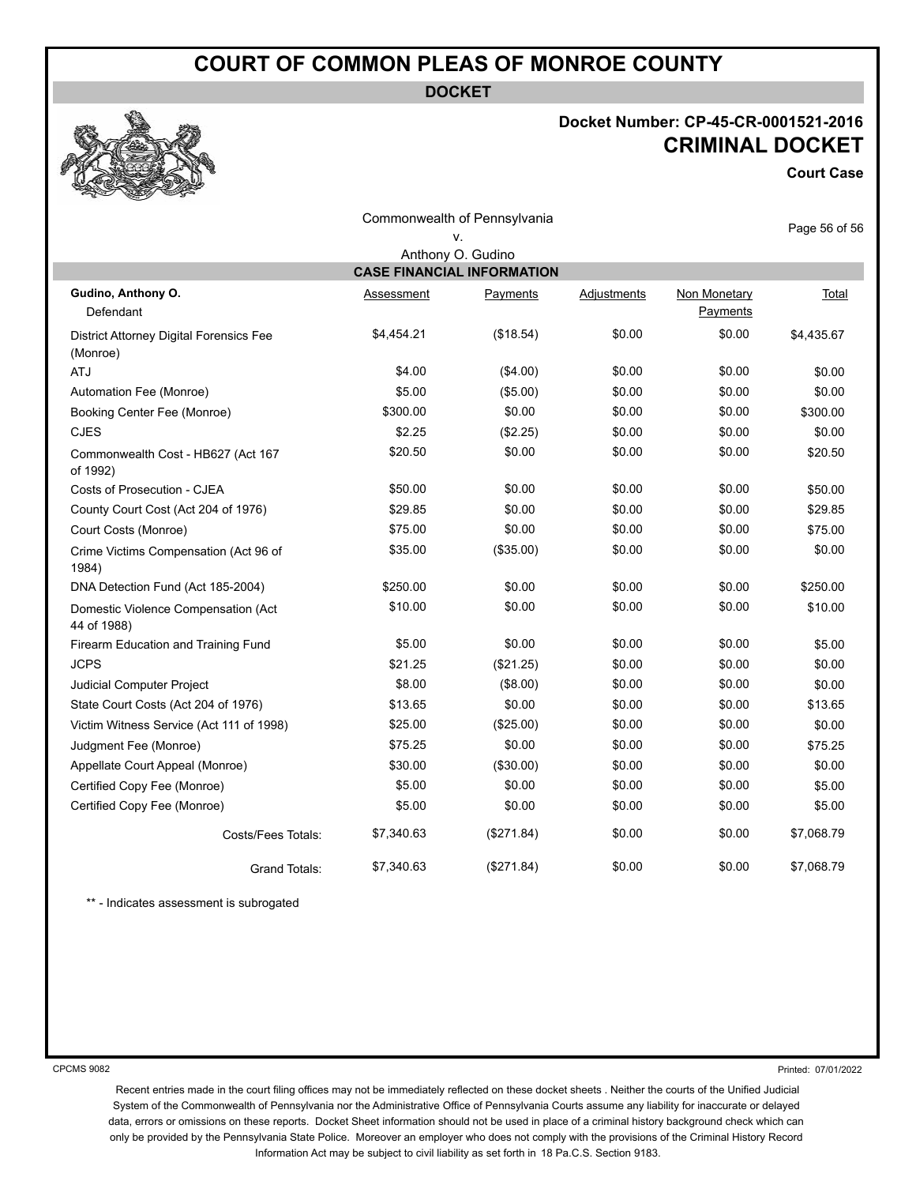# COURT OF COMMON PLEAS OF MONROE COUNTY

**DOCKET**

**Docket Number: CP-45-CR-0001521-2016**

## CRIMINAL DOCKET

**Court Case**

Commonwealth of Pennsylvania
v.
Anthony O. Gudino

### CASE FINANCIAL INFORMATION

| **Gudino, Anthony O.** Defendant | Assessment | Payments | Adjustments | Non Monetary Payments | Total |
|---|---|---|---|---|---|
| District Attorney Digital Forensics Fee (Monroe) | $4,454.21 | ($18.54) | $0.00 | $0.00 | $4,435.67 |
| ATJ | $4.00 | ($4.00) | $0.00 | $0.00 | $0.00 |
| Automation Fee (Monroe) | $5.00 | ($5.00) | $0.00 | $0.00 | $0.00 |
| Booking Center Fee (Monroe) | $300.00 | $0.00 | $0.00 | $0.00 | $300.00 |
| CJES | $2.25 | ($2.25) | $0.00 | $0.00 | $0.00 |
| Commonwealth Cost - HB627 (Act 167 of 1992) | $20.50 | $0.00 | $0.00 | $0.00 | $20.50 |
| Costs of Prosecution - CJEA | $50.00 | $0.00 | $0.00 | $0.00 | $50.00 |
| County Court Cost (Act 204 of 1976) | $29.85 | $0.00 | $0.00 | $0.00 | $29.85 |
| Court Costs (Monroe) | $75.00 | $0.00 | $0.00 | $0.00 | $75.00 |
| Crime Victims Compensation (Act 96 of 1984) | $35.00 | ($35.00) | $0.00 | $0.00 | $0.00 |
| DNA Detection Fund (Act 185-2004) | $250.00 | $0.00 | $0.00 | $0.00 | $250.00 |
| Domestic Violence Compensation (Act 44 of 1988) | $10.00 | $0.00 | $0.00 | $0.00 | $10.00 |
| Firearm Education and Training Fund | $5.00 | $0.00 | $0.00 | $0.00 | $5.00 |
| JCPS | $21.25 | ($21.25) | $0.00 | $0.00 | $0.00 |
| Judicial Computer Project | $8.00 | ($8.00) | $0.00 | $0.00 | $0.00 |
| State Court Costs (Act 204 of 1976) | $13.65 | $0.00 | $0.00 | $0.00 | $13.65 |
| Victim Witness Service (Act 111 of 1998) | $25.00 | ($25.00) | $0.00 | $0.00 | $0.00 |
| Judgment Fee (Monroe) | $75.25 | $0.00 | $0.00 | $0.00 | $75.25 |
| Appellate Court Appeal (Monroe) | $30.00 | ($30.00) | $0.00 | $0.00 | $0.00 |
| Certified Copy Fee (Monroe) | $5.00 | $0.00 | $0.00 | $0.00 | $5.00 |
| Certified Copy Fee (Monroe) | $5.00 | $0.00 | $0.00 | $0.00 | $5.00 |
| Costs/Fees Totals: | $7,340.63 | ($271.84) | $0.00 | $0.00 | $7,068.79 |
| Grand Totals: | $7,340.63 | ($271.84) | $0.00 | $0.00 | $7,068.79 |

** - Indicates assessment is subrogated

CPCMS 9082

Printed: 07/01/2022

Recent entries made in the court filing offices may not be immediately reflected on these docket sheets . Neither the courts of the Unified Judicial System of the Commonwealth of Pennsylvania nor the Administrative Office of Pennsylvania Courts assume any liability for inaccurate or delayed data, errors or omissions on these reports. Docket Sheet information should not be used in place of a criminal history background check which can only be provided by the Pennsylvania State Police. Moreover an employer who does not comply with the provisions of the Criminal History Record Information Act may be subject to civil liability as set forth in 18 Pa.C.S. Section 9183.